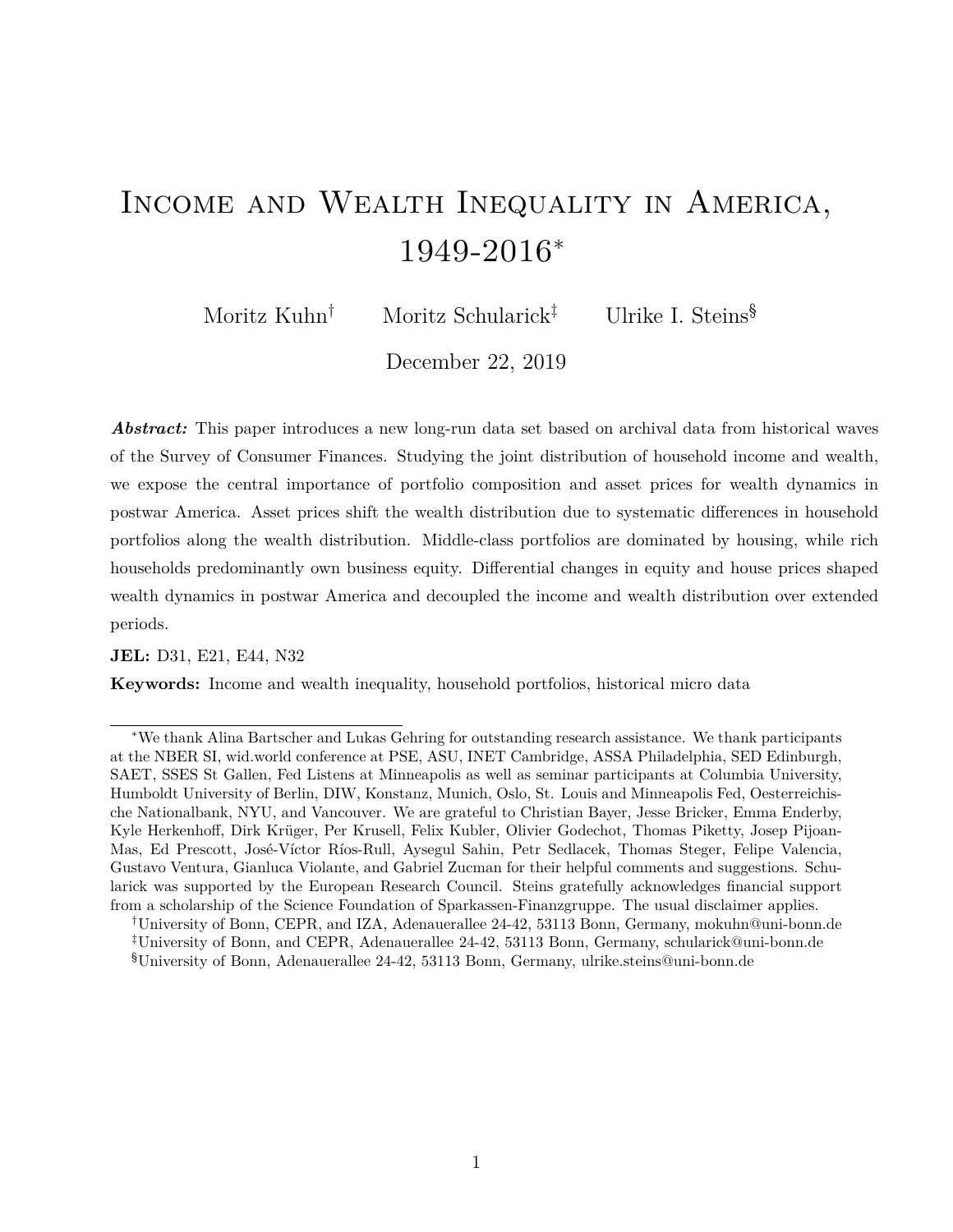# Income and Wealth Inequality in America, 1949-2016*

Moritz Kuhn[†] Moritz Schularick[‡] Ulrike I. Steins[§]

December 22, 2019

***Abstract:*** This paper introduces a new long-run data set based on archival data from historical waves of the Survey of Consumer Finances. Studying the joint distribution of household income and wealth, we expose the central importance of portfolio composition and asset prices for wealth dynamics in postwar America. Asset prices shift the wealth distribution due to systematic differences in household portfolios along the wealth distribution. Middle-class portfolios are dominated by housing, while rich households predominantly own business equity. Differential changes in equity and house prices shaped wealth dynamics in postwar America and decoupled the income and wealth distribution over extended periods.

**JEL:** D31, E21, E44, N32

**Keywords:** Income and wealth inequality, household portfolios, historical micro data

---

*We thank Alina Bartscher and Lukas Gehring for outstanding research assistance. We thank participants at the NBER SI, wid.world conference at PSE, ASU, INET Cambridge, ASSA Philadelphia, SED Edinburgh, SAET, SSES St Gallen, Fed Listens at Minneapolis as well as seminar participants at Columbia University, Humboldt University of Berlin, DIW, Konstanz, Munich, Oslo, St. Louis and Minneapolis Fed, Oesterreichische Nationalbank, NYU, and Vancouver. We are grateful to Christian Bayer, Jesse Bricker, Emma Enderby, Kyle Herkenhoff, Dirk Krüger, Per Krusell, Felix Kubler, Olivier Godechot, Thomas Piketty, Josep Pijoan-Mas, Ed Prescott, José-Víctor Ríos-Rull, Aysegul Sahin, Petr Sedlacek, Thomas Steger, Felipe Valencia, Gustavo Ventura, Gianluca Violante, and Gabriel Zucman for their helpful comments and suggestions. Schularick was supported by the European Research Council. Steins gratefully acknowledges financial support from a scholarship of the Science Foundation of Sparkassen-Finanzgruppe. The usual disclaimer applies.

†University of Bonn, CEPR, and IZA, Adenauerallee 24-42, 53113 Bonn, Germany, mokuhn@uni-bonn.de

‡University of Bonn, and CEPR, Adenauerallee 24-42, 53113 Bonn, Germany, schularick@uni-bonn.de

§University of Bonn, Adenauerallee 24-42, 53113 Bonn, Germany, ulrike.steins@uni-bonn.de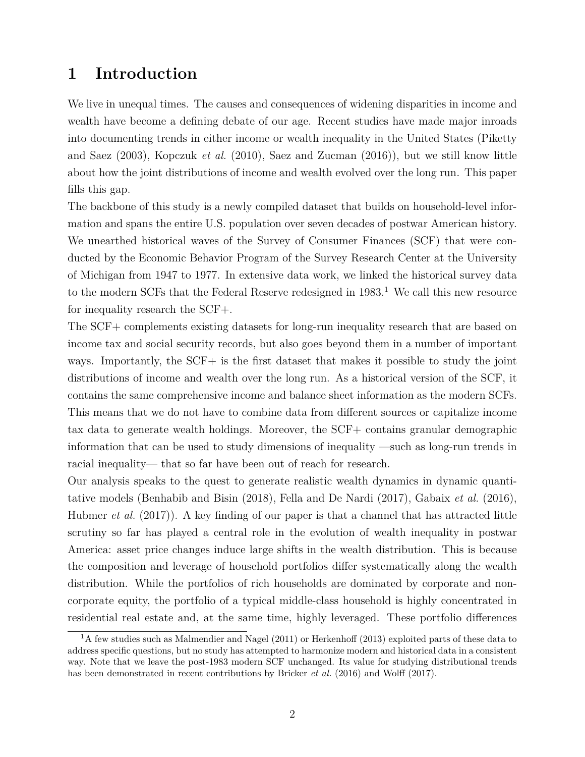# 1 Introduction

We live in unequal times. The causes and consequences of widening disparities in income and wealth have become a defining debate of our age. Recent studies have made major inroads into documenting trends in either income or wealth inequality in the United States (Piketty and Saez (2003), Kopczuk *et al.* (2010), Saez and Zucman (2016)), but we still know little about how the joint distributions of income and wealth evolved over the long run. This paper fills this gap.

The backbone of this study is a newly compiled dataset that builds on household-level information and spans the entire U.S. population over seven decades of postwar American history. We unearthed historical waves of the Survey of Consumer Finances (SCF) that were conducted by the Economic Behavior Program of the Survey Research Center at the University of Michigan from 1947 to 1977. In extensive data work, we linked the historical survey data to the modern SCFs that the Federal Reserve redesigned in 1983.[1] We call this new resource for inequality research the SCF+.

The SCF+ complements existing datasets for long-run inequality research that are based on income tax and social security records, but also goes beyond them in a number of important ways. Importantly, the SCF+ is the first dataset that makes it possible to study the joint distributions of income and wealth over the long run. As a historical version of the SCF, it contains the same comprehensive income and balance sheet information as the modern SCFs. This means that we do not have to combine data from different sources or capitalize income tax data to generate wealth holdings. Moreover, the SCF+ contains granular demographic information that can be used to study dimensions of inequality —such as long-run trends in racial inequality— that so far have been out of reach for research.

Our analysis speaks to the quest to generate realistic wealth dynamics in dynamic quantitative models (Benhabib and Bisin (2018), Fella and De Nardi (2017), Gabaix *et al.* (2016), Hubmer *et al.* (2017)). A key finding of our paper is that a channel that has attracted little scrutiny so far has played a central role in the evolution of wealth inequality in postwar America: asset price changes induce large shifts in the wealth distribution. This is because the composition and leverage of household portfolios differ systematically along the wealth distribution. While the portfolios of rich households are dominated by corporate and non-corporate equity, the portfolio of a typical middle-class household is highly concentrated in residential real estate and, at the same time, highly leveraged. These portfolio differences

[1] A few studies such as Malmendier and Nagel (2011) or Herkenhoff (2013) exploited parts of these data to address specific questions, but no study has attempted to harmonize modern and historical data in a consistent way. Note that we leave the post-1983 modern SCF unchanged. Its value for studying distributional trends has been demonstrated in recent contributions by Bricker *et al.* (2016) and Wolff (2017).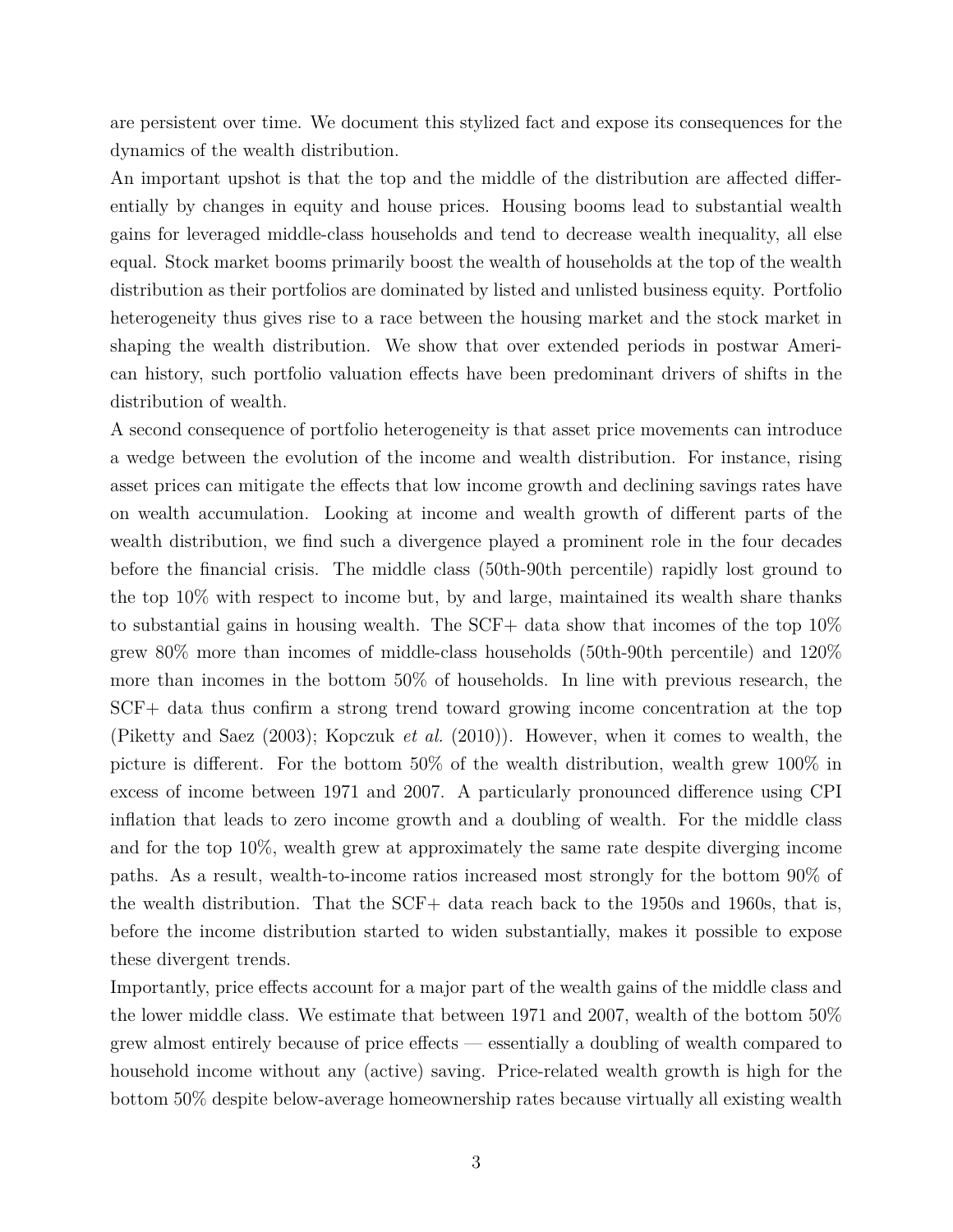are persistent over time. We document this stylized fact and expose its consequences for the dynamics of the wealth distribution.

An important upshot is that the top and the middle of the distribution are affected differentially by changes in equity and house prices. Housing booms lead to substantial wealth gains for leveraged middle-class households and tend to decrease wealth inequality, all else equal. Stock market booms primarily boost the wealth of households at the top of the wealth distribution as their portfolios are dominated by listed and unlisted business equity. Portfolio heterogeneity thus gives rise to a race between the housing market and the stock market in shaping the wealth distribution. We show that over extended periods in postwar American history, such portfolio valuation effects have been predominant drivers of shifts in the distribution of wealth.

A second consequence of portfolio heterogeneity is that asset price movements can introduce a wedge between the evolution of the income and wealth distribution. For instance, rising asset prices can mitigate the effects that low income growth and declining savings rates have on wealth accumulation. Looking at income and wealth growth of different parts of the wealth distribution, we find such a divergence played a prominent role in the four decades before the financial crisis. The middle class (50th-90th percentile) rapidly lost ground to the top 10% with respect to income but, by and large, maintained its wealth share thanks to substantial gains in housing wealth. The SCF+ data show that incomes of the top 10% grew 80% more than incomes of middle-class households (50th-90th percentile) and 120% more than incomes in the bottom 50% of households. In line with previous research, the SCF+ data thus confirm a strong trend toward growing income concentration at the top (Piketty and Saez (2003); Kopczuk *et al.* (2010)). However, when it comes to wealth, the picture is different. For the bottom 50% of the wealth distribution, wealth grew 100% in excess of income between 1971 and 2007. A particularly pronounced difference using CPI inflation that leads to zero income growth and a doubling of wealth. For the middle class and for the top 10%, wealth grew at approximately the same rate despite diverging income paths. As a result, wealth-to-income ratios increased most strongly for the bottom 90% of the wealth distribution. That the SCF+ data reach back to the 1950s and 1960s, that is, before the income distribution started to widen substantially, makes it possible to expose these divergent trends.

Importantly, price effects account for a major part of the wealth gains of the middle class and the lower middle class. We estimate that between 1971 and 2007, wealth of the bottom 50% grew almost entirely because of price effects — essentially a doubling of wealth compared to household income without any (active) saving. Price-related wealth growth is high for the bottom 50% despite below-average homeownership rates because virtually all existing wealth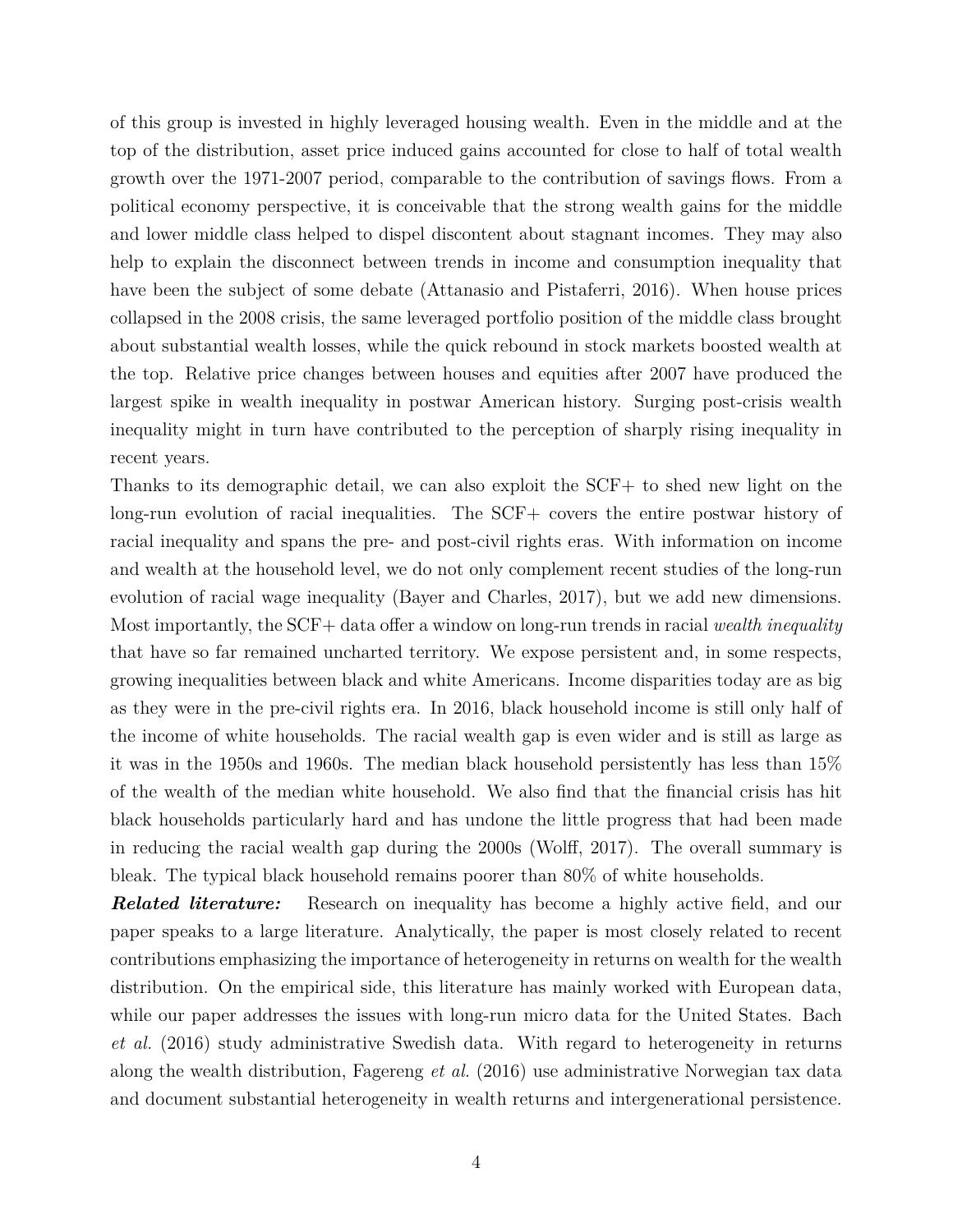of this group is invested in highly leveraged housing wealth. Even in the middle and at the top of the distribution, asset price induced gains accounted for close to half of total wealth growth over the 1971-2007 period, comparable to the contribution of savings flows. From a political economy perspective, it is conceivable that the strong wealth gains for the middle and lower middle class helped to dispel discontent about stagnant incomes. They may also help to explain the disconnect between trends in income and consumption inequality that have been the subject of some debate (Attanasio and Pistaferri, 2016). When house prices collapsed in the 2008 crisis, the same leveraged portfolio position of the middle class brought about substantial wealth losses, while the quick rebound in stock markets boosted wealth at the top. Relative price changes between houses and equities after 2007 have produced the largest spike in wealth inequality in postwar American history. Surging post-crisis wealth inequality might in turn have contributed to the perception of sharply rising inequality in recent years.

Thanks to its demographic detail, we can also exploit the SCF+ to shed new light on the long-run evolution of racial inequalities. The SCF+ covers the entire postwar history of racial inequality and spans the pre- and post-civil rights eras. With information on income and wealth at the household level, we do not only complement recent studies of the long-run evolution of racial wage inequality (Bayer and Charles, 2017), but we add new dimensions. Most importantly, the SCF+ data offer a window on long-run trends in racial *wealth inequality* that have so far remained uncharted territory. We expose persistent and, in some respects, growing inequalities between black and white Americans. Income disparities today are as big as they were in the pre-civil rights era. In 2016, black household income is still only half of the income of white households. The racial wealth gap is even wider and is still as large as it was in the 1950s and 1960s. The median black household persistently has less than 15% of the wealth of the median white household. We also find that the financial crisis has hit black households particularly hard and has undone the little progress that had been made in reducing the racial wealth gap during the 2000s (Wolff, 2017). The overall summary is bleak. The typical black household remains poorer than 80% of white households.

***Related literature:*** Research on inequality has become a highly active field, and our paper speaks to a large literature. Analytically, the paper is most closely related to recent contributions emphasizing the importance of heterogeneity in returns on wealth for the wealth distribution. On the empirical side, this literature has mainly worked with European data, while our paper addresses the issues with long-run micro data for the United States. Bach *et al.* (2016) study administrative Swedish data. With regard to heterogeneity in returns along the wealth distribution, Fagereng *et al.* (2016) use administrative Norwegian tax data and document substantial heterogeneity in wealth returns and intergenerational persistence.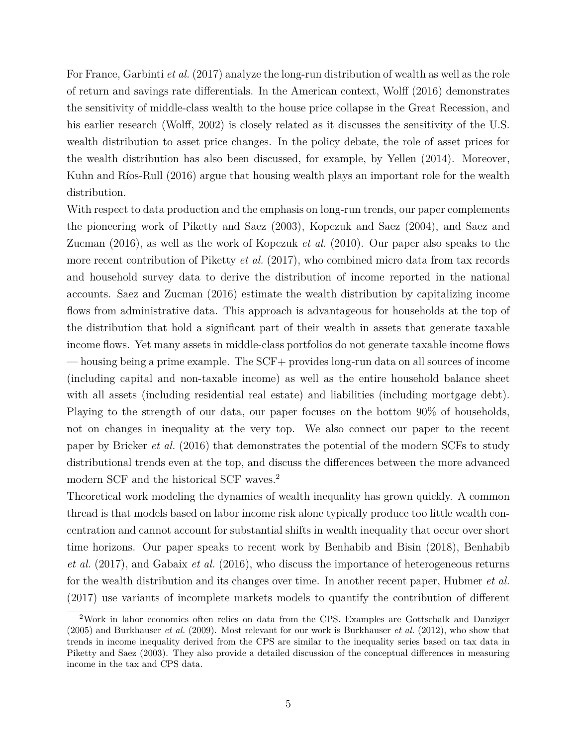For France, Garbinti *et al.* (2017) analyze the long-run distribution of wealth as well as the role of return and savings rate differentials. In the American context, Wolff (2016) demonstrates the sensitivity of middle-class wealth to the house price collapse in the Great Recession, and his earlier research (Wolff, 2002) is closely related as it discusses the sensitivity of the U.S. wealth distribution to asset price changes. In the policy debate, the role of asset prices for the wealth distribution has also been discussed, for example, by Yellen (2014). Moreover, Kuhn and Ríos-Rull (2016) argue that housing wealth plays an important role for the wealth distribution.

With respect to data production and the emphasis on long-run trends, our paper complements the pioneering work of Piketty and Saez (2003), Kopczuk and Saez (2004), and Saez and Zucman (2016), as well as the work of Kopczuk *et al.* (2010). Our paper also speaks to the more recent contribution of Piketty *et al.* (2017), who combined micro data from tax records and household survey data to derive the distribution of income reported in the national accounts. Saez and Zucman (2016) estimate the wealth distribution by capitalizing income flows from administrative data. This approach is advantageous for households at the top of the distribution that hold a significant part of their wealth in assets that generate taxable income flows. Yet many assets in middle-class portfolios do not generate taxable income flows — housing being a prime example. The SCF+ provides long-run data on all sources of income (including capital and non-taxable income) as well as the entire household balance sheet with all assets (including residential real estate) and liabilities (including mortgage debt). Playing to the strength of our data, our paper focuses on the bottom 90% of households, not on changes in inequality at the very top. We also connect our paper to the recent paper by Bricker *et al.* (2016) that demonstrates the potential of the modern SCFs to study distributional trends even at the top, and discuss the differences between the more advanced modern SCF and the historical SCF waves.[2]

Theoretical work modeling the dynamics of wealth inequality has grown quickly. A common thread is that models based on labor income risk alone typically produce too little wealth concentration and cannot account for substantial shifts in wealth inequality that occur over short time horizons. Our paper speaks to recent work by Benhabib and Bisin (2018), Benhabib *et al.* (2017), and Gabaix *et al.* (2016), who discuss the importance of heterogeneous returns for the wealth distribution and its changes over time. In another recent paper, Hubmer *et al.* (2017) use variants of incomplete markets models to quantify the contribution of different

[2] Work in labor economics often relies on data from the CPS. Examples are Gottschalk and Danziger (2005) and Burkhauser *et al.* (2009). Most relevant for our work is Burkhauser *et al.* (2012), who show that trends in income inequality derived from the CPS are similar to the inequality series based on tax data in Piketty and Saez (2003). They also provide a detailed discussion of the conceptual differences in measuring income in the tax and CPS data.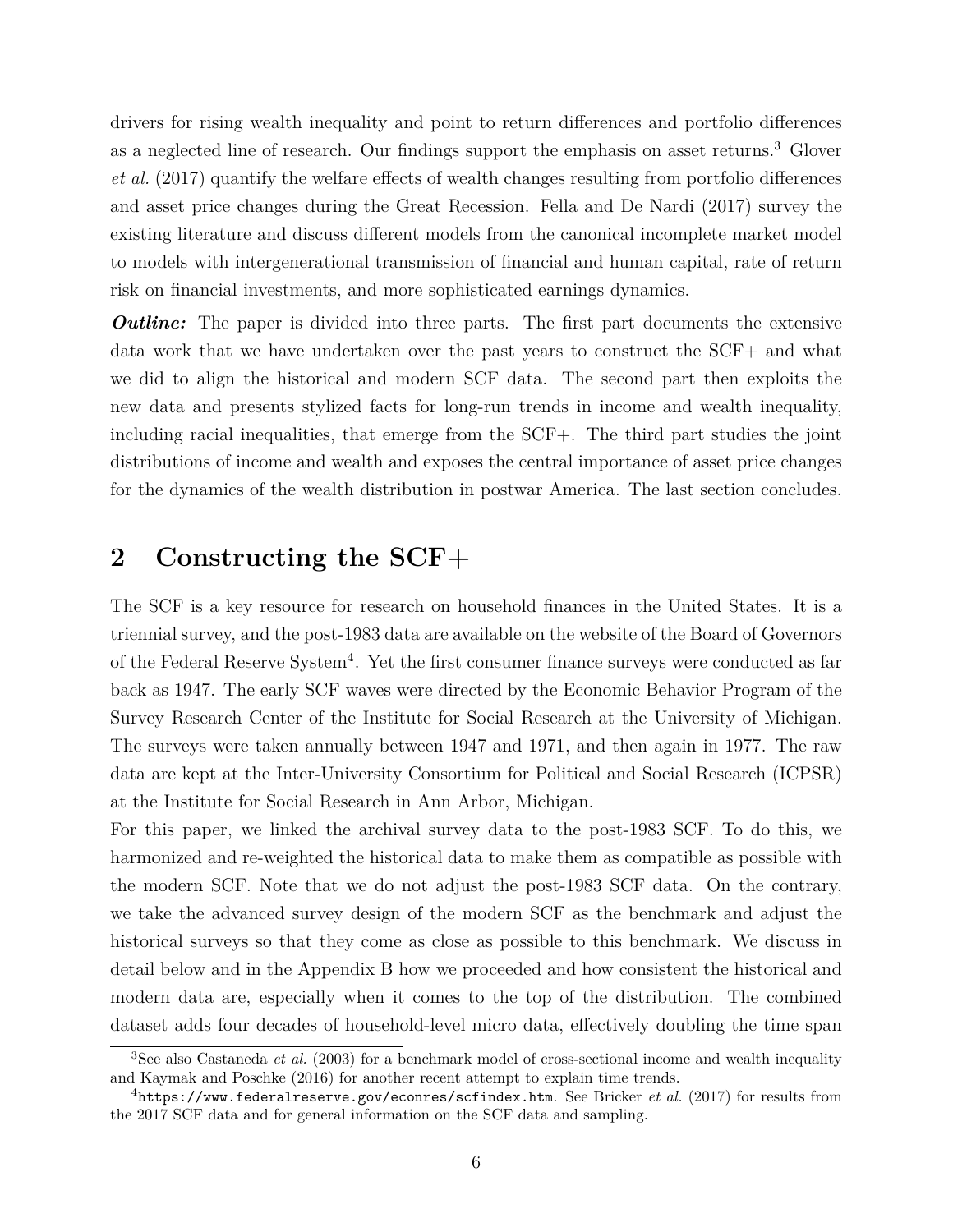drivers for rising wealth inequality and point to return differences and portfolio differences as a neglected line of research. Our findings support the emphasis on asset returns.[3] Glover *et al.* (2017) quantify the welfare effects of wealth changes resulting from portfolio differences and asset price changes during the Great Recession. Fella and De Nardi (2017) survey the existing literature and discuss different models from the canonical incomplete market model to models with intergenerational transmission of financial and human capital, rate of return risk on financial investments, and more sophisticated earnings dynamics.

***Outline:*** The paper is divided into three parts. The first part documents the extensive data work that we have undertaken over the past years to construct the SCF+ and what we did to align the historical and modern SCF data. The second part then exploits the new data and presents stylized facts for long-run trends in income and wealth inequality, including racial inequalities, that emerge from the SCF+. The third part studies the joint distributions of income and wealth and exposes the central importance of asset price changes for the dynamics of the wealth distribution in postwar America. The last section concludes.

## 2 Constructing the SCF+

The SCF is a key resource for research on household finances in the United States. It is a triennial survey, and the post-1983 data are available on the website of the Board of Governors of the Federal Reserve System[4]. Yet the first consumer finance surveys were conducted as far back as 1947. The early SCF waves were directed by the Economic Behavior Program of the Survey Research Center of the Institute for Social Research at the University of Michigan. The surveys were taken annually between 1947 and 1971, and then again in 1977. The raw data are kept at the Inter-University Consortium for Political and Social Research (ICPSR) at the Institute for Social Research in Ann Arbor, Michigan.

For this paper, we linked the archival survey data to the post-1983 SCF. To do this, we harmonized and re-weighted the historical data to make them as compatible as possible with the modern SCF. Note that we do not adjust the post-1983 SCF data. On the contrary, we take the advanced survey design of the modern SCF as the benchmark and adjust the historical surveys so that they come as close as possible to this benchmark. We discuss in detail below and in the Appendix B how we proceeded and how consistent the historical and modern data are, especially when it comes to the top of the distribution. The combined dataset adds four decades of household-level micro data, effectively doubling the time span

[3] See also Castaneda *et al.* (2003) for a benchmark model of cross-sectional income and wealth inequality and Kaymak and Poschke (2016) for another recent attempt to explain time trends.

[4] `https://www.federalreserve.gov/econres/scfindex.htm`. See Bricker *et al.* (2017) for results from the 2017 SCF data and for general information on the SCF data and sampling.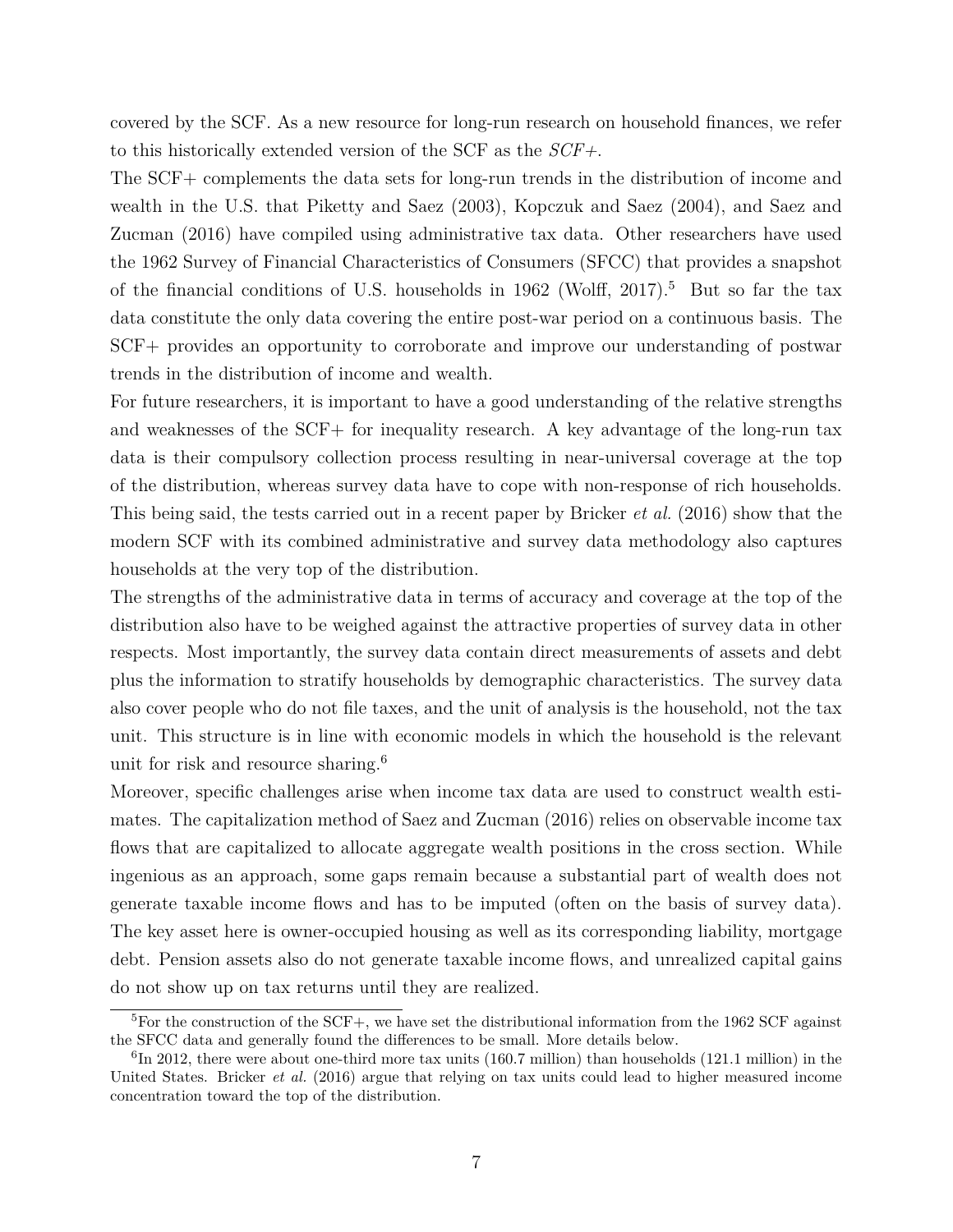covered by the SCF. As a new resource for long-run research on household finances, we refer to this historically extended version of the SCF as the *SCF+*.

The SCF+ complements the data sets for long-run trends in the distribution of income and wealth in the U.S. that Piketty and Saez (2003), Kopczuk and Saez (2004), and Saez and Zucman (2016) have compiled using administrative tax data. Other researchers have used the 1962 Survey of Financial Characteristics of Consumers (SFCC) that provides a snapshot of the financial conditions of U.S. households in 1962 (Wolff, 2017).[5] But so far the tax data constitute the only data covering the entire post-war period on a continuous basis. The SCF+ provides an opportunity to corroborate and improve our understanding of postwar trends in the distribution of income and wealth.

For future researchers, it is important to have a good understanding of the relative strengths and weaknesses of the SCF+ for inequality research. A key advantage of the long-run tax data is their compulsory collection process resulting in near-universal coverage at the top of the distribution, whereas survey data have to cope with non-response of rich households. This being said, the tests carried out in a recent paper by Bricker *et al.* (2016) show that the modern SCF with its combined administrative and survey data methodology also captures households at the very top of the distribution.

The strengths of the administrative data in terms of accuracy and coverage at the top of the distribution also have to be weighed against the attractive properties of survey data in other respects. Most importantly, the survey data contain direct measurements of assets and debt plus the information to stratify households by demographic characteristics. The survey data also cover people who do not file taxes, and the unit of analysis is the household, not the tax unit. This structure is in line with economic models in which the household is the relevant unit for risk and resource sharing.[6]

Moreover, specific challenges arise when income tax data are used to construct wealth estimates. The capitalization method of Saez and Zucman (2016) relies on observable income tax flows that are capitalized to allocate aggregate wealth positions in the cross section. While ingenious as an approach, some gaps remain because a substantial part of wealth does not generate taxable income flows and has to be imputed (often on the basis of survey data). The key asset here is owner-occupied housing as well as its corresponding liability, mortgage debt. Pension assets also do not generate taxable income flows, and unrealized capital gains do not show up on tax returns until they are realized.

[5] For the construction of the SCF+, we have set the distributional information from the 1962 SCF against the SFCC data and generally found the differences to be small. More details below.

[6] In 2012, there were about one-third more tax units (160.7 million) than households (121.1 million) in the United States. Bricker *et al.* (2016) argue that relying on tax units could lead to higher measured income concentration toward the top of the distribution.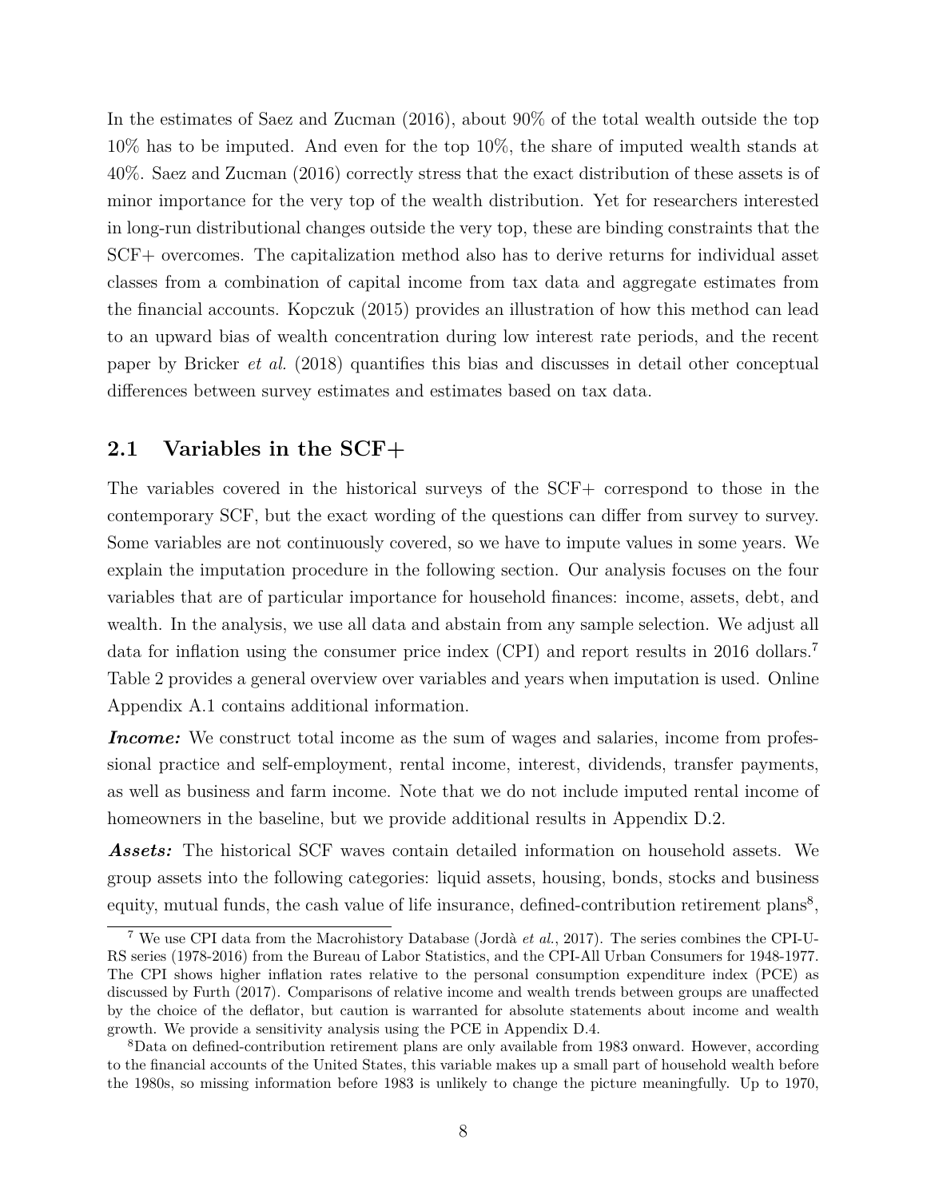In the estimates of Saez and Zucman (2016), about 90% of the total wealth outside the top 10% has to be imputed. And even for the top 10%, the share of imputed wealth stands at 40%. Saez and Zucman (2016) correctly stress that the exact distribution of these assets is of minor importance for the very top of the wealth distribution. Yet for researchers interested in long-run distributional changes outside the very top, these are binding constraints that the SCF+ overcomes. The capitalization method also has to derive returns for individual asset classes from a combination of capital income from tax data and aggregate estimates from the financial accounts. Kopczuk (2015) provides an illustration of how this method can lead to an upward bias of wealth concentration during low interest rate periods, and the recent paper by Bricker *et al.* (2018) quantifies this bias and discusses in detail other conceptual differences between survey estimates and estimates based on tax data.

## 2.1 Variables in the SCF+

The variables covered in the historical surveys of the SCF+ correspond to those in the contemporary SCF, but the exact wording of the questions can differ from survey to survey. Some variables are not continuously covered, so we have to impute values in some years. We explain the imputation procedure in the following section. Our analysis focuses on the four variables that are of particular importance for household finances: income, assets, debt, and wealth. In the analysis, we use all data and abstain from any sample selection. We adjust all data for inflation using the consumer price index (CPI) and report results in 2016 dollars.[7] Table 2 provides a general overview over variables and years when imputation is used. Online Appendix A.1 contains additional information.

***Income:*** We construct total income as the sum of wages and salaries, income from professional practice and self-employment, rental income, interest, dividends, transfer payments, as well as business and farm income. Note that we do not include imputed rental income of homeowners in the baseline, but we provide additional results in Appendix D.2.

***Assets:*** The historical SCF waves contain detailed information on household assets. We group assets into the following categories: liquid assets, housing, bonds, stocks and business equity, mutual funds, the cash value of life insurance, defined-contribution retirement plans[8],

[7] We use CPI data from the Macrohistory Database (Jordà *et al.*, 2017). The series combines the CPI-U-RS series (1978-2016) from the Bureau of Labor Statistics, and the CPI-All Urban Consumers for 1948-1977. The CPI shows higher inflation rates relative to the personal consumption expenditure index (PCE) as discussed by Furth (2017). Comparisons of relative income and wealth trends between groups are unaffected by the choice of the deflator, but caution is warranted for absolute statements about income and wealth growth. We provide a sensitivity analysis using the PCE in Appendix D.4.

[8] Data on defined-contribution retirement plans are only available from 1983 onward. However, according to the financial accounts of the United States, this variable makes up a small part of household wealth before the 1980s, so missing information before 1983 is unlikely to change the picture meaningfully. Up to 1970,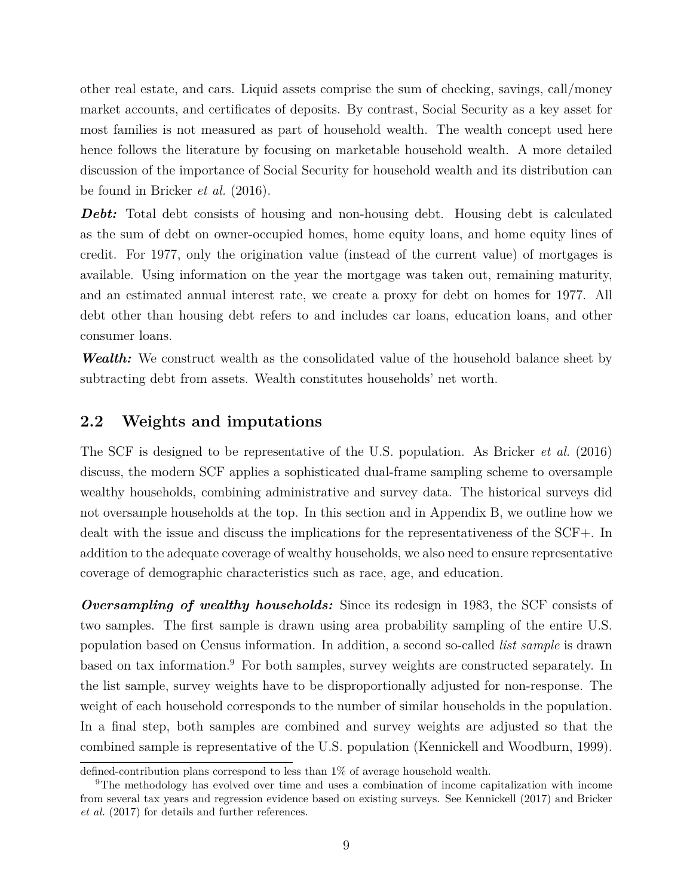other real estate, and cars. Liquid assets comprise the sum of checking, savings, call/money market accounts, and certificates of deposits. By contrast, Social Security as a key asset for most families is not measured as part of household wealth. The wealth concept used here hence follows the literature by focusing on marketable household wealth. A more detailed discussion of the importance of Social Security for household wealth and its distribution can be found in Bricker *et al.* (2016).

***Debt:*** Total debt consists of housing and non-housing debt. Housing debt is calculated as the sum of debt on owner-occupied homes, home equity loans, and home equity lines of credit. For 1977, only the origination value (instead of the current value) of mortgages is available. Using information on the year the mortgage was taken out, remaining maturity, and an estimated annual interest rate, we create a proxy for debt on homes for 1977. All debt other than housing debt refers to and includes car loans, education loans, and other consumer loans.

***Wealth:*** We construct wealth as the consolidated value of the household balance sheet by subtracting debt from assets. Wealth constitutes households' net worth.

## 2.2 Weights and imputations

The SCF is designed to be representative of the U.S. population. As Bricker *et al.* (2016) discuss, the modern SCF applies a sophisticated dual-frame sampling scheme to oversample wealthy households, combining administrative and survey data. The historical surveys did not oversample households at the top. In this section and in Appendix B, we outline how we dealt with the issue and discuss the implications for the representativeness of the SCF+. In addition to the adequate coverage of wealthy households, we also need to ensure representative coverage of demographic characteristics such as race, age, and education.

***Oversampling of wealthy households:*** Since its redesign in 1983, the SCF consists of two samples. The first sample is drawn using area probability sampling of the entire U.S. population based on Census information. In addition, a second so-called *list sample* is drawn based on tax information.[9] For both samples, survey weights are constructed separately. In the list sample, survey weights have to be disproportionally adjusted for non-response. The weight of each household corresponds to the number of similar households in the population. In a final step, both samples are combined and survey weights are adjusted so that the combined sample is representative of the U.S. population (Kennickell and Woodburn, 1999).

defined-contribution plans correspond to less than 1% of average household wealth.

[9] The methodology has evolved over time and uses a combination of income capitalization with income from several tax years and regression evidence based on existing surveys. See Kennickell (2017) and Bricker *et al.* (2017) for details and further references.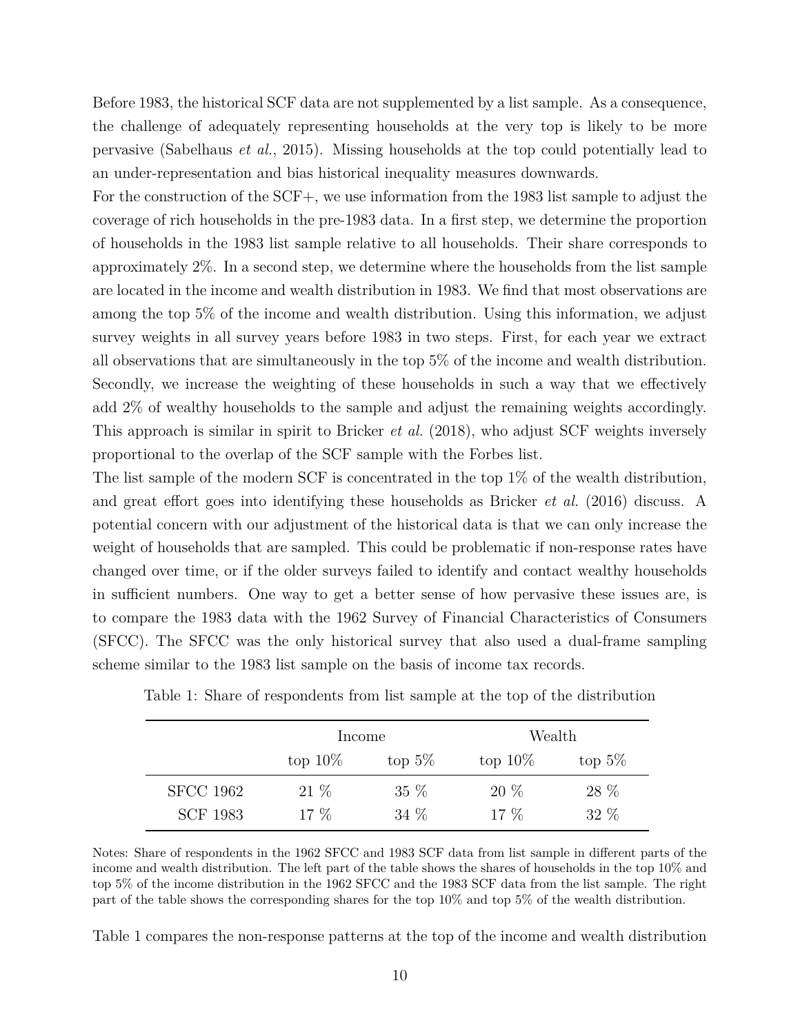Before 1983, the historical SCF data are not supplemented by a list sample. As a consequence, the challenge of adequately representing households at the very top is likely to be more pervasive (Sabelhaus *et al.*, 2015). Missing households at the top could potentially lead to an under-representation and bias historical inequality measures downwards.

For the construction of the SCF+, we use information from the 1983 list sample to adjust the coverage of rich households in the pre-1983 data. In a first step, we determine the proportion of households in the 1983 list sample relative to all households. Their share corresponds to approximately 2%. In a second step, we determine where the households from the list sample are located in the income and wealth distribution in 1983. We find that most observations are among the top 5% of the income and wealth distribution. Using this information, we adjust survey weights in all survey years before 1983 in two steps. First, for each year we extract all observations that are simultaneously in the top 5% of the income and wealth distribution. Secondly, we increase the weighting of these households in such a way that we effectively add 2% of wealthy households to the sample and adjust the remaining weights accordingly. This approach is similar in spirit to Bricker *et al.* (2018), who adjust SCF weights inversely proportional to the overlap of the SCF sample with the Forbes list.

The list sample of the modern SCF is concentrated in the top 1% of the wealth distribution, and great effort goes into identifying these households as Bricker *et al.* (2016) discuss. A potential concern with our adjustment of the historical data is that we can only increase the weight of households that are sampled. This could be problematic if non-response rates have changed over time, or if the older surveys failed to identify and contact wealthy households in sufficient numbers. One way to get a better sense of how pervasive these issues are, is to compare the 1983 data with the 1962 Survey of Financial Characteristics of Consumers (SFCC). The SFCC was the only historical survey that also used a dual-frame sampling scheme similar to the 1983 list sample on the basis of income tax records.

Table 1: Share of respondents from list sample at the top of the distribution

| | Income | | Wealth | |
|---|---|---|---|---|
| | top 10% | top 5% | top 10% | top 5% |
| SFCC 1962 | 21 % | 35 % | 20 % | 28 % |
| SCF 1983 | 17 % | 34 % | 17 % | 32 % |

Notes: Share of respondents in the 1962 SFCC and 1983 SCF data from list sample in different parts of the income and wealth distribution. The left part of the table shows the shares of households in the top 10% and top 5% of the income distribution in the 1962 SFCC and the 1983 SCF data from the list sample. The right part of the table shows the corresponding shares for the top 10% and top 5% of the wealth distribution.

Table 1 compares the non-response patterns at the top of the income and wealth distribution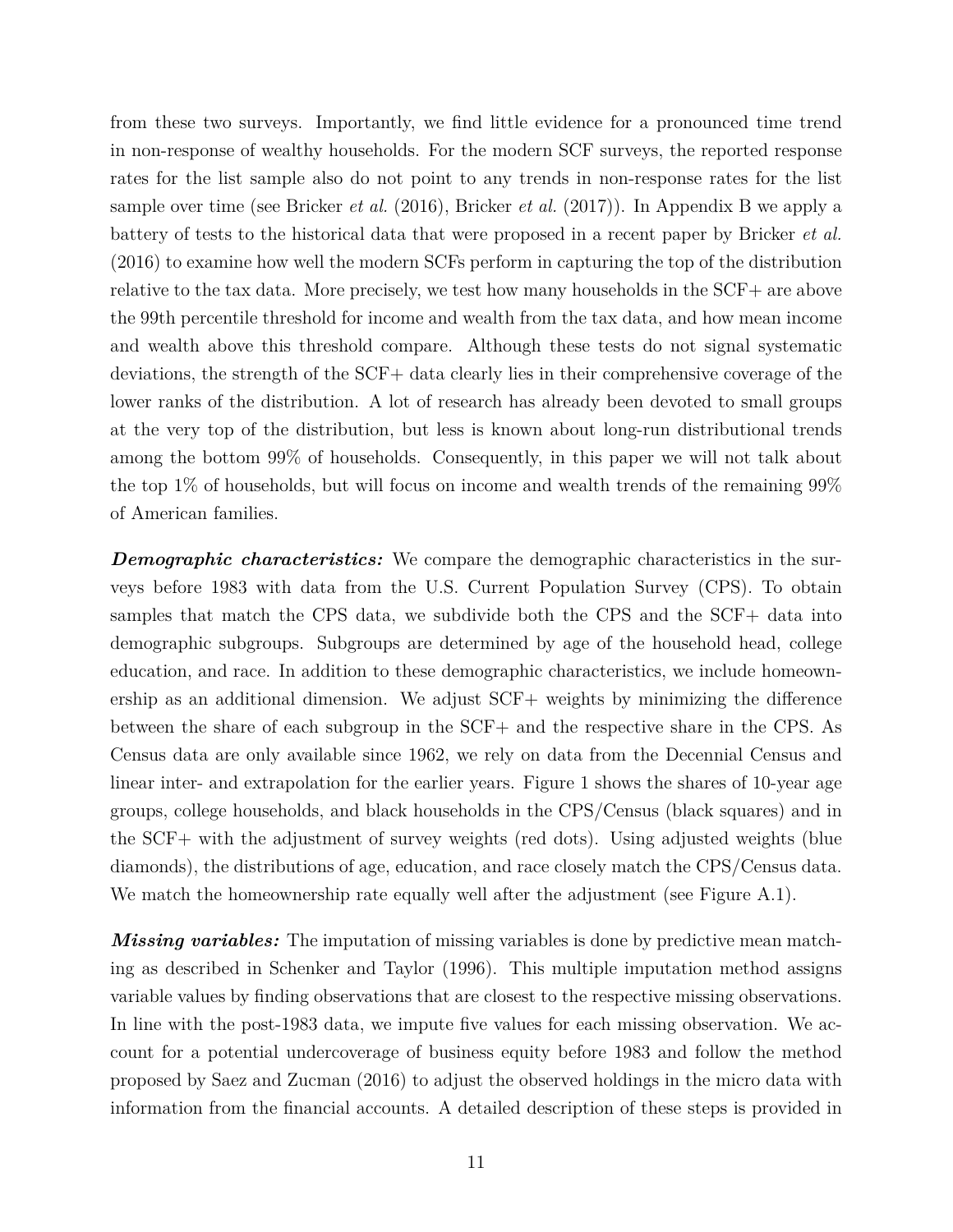from these two surveys. Importantly, we find little evidence for a pronounced time trend in non-response of wealthy households. For the modern SCF surveys, the reported response rates for the list sample also do not point to any trends in non-response rates for the list sample over time (see Bricker *et al.* (2016), Bricker *et al.* (2017)). In Appendix B we apply a battery of tests to the historical data that were proposed in a recent paper by Bricker *et al.* (2016) to examine how well the modern SCFs perform in capturing the top of the distribution relative to the tax data. More precisely, we test how many households in the SCF+ are above the 99th percentile threshold for income and wealth from the tax data, and how mean income and wealth above this threshold compare. Although these tests do not signal systematic deviations, the strength of the SCF+ data clearly lies in their comprehensive coverage of the lower ranks of the distribution. A lot of research has already been devoted to small groups at the very top of the distribution, but less is known about long-run distributional trends among the bottom 99% of households. Consequently, in this paper we will not talk about the top 1% of households, but will focus on income and wealth trends of the remaining 99% of American families.

***Demographic characteristics:*** We compare the demographic characteristics in the surveys before 1983 with data from the U.S. Current Population Survey (CPS). To obtain samples that match the CPS data, we subdivide both the CPS and the SCF+ data into demographic subgroups. Subgroups are determined by age of the household head, college education, and race. In addition to these demographic characteristics, we include homeownership as an additional dimension. We adjust SCF+ weights by minimizing the difference between the share of each subgroup in the SCF+ and the respective share in the CPS. As Census data are only available since 1962, we rely on data from the Decennial Census and linear inter- and extrapolation for the earlier years. Figure 1 shows the shares of 10-year age groups, college households, and black households in the CPS/Census (black squares) and in the SCF+ with the adjustment of survey weights (red dots). Using adjusted weights (blue diamonds), the distributions of age, education, and race closely match the CPS/Census data. We match the homeownership rate equally well after the adjustment (see Figure A.1).

***Missing variables:*** The imputation of missing variables is done by predictive mean matching as described in Schenker and Taylor (1996). This multiple imputation method assigns variable values by finding observations that are closest to the respective missing observations. In line with the post-1983 data, we impute five values for each missing observation. We account for a potential undercoverage of business equity before 1983 and follow the method proposed by Saez and Zucman (2016) to adjust the observed holdings in the micro data with information from the financial accounts. A detailed description of these steps is provided in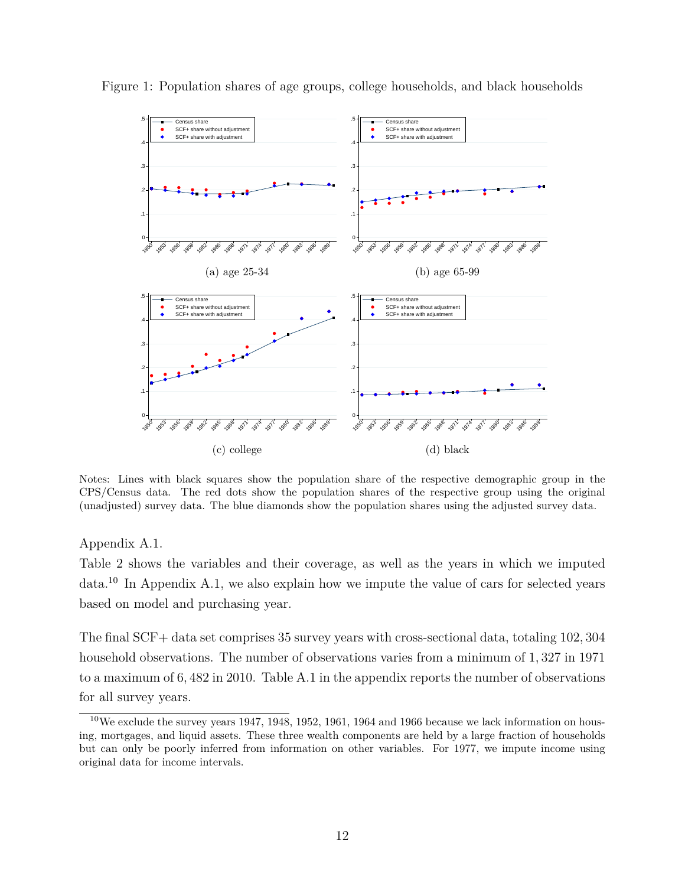Figure 1: Population shares of age groups, college households, and black households

(a) age 25-34

(b) age 65-99

(c) college

(d) black

Notes: Lines with black squares show the population share of the respective demographic group in the CPS/Census data. The red dots show the population shares of the respective group using the original (unadjusted) survey data. The blue diamonds show the population shares using the adjusted survey data.

Appendix A.1.

Table 2 shows the variables and their coverage, as well as the years in which we imputed data.[10] In Appendix A.1, we also explain how we impute the value of cars for selected years based on model and purchasing year.

The final SCF+ data set comprises 35 survey years with cross-sectional data, totaling 102,304 household observations. The number of observations varies from a minimum of 1,327 in 1971 to a maximum of 6,482 in 2010. Table A.1 in the appendix reports the number of observations for all survey years.

[10] We exclude the survey years 1947, 1948, 1952, 1961, 1964 and 1966 because we lack information on housing, mortgages, and liquid assets. These three wealth components are held by a large fraction of households but can only be poorly inferred from information on other variables. For 1977, we impute income using original data for income intervals.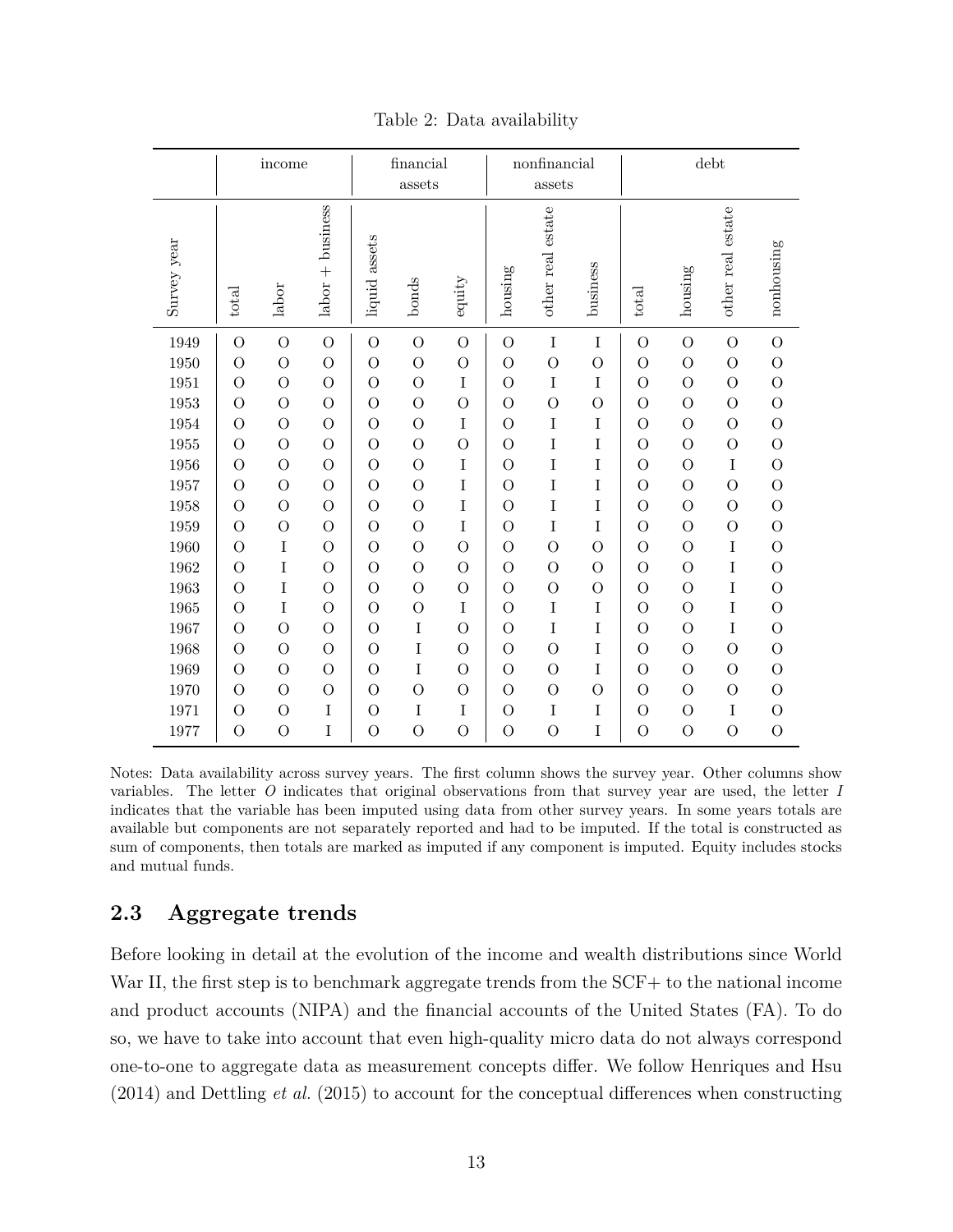Table 2: Data availability

| | income | | | financial assets | | | nonfinancial assets | | | debt | | | |
|---|---|---|---|---|---|---|---|---|---|---|---|---|---|
| Survey year | total | labor | labor + business | liquid assets | bonds | equity | housing | other real estate | business | total | housing | other real estate | nonhousing |
| 1949 | O | O | O | O | O | O | O | I | I | O | O | O | O |
| 1950 | O | O | O | O | O | O | O | O | O | O | O | O | O |
| 1951 | O | O | O | O | O | I | O | I | I | O | O | O | O |
| 1953 | O | O | O | O | O | O | O | O | O | O | O | O | O |
| 1954 | O | O | O | O | O | I | O | I | I | O | O | O | O |
| 1955 | O | O | O | O | O | O | O | I | I | O | O | O | O |
| 1956 | O | O | O | O | O | I | O | I | I | O | O | I | O |
| 1957 | O | O | O | O | O | I | O | I | I | O | O | O | O |
| 1958 | O | O | O | O | O | I | O | I | I | O | O | O | O |
| 1959 | O | O | O | O | O | I | O | I | I | O | O | O | O |
| 1960 | O | I | O | O | O | O | O | O | O | O | O | I | O |
| 1962 | O | I | O | O | O | O | O | O | O | O | O | I | O |
| 1963 | O | I | O | O | O | O | O | O | O | O | O | I | O |
| 1965 | O | I | O | O | O | I | O | I | I | O | O | I | O |
| 1967 | O | O | O | O | I | O | O | I | I | O | O | I | O |
| 1968 | O | O | O | O | I | O | O | O | I | O | O | O | O |
| 1969 | O | O | O | O | I | O | O | O | I | O | O | O | O |
| 1970 | O | O | O | O | O | O | O | O | O | O | O | O | O |
| 1971 | O | O | I | O | I | I | O | I | I | O | O | I | O |
| 1977 | O | O | I | O | O | O | O | O | I | O | O | O | O |

Notes: Data availability across survey years. The first column shows the survey year. Other columns show variables. The letter *O* indicates that original observations from that survey year are used, the letter *I* indicates that the variable has been imputed using data from other survey years. In some years totals are available but components are not separately reported and had to be imputed. If the total is constructed as sum of components, then totals are marked as imputed if any component is imputed. Equity includes stocks and mutual funds.

## 2.3 Aggregate trends

Before looking in detail at the evolution of the income and wealth distributions since World War II, the first step is to benchmark aggregate trends from the SCF+ to the national income and product accounts (NIPA) and the financial accounts of the United States (FA). To do so, we have to take into account that even high-quality micro data do not always correspond one-to-one to aggregate data as measurement concepts differ. We follow Henriques and Hsu (2014) and Dettling *et al.* (2015) to account for the conceptual differences when constructing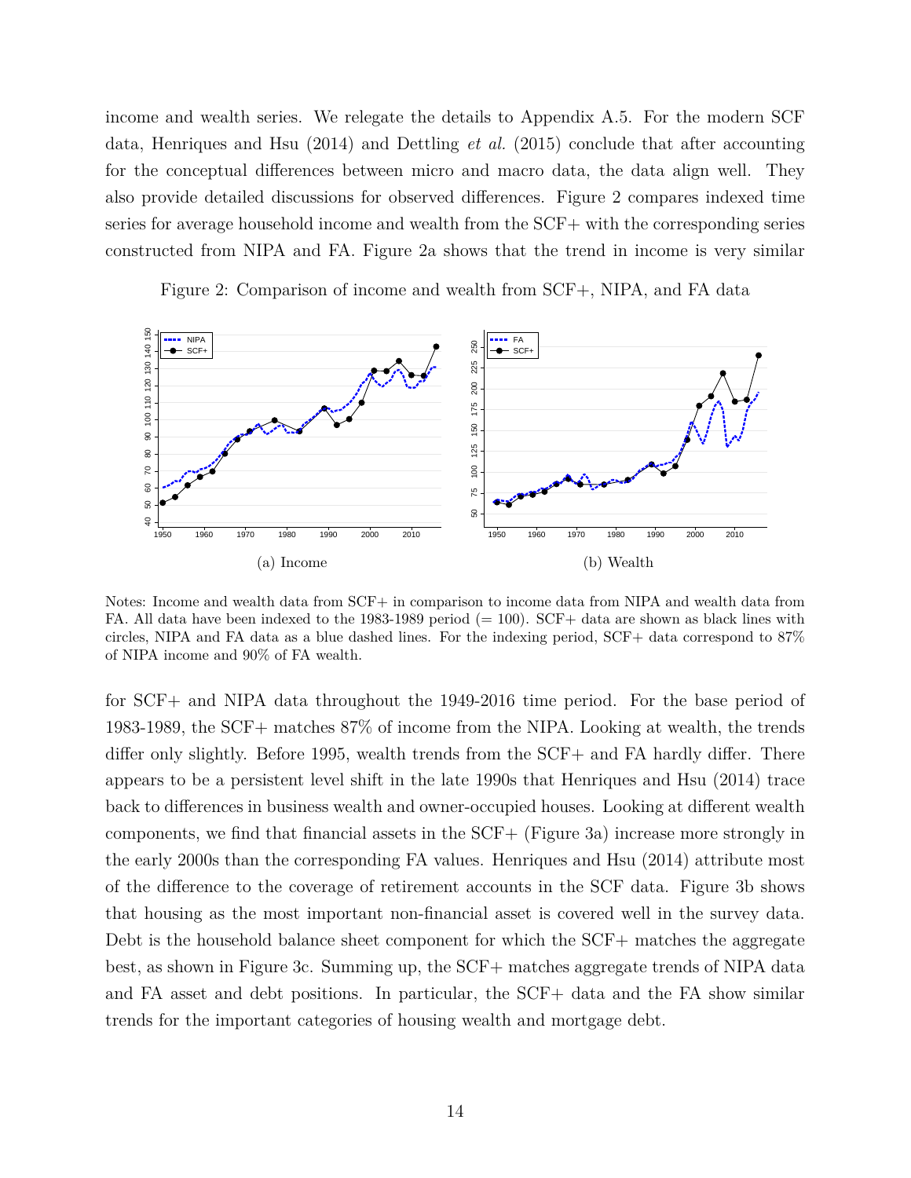income and wealth series. We relegate the details to Appendix A.5. For the modern SCF data, Henriques and Hsu (2014) and Dettling *et al.* (2015) conclude that after accounting for the conceptual differences between micro and macro data, the data align well. They also provide detailed discussions for observed differences. Figure 2 compares indexed time series for average household income and wealth from the SCF+ with the corresponding series constructed from NIPA and FA. Figure 2a shows that the trend in income is very similar

Figure 2: Comparison of income and wealth from SCF+, NIPA, and FA data

(a) Income

(b) Wealth

Notes: Income and wealth data from SCF+ in comparison to income data from NIPA and wealth data from FA. All data have been indexed to the 1983-1989 period (= 100). SCF+ data are shown as black lines with circles, NIPA and FA data as a blue dashed lines. For the indexing period, SCF+ data correspond to 87% of NIPA income and 90% of FA wealth.

for SCF+ and NIPA data throughout the 1949-2016 time period. For the base period of 1983-1989, the SCF+ matches 87% of income from the NIPA. Looking at wealth, the trends differ only slightly. Before 1995, wealth trends from the SCF+ and FA hardly differ. There appears to be a persistent level shift in the late 1990s that Henriques and Hsu (2014) trace back to differences in business wealth and owner-occupied houses. Looking at different wealth components, we find that financial assets in the SCF+ (Figure 3a) increase more strongly in the early 2000s than the corresponding FA values. Henriques and Hsu (2014) attribute most of the difference to the coverage of retirement accounts in the SCF data. Figure 3b shows that housing as the most important non-financial asset is covered well in the survey data. Debt is the household balance sheet component for which the SCF+ matches the aggregate best, as shown in Figure 3c. Summing up, the SCF+ matches aggregate trends of NIPA data and FA asset and debt positions. In particular, the SCF+ data and the FA show similar trends for the important categories of housing wealth and mortgage debt.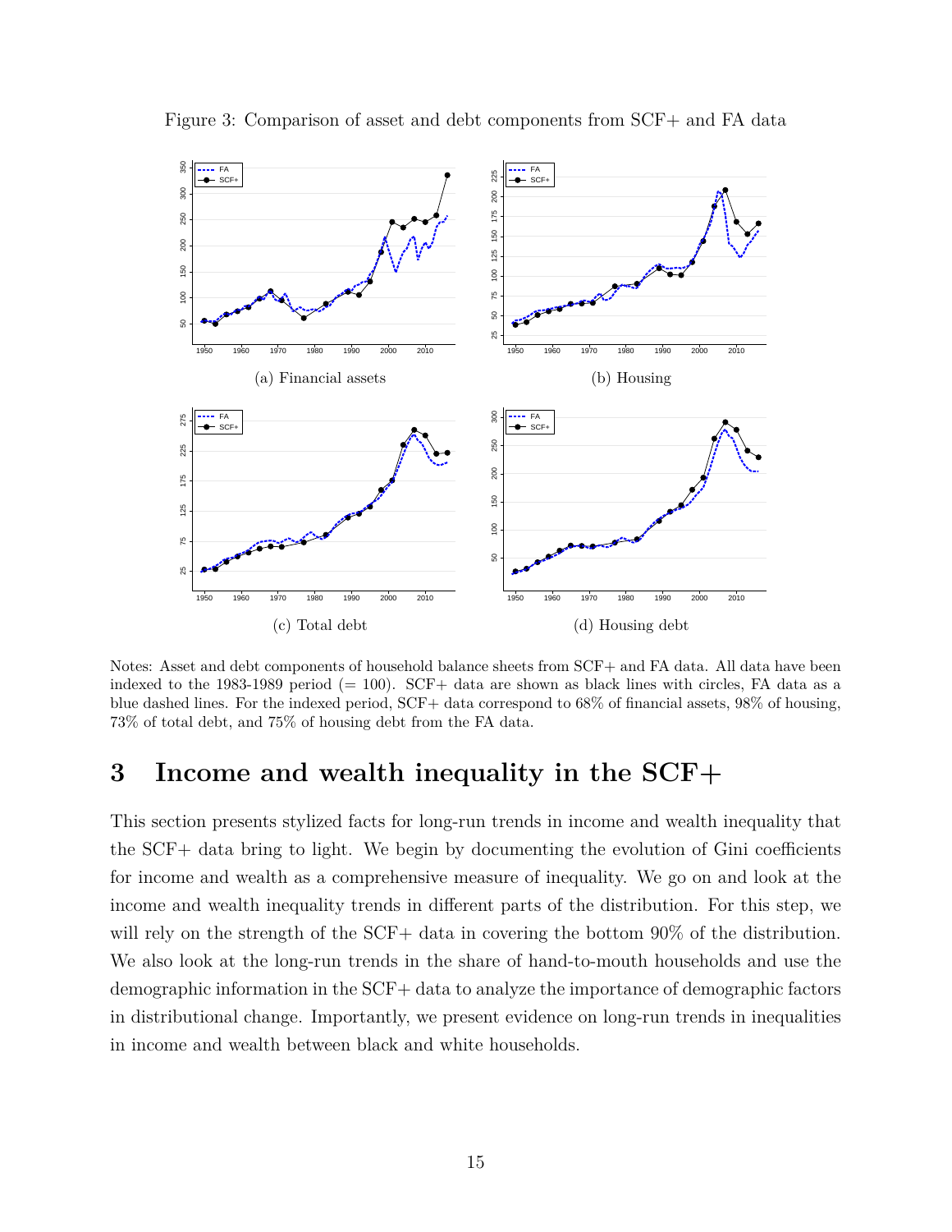Figure 3: Comparison of asset and debt components from SCF+ and FA data

(a) Financial assets

(b) Housing

(c) Total debt

(d) Housing debt

Notes: Asset and debt components of household balance sheets from SCF+ and FA data. All data have been indexed to the 1983-1989 period (= 100). SCF+ data are shown as black lines with circles, FA data as a blue dashed lines. For the indexed period, SCF+ data correspond to 68% of financial assets, 98% of housing, 73% of total debt, and 75% of housing debt from the FA data.

# 3 Income and wealth inequality in the SCF+

This section presents stylized facts for long-run trends in income and wealth inequality that the SCF+ data bring to light. We begin by documenting the evolution of Gini coefficients for income and wealth as a comprehensive measure of inequality. We go on and look at the income and wealth inequality trends in different parts of the distribution. For this step, we will rely on the strength of the SCF+ data in covering the bottom 90% of the distribution. We also look at the long-run trends in the share of hand-to-mouth households and use the demographic information in the SCF+ data to analyze the importance of demographic factors in distributional change. Importantly, we present evidence on long-run trends in inequalities in income and wealth between black and white households.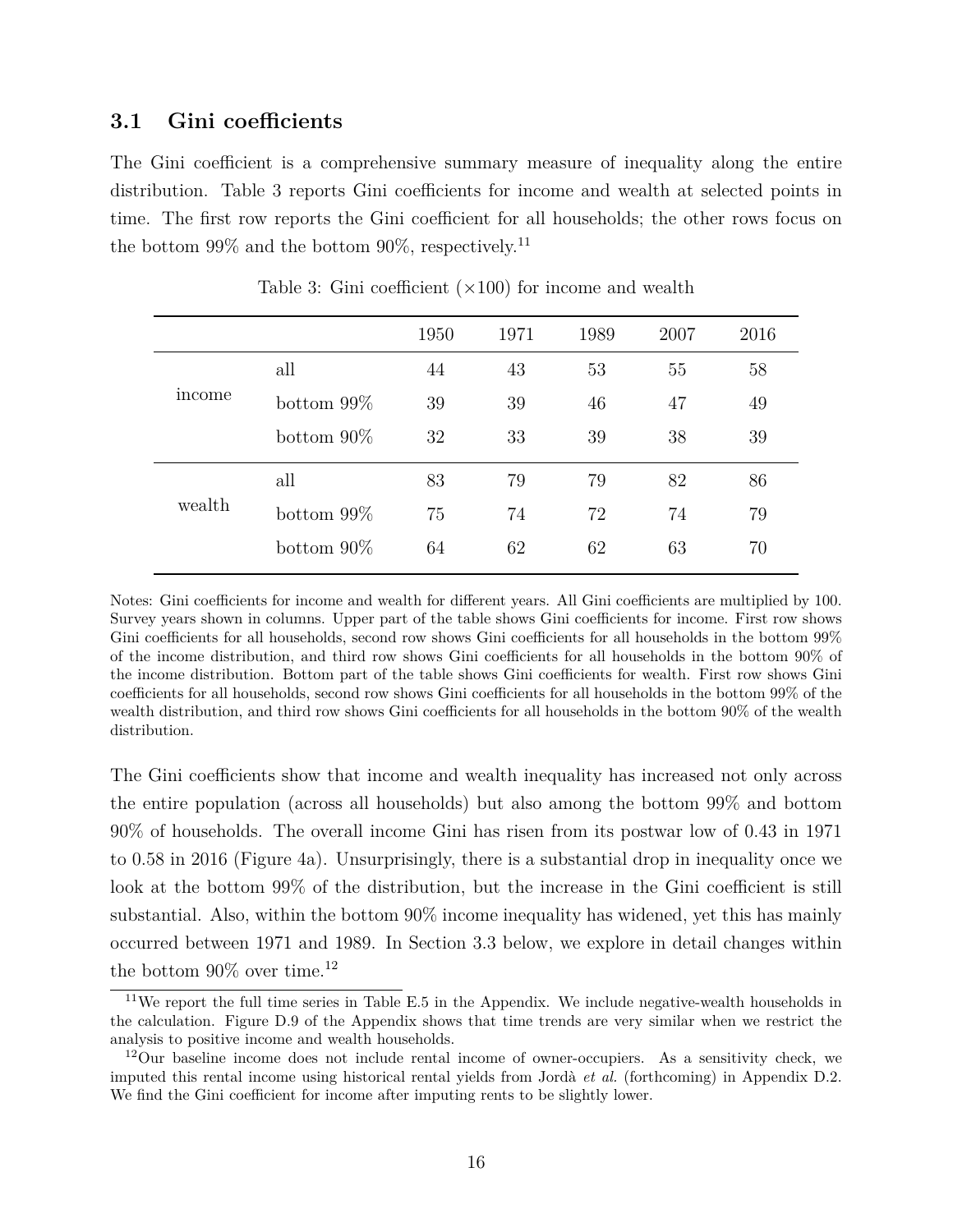### 3.1 Gini coefficients

The Gini coefficient is a comprehensive summary measure of inequality along the entire distribution. Table 3 reports Gini coefficients for income and wealth at selected points in time. The first row reports the Gini coefficient for all households; the other rows focus on the bottom 99% and the bottom 90%, respectively.[11]

Table 3: Gini coefficient ($\times$100) for income and wealth

| | | 1950 | 1971 | 1989 | 2007 | 2016 |
|---|---|---|---|---|---|---|
| income | all | 44 | 43 | 53 | 55 | 58 |
| | bottom 99% | 39 | 39 | 46 | 47 | 49 |
| | bottom 90% | 32 | 33 | 39 | 38 | 39 |
| wealth | all | 83 | 79 | 79 | 82 | 86 |
| | bottom 99% | 75 | 74 | 72 | 74 | 79 |
| | bottom 90% | 64 | 62 | 62 | 63 | 70 |

Notes: Gini coefficients for income and wealth for different years. All Gini coefficients are multiplied by 100. Survey years shown in columns. Upper part of the table shows Gini coefficients for income. First row shows Gini coefficients for all households, second row shows Gini coefficients for all households in the bottom 99% of the income distribution, and third row shows Gini coefficients for all households in the bottom 90% of the income distribution. Bottom part of the table shows Gini coefficients for wealth. First row shows Gini coefficients for all households, second row shows Gini coefficients for all households in the bottom 99% of the wealth distribution, and third row shows Gini coefficients for all households in the bottom 90% of the wealth distribution.

The Gini coefficients show that income and wealth inequality has increased not only across the entire population (across all households) but also among the bottom 99% and bottom 90% of households. The overall income Gini has risen from its postwar low of 0.43 in 1971 to 0.58 in 2016 (Figure 4a). Unsurprisingly, there is a substantial drop in inequality once we look at the bottom 99% of the distribution, but the increase in the Gini coefficient is still substantial. Also, within the bottom 90% income inequality has widened, yet this has mainly occurred between 1971 and 1989. In Section 3.3 below, we explore in detail changes within the bottom 90% over time.[12]

[11] We report the full time series in Table E.5 in the Appendix. We include negative-wealth households in the calculation. Figure D.9 of the Appendix shows that time trends are very similar when we restrict the analysis to positive income and wealth households.

[12] Our baseline income does not include rental income of owner-occupiers. As a sensitivity check, we imputed this rental income using historical rental yields from Jordà *et al.* (forthcoming) in Appendix D.2. We find the Gini coefficient for income after imputing rents to be slightly lower.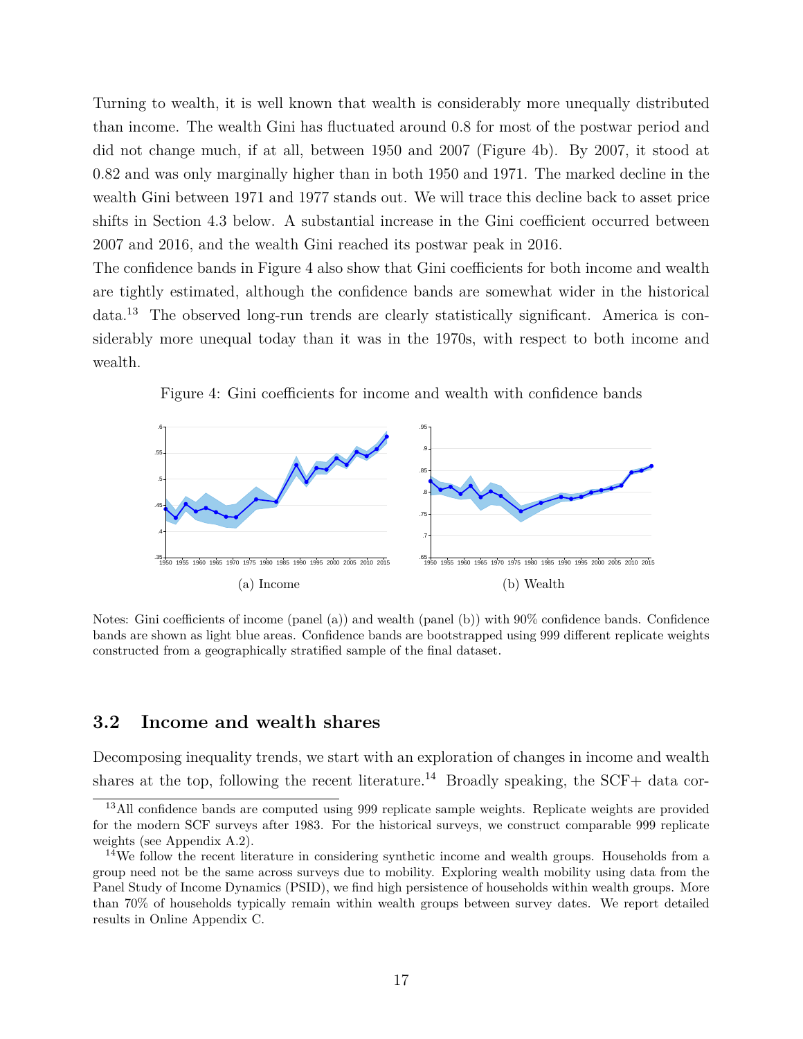Turning to wealth, it is well known that wealth is considerably more unequally distributed than income. The wealth Gini has fluctuated around 0.8 for most of the postwar period and did not change much, if at all, between 1950 and 2007 (Figure 4b). By 2007, it stood at 0.82 and was only marginally higher than in both 1950 and 1971. The marked decline in the wealth Gini between 1971 and 1977 stands out. We will trace this decline back to asset price shifts in Section 4.3 below. A substantial increase in the Gini coefficient occurred between 2007 and 2016, and the wealth Gini reached its postwar peak in 2016.

The confidence bands in Figure 4 also show that Gini coefficients for both income and wealth are tightly estimated, although the confidence bands are somewhat wider in the historical data.[13] The observed long-run trends are clearly statistically significant. America is considerably more unequal today than it was in the 1970s, with respect to both income and wealth.

Figure 4: Gini coefficients for income and wealth with confidence bands

(a) Income

(b) Wealth

Notes: Gini coefficients of income (panel (a)) and wealth (panel (b)) with 90% confidence bands. Confidence bands are shown as light blue areas. Confidence bands are bootstrapped using 999 different replicate weights constructed from a geographically stratified sample of the final dataset.

## 3.2 Income and wealth shares

Decomposing inequality trends, we start with an exploration of changes in income and wealth shares at the top, following the recent literature.[14] Broadly speaking, the SCF+ data cor-

[13] All confidence bands are computed using 999 replicate sample weights. Replicate weights are provided for the modern SCF surveys after 1983. For the historical surveys, we construct comparable 999 replicate weights (see Appendix A.2).

[14] We follow the recent literature in considering synthetic income and wealth groups. Households from a group need not be the same across surveys due to mobility. Exploring wealth mobility using data from the Panel Study of Income Dynamics (PSID), we find high persistence of households within wealth groups. More than 70% of households typically remain within wealth groups between survey dates. We report detailed results in Online Appendix C.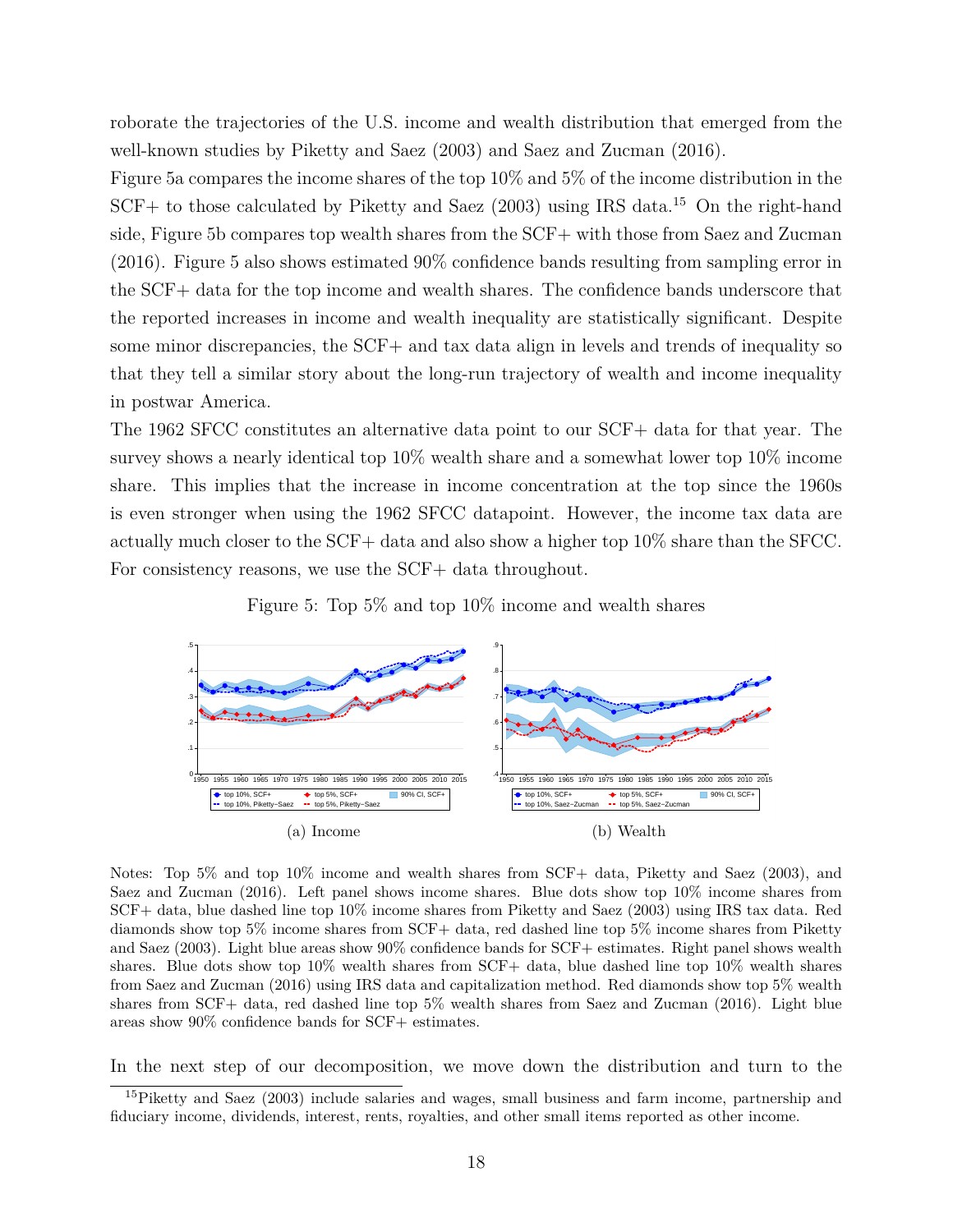roborate the trajectories of the U.S. income and wealth distribution that emerged from the well-known studies by Piketty and Saez (2003) and Saez and Zucman (2016).

Figure 5a compares the income shares of the top 10% and 5% of the income distribution in the SCF+ to those calculated by Piketty and Saez (2003) using IRS data.[15] On the right-hand side, Figure 5b compares top wealth shares from the SCF+ with those from Saez and Zucman (2016). Figure 5 also shows estimated 90% confidence bands resulting from sampling error in the SCF+ data for the top income and wealth shares. The confidence bands underscore that the reported increases in income and wealth inequality are statistically significant. Despite some minor discrepancies, the SCF+ and tax data align in levels and trends of inequality so that they tell a similar story about the long-run trajectory of wealth and income inequality in postwar America.

The 1962 SFCC constitutes an alternative data point to our SCF+ data for that year. The survey shows a nearly identical top 10% wealth share and a somewhat lower top 10% income share. This implies that the increase in income concentration at the top since the 1960s is even stronger when using the 1962 SFCC datapoint. However, the income tax data are actually much closer to the SCF+ data and also show a higher top 10% share than the SFCC. For consistency reasons, we use the SCF+ data throughout.

Figure 5: Top 5% and top 10% income and wealth shares

(a) Income

(b) Wealth

Notes: Top 5% and top 10% income and wealth shares from SCF+ data, Piketty and Saez (2003), and Saez and Zucman (2016). Left panel shows income shares. Blue dots show top 10% income shares from SCF+ data, blue dashed line top 10% income shares from Piketty and Saez (2003) using IRS tax data. Red diamonds show top 5% income shares from SCF+ data, red dashed line top 5% income shares from Piketty and Saez (2003). Light blue areas show 90% confidence bands for SCF+ estimates. Right panel shows wealth shares. Blue dots show top 10% wealth shares from SCF+ data, blue dashed line top 10% wealth shares from Saez and Zucman (2016) using IRS data and capitalization method. Red diamonds show top 5% wealth shares from SCF+ data, red dashed line top 5% wealth shares from Saez and Zucman (2016). Light blue areas show 90% confidence bands for SCF+ estimates.

In the next step of our decomposition, we move down the distribution and turn to the

[15] Piketty and Saez (2003) include salaries and wages, small business and farm income, partnership and fiduciary income, dividends, interest, rents, royalties, and other small items reported as other income.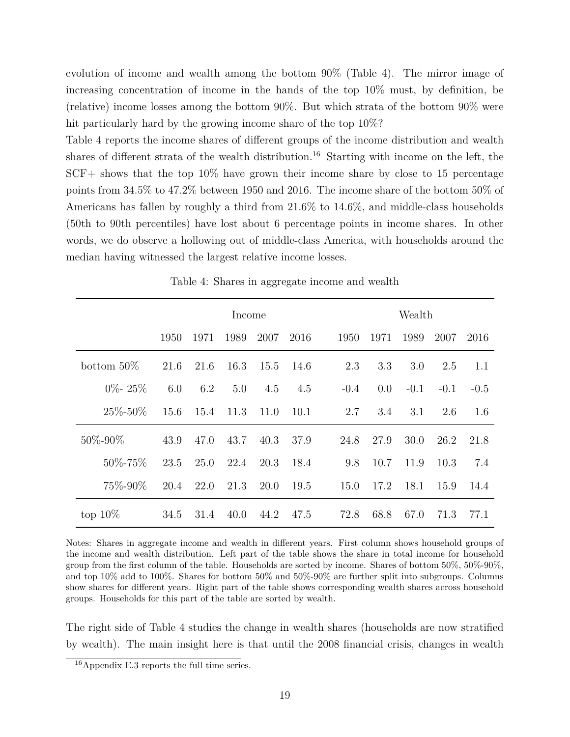evolution of income and wealth among the bottom 90% (Table 4). The mirror image of increasing concentration of income in the hands of the top 10% must, by definition, be (relative) income losses among the bottom 90%. But which strata of the bottom 90% were hit particularly hard by the growing income share of the top 10%?

Table 4 reports the income shares of different groups of the income distribution and wealth shares of different strata of the wealth distribution.[16] Starting with income on the left, the SCF+ shows that the top 10% have grown their income share by close to 15 percentage points from 34.5% to 47.2% between 1950 and 2016. The income share of the bottom 50% of Americans has fallen by roughly a third from 21.6% to 14.6%, and middle-class households (50th to 90th percentiles) have lost about 6 percentage points in income shares. In other words, we do observe a hollowing out of middle-class America, with households around the median having witnessed the largest relative income losses.

Table 4: Shares in aggregate income and wealth

| | Income | | | | | Wealth | | | | |
|---|---|---|---|---|---|---|---|---|---|---|
| | 1950 | 1971 | 1989 | 2007 | 2016 | 1950 | 1971 | 1989 | 2007 | 2016 |
| bottom 50% | 21.6 | 21.6 | 16.3 | 15.5 | 14.6 | 2.3 | 3.3 | 3.0 | 2.5 | 1.1 |
| 0%- 25% | 6.0 | 6.2 | 5.0 | 4.5 | 4.5 | -0.4 | 0.0 | -0.1 | -0.1 | -0.5 |
| 25%-50% | 15.6 | 15.4 | 11.3 | 11.0 | 10.1 | 2.7 | 3.4 | 3.1 | 2.6 | 1.6 |
| 50%-90% | 43.9 | 47.0 | 43.7 | 40.3 | 37.9 | 24.8 | 27.9 | 30.0 | 26.2 | 21.8 |
| 50%-75% | 23.5 | 25.0 | 22.4 | 20.3 | 18.4 | 9.8 | 10.7 | 11.9 | 10.3 | 7.4 |
| 75%-90% | 20.4 | 22.0 | 21.3 | 20.0 | 19.5 | 15.0 | 17.2 | 18.1 | 15.9 | 14.4 |
| top 10% | 34.5 | 31.4 | 40.0 | 44.2 | 47.5 | 72.8 | 68.8 | 67.0 | 71.3 | 77.1 |

Notes: Shares in aggregate income and wealth in different years. First column shows household groups of the income and wealth distribution. Left part of the table shows the share in total income for household group from the first column of the table. Households are sorted by income. Shares of bottom 50%, 50%-90%, and top 10% add to 100%. Shares for bottom 50% and 50%-90% are further split into subgroups. Columns show shares for different years. Right part of the table shows corresponding wealth shares across household groups. Households for this part of the table are sorted by wealth.

The right side of Table 4 studies the change in wealth shares (households are now stratified by wealth). The main insight here is that until the 2008 financial crisis, changes in wealth

[16] Appendix E.3 reports the full time series.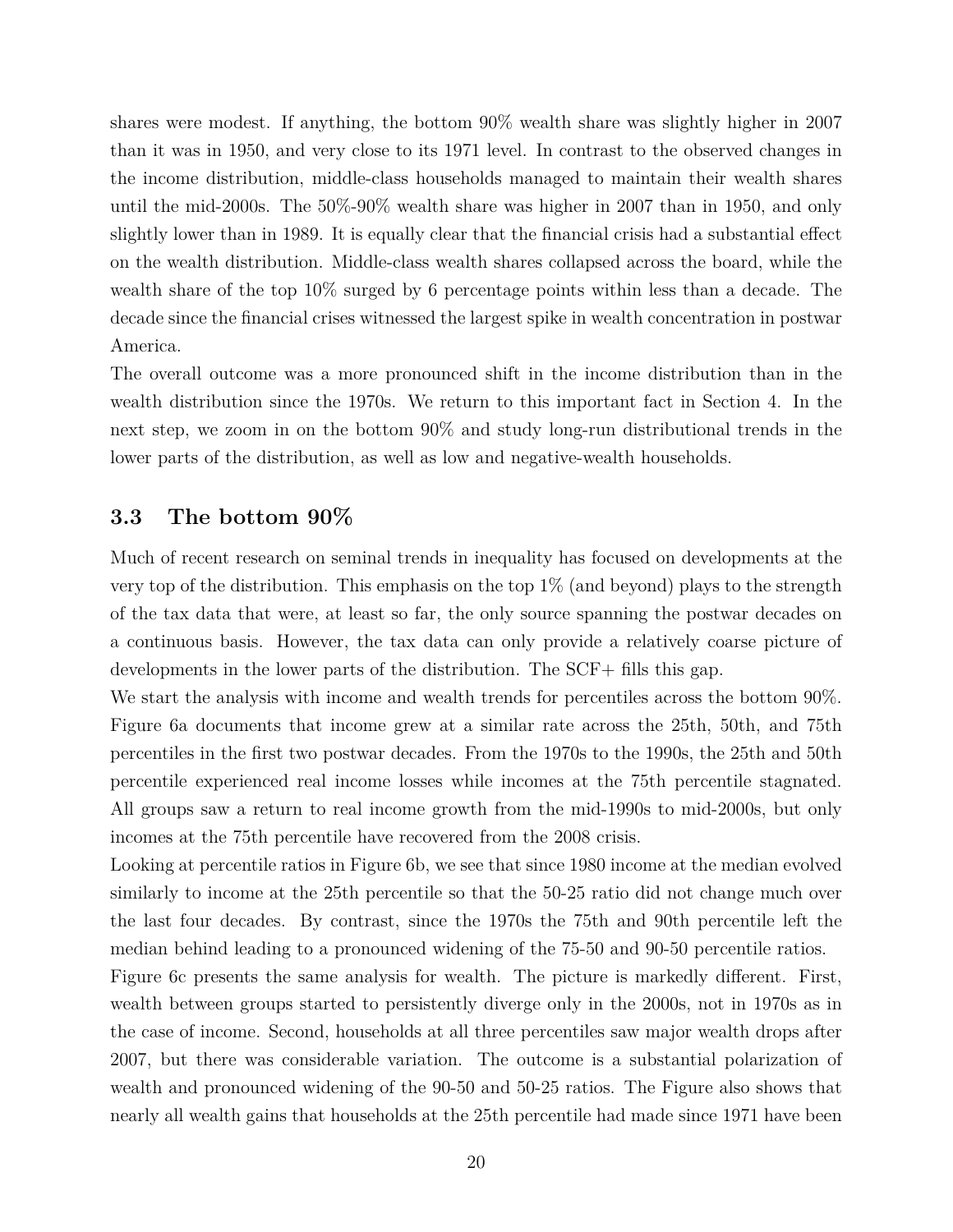shares were modest. If anything, the bottom 90% wealth share was slightly higher in 2007 than it was in 1950, and very close to its 1971 level. In contrast to the observed changes in the income distribution, middle-class households managed to maintain their wealth shares until the mid-2000s. The 50%-90% wealth share was higher in 2007 than in 1950, and only slightly lower than in 1989. It is equally clear that the financial crisis had a substantial effect on the wealth distribution. Middle-class wealth shares collapsed across the board, while the wealth share of the top 10% surged by 6 percentage points within less than a decade. The decade since the financial crises witnessed the largest spike in wealth concentration in postwar America.

The overall outcome was a more pronounced shift in the income distribution than in the wealth distribution since the 1970s. We return to this important fact in Section 4. In the next step, we zoom in on the bottom 90% and study long-run distributional trends in the lower parts of the distribution, as well as low and negative-wealth households.

### 3.3 The bottom 90%

Much of recent research on seminal trends in inequality has focused on developments at the very top of the distribution. This emphasis on the top 1% (and beyond) plays to the strength of the tax data that were, at least so far, the only source spanning the postwar decades on a continuous basis. However, the tax data can only provide a relatively coarse picture of developments in the lower parts of the distribution. The SCF+ fills this gap.

We start the analysis with income and wealth trends for percentiles across the bottom 90%. Figure 6a documents that income grew at a similar rate across the 25th, 50th, and 75th percentiles in the first two postwar decades. From the 1970s to the 1990s, the 25th and 50th percentile experienced real income losses while incomes at the 75th percentile stagnated. All groups saw a return to real income growth from the mid-1990s to mid-2000s, but only incomes at the 75th percentile have recovered from the 2008 crisis.

Looking at percentile ratios in Figure 6b, we see that since 1980 income at the median evolved similarly to income at the 25th percentile so that the 50-25 ratio did not change much over the last four decades. By contrast, since the 1970s the 75th and 90th percentile left the median behind leading to a pronounced widening of the 75-50 and 90-50 percentile ratios.

Figure 6c presents the same analysis for wealth. The picture is markedly different. First, wealth between groups started to persistently diverge only in the 2000s, not in 1970s as in the case of income. Second, households at all three percentiles saw major wealth drops after 2007, but there was considerable variation. The outcome is a substantial polarization of wealth and pronounced widening of the 90-50 and 50-25 ratios. The Figure also shows that nearly all wealth gains that households at the 25th percentile had made since 1971 have been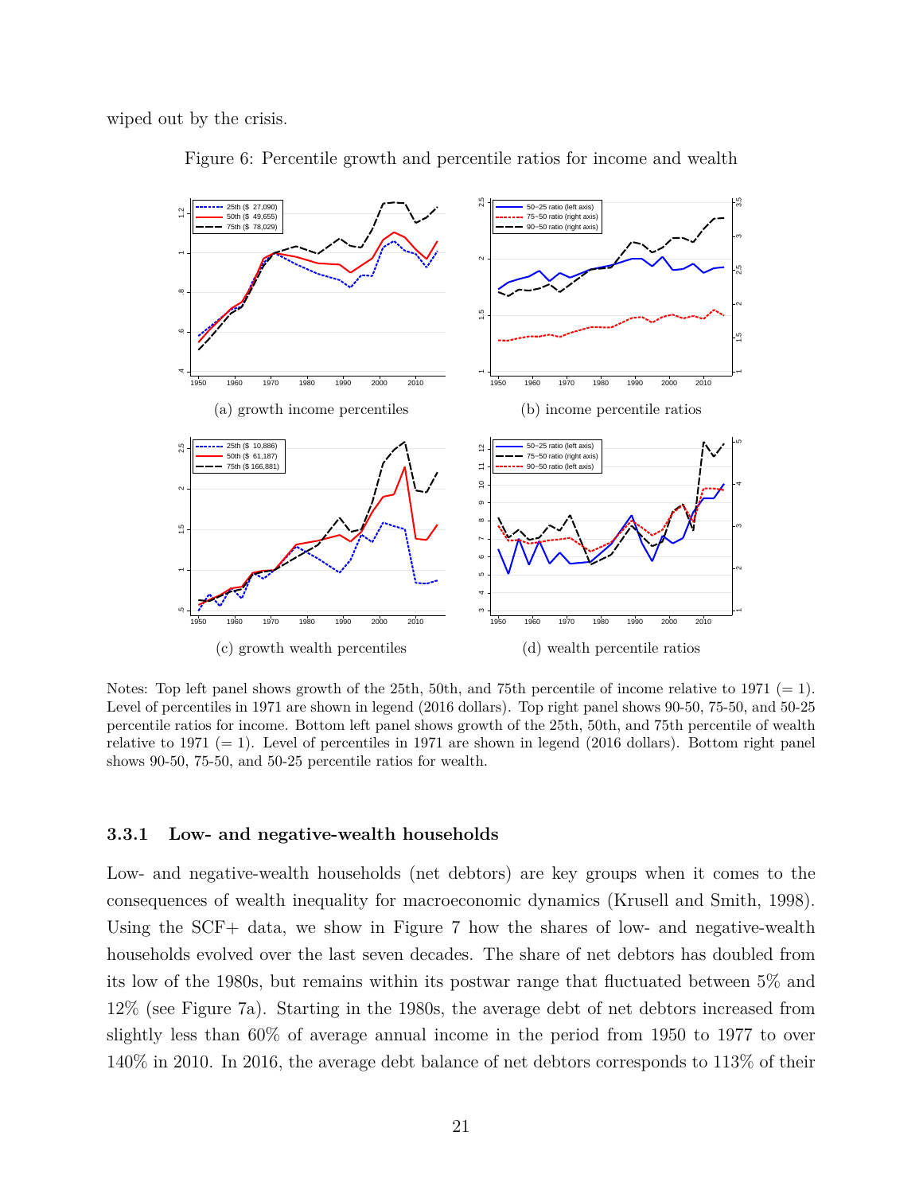wiped out by the crisis.

Figure 6: Percentile growth and percentile ratios for income and wealth

(a) growth income percentiles

(b) income percentile ratios

(c) growth wealth percentiles

(d) wealth percentile ratios

Notes: Top left panel shows growth of the 25th, 50th, and 75th percentile of income relative to 1971 (= 1). Level of percentiles in 1971 are shown in legend (2016 dollars). Top right panel shows 90-50, 75-50, and 50-25 percentile ratios for income. Bottom left panel shows growth of the 25th, 50th, and 75th percentile of wealth relative to 1971 (= 1). Level of percentiles in 1971 are shown in legend (2016 dollars). Bottom right panel shows 90-50, 75-50, and 50-25 percentile ratios for wealth.

### 3.3.1 Low- and negative-wealth households

Low- and negative-wealth households (net debtors) are key groups when it comes to the consequences of wealth inequality for macroeconomic dynamics (Krusell and Smith, 1998). Using the SCF+ data, we show in Figure 7 how the shares of low- and negative-wealth households evolved over the last seven decades. The share of net debtors has doubled from its low of the 1980s, but remains within its postwar range that fluctuated between 5% and 12% (see Figure 7a). Starting in the 1980s, the average debt of net debtors increased from slightly less than 60% of average annual income in the period from 1950 to 1977 to over 140% in 2010. In 2016, the average debt balance of net debtors corresponds to 113% of their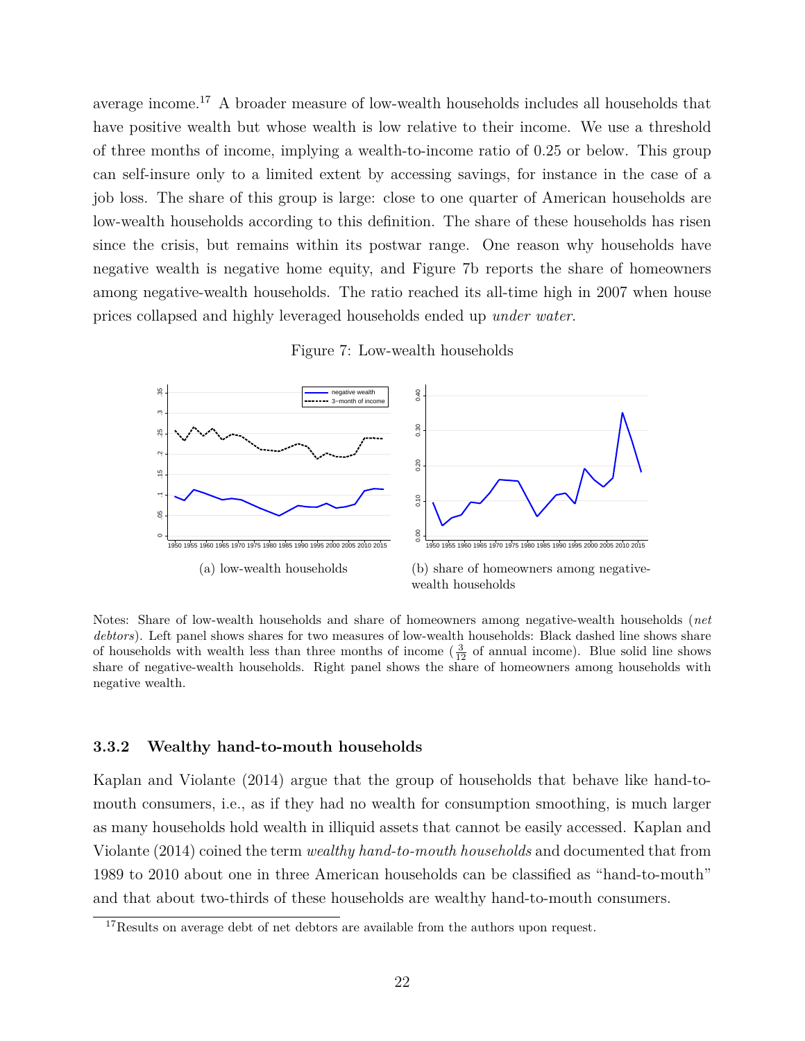average income.[17] A broader measure of low-wealth households includes all households that have positive wealth but whose wealth is low relative to their income. We use a threshold of three months of income, implying a wealth-to-income ratio of 0.25 or below. This group can self-insure only to a limited extent by accessing savings, for instance in the case of a job loss. The share of this group is large: close to one quarter of American households are low-wealth households according to this definition. The share of these households has risen since the crisis, but remains within its postwar range. One reason why households have negative wealth is negative home equity, and Figure 7b reports the share of homeowners among negative-wealth households. The ratio reached its all-time high in 2007 when house prices collapsed and highly leveraged households ended up *under water*.

Figure 7: Low-wealth households

(a) low-wealth households

(b) share of homeowners among negative-wealth households

Notes: Share of low-wealth households and share of homeowners among negative-wealth households (*net debtors*). Left panel shows shares for two measures of low-wealth households: Black dashed line shows share of households with wealth less than three months of income ($\frac{3}{12}$ of annual income). Blue solid line shows share of negative-wealth households. Right panel shows the share of homeowners among households with negative wealth.

### 3.3.2 Wealthy hand-to-mouth households

Kaplan and Violante (2014) argue that the group of households that behave like hand-to-mouth consumers, i.e., as if they had no wealth for consumption smoothing, is much larger as many households hold wealth in illiquid assets that cannot be easily accessed. Kaplan and Violante (2014) coined the term *wealthy hand-to-mouth households* and documented that from 1989 to 2010 about one in three American households can be classified as "hand-to-mouth" and that about two-thirds of these households are wealthy hand-to-mouth consumers.

[17] Results on average debt of net debtors are available from the authors upon request.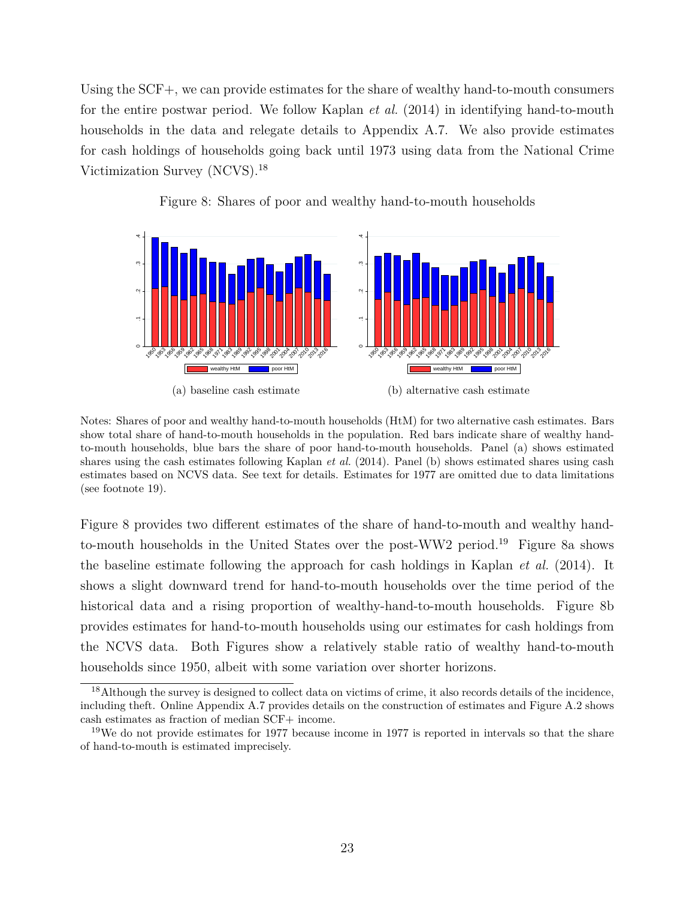Using the SCF+, we can provide estimates for the share of wealthy hand-to-mouth consumers for the entire postwar period. We follow Kaplan *et al.* (2014) in identifying hand-to-mouth households in the data and relegate details to Appendix A.7. We also provide estimates for cash holdings of households going back until 1973 using data from the National Crime Victimization Survey (NCVS).[18]

Figure 8: Shares of poor and wealthy hand-to-mouth households

(a) baseline cash estimate

(b) alternative cash estimate

Notes: Shares of poor and wealthy hand-to-mouth households (HtM) for two alternative cash estimates. Bars show total share of hand-to-mouth households in the population. Red bars indicate share of wealthy hand-to-mouth households, blue bars the share of poor hand-to-mouth households. Panel (a) shows estimated shares using the cash estimates following Kaplan *et al.* (2014). Panel (b) shows estimated shares using cash estimates based on NCVS data. See text for details. Estimates for 1977 are omitted due to data limitations (see footnote 19).

Figure 8 provides two different estimates of the share of hand-to-mouth and wealthy hand-to-mouth households in the United States over the post-WW2 period.[19] Figure 8a shows the baseline estimate following the approach for cash holdings in Kaplan *et al.* (2014). It shows a slight downward trend for hand-to-mouth households over the time period of the historical data and a rising proportion of wealthy-hand-to-mouth households. Figure 8b provides estimates for hand-to-mouth households using our estimates for cash holdings from the NCVS data. Both Figures show a relatively stable ratio of wealthy hand-to-mouth households since 1950, albeit with some variation over shorter horizons.

[18] Although the survey is designed to collect data on victims of crime, it also records details of the incidence, including theft. Online Appendix A.7 provides details on the construction of estimates and Figure A.2 shows cash estimates as fraction of median SCF+ income.

[19] We do not provide estimates for 1977 because income in 1977 is reported in intervals so that the share of hand-to-mouth is estimated imprecisely.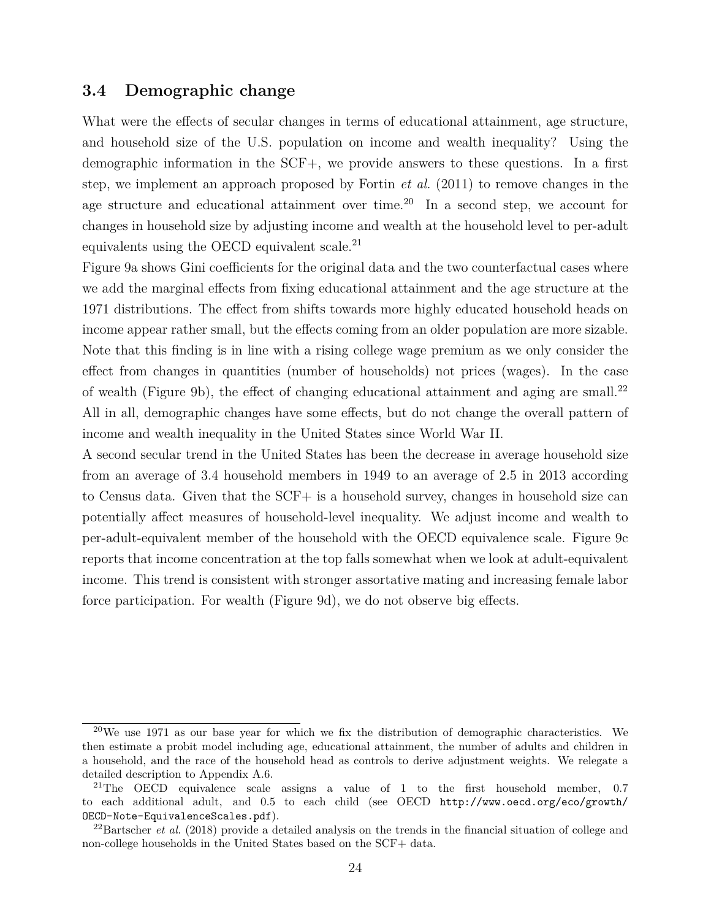### 3.4 Demographic change

What were the effects of secular changes in terms of educational attainment, age structure, and household size of the U.S. population on income and wealth inequality? Using the demographic information in the SCF+, we provide answers to these questions. In a first step, we implement an approach proposed by Fortin *et al.* (2011) to remove changes in the age structure and educational attainment over time.[20] In a second step, we account for changes in household size by adjusting income and wealth at the household level to per-adult equivalents using the OECD equivalent scale.[21]

Figure 9a shows Gini coefficients for the original data and the two counterfactual cases where we add the marginal effects from fixing educational attainment and the age structure at the 1971 distributions. The effect from shifts towards more highly educated household heads on income appear rather small, but the effects coming from an older population are more sizable. Note that this finding is in line with a rising college wage premium as we only consider the effect from changes in quantities (number of households) not prices (wages). In the case of wealth (Figure 9b), the effect of changing educational attainment and aging are small.[22] All in all, demographic changes have some effects, but do not change the overall pattern of income and wealth inequality in the United States since World War II.

A second secular trend in the United States has been the decrease in average household size from an average of 3.4 household members in 1949 to an average of 2.5 in 2013 according to Census data. Given that the SCF+ is a household survey, changes in household size can potentially affect measures of household-level inequality. We adjust income and wealth to per-adult-equivalent member of the household with the OECD equivalence scale. Figure 9c reports that income concentration at the top falls somewhat when we look at adult-equivalent income. This trend is consistent with stronger assortative mating and increasing female labor force participation. For wealth (Figure 9d), we do not observe big effects.

---

[20] We use 1971 as our base year for which we fix the distribution of demographic characteristics. We then estimate a probit model including age, educational attainment, the number of adults and children in a household, and the race of the household head as controls to derive adjustment weights. We relegate a detailed description to Appendix A.6.

[21] The OECD equivalence scale assigns a value of 1 to the first household member, 0.7 to each additional adult, and 0.5 to each child (see OECD `http://www.oecd.org/eco/growth/OECD-Note-EquivalenceScales.pdf`).

[22] Bartscher *et al.* (2018) provide a detailed analysis on the trends in the financial situation of college and non-college households in the United States based on the SCF+ data.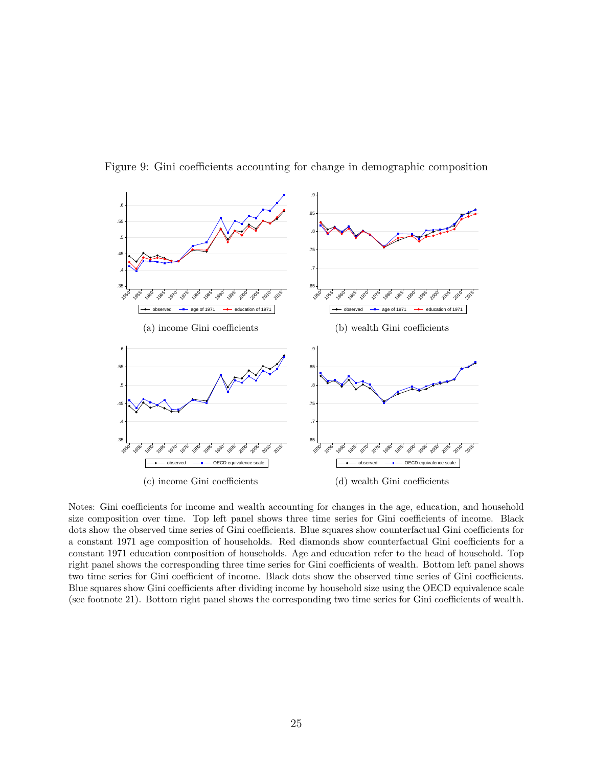Figure 9: Gini coefficients accounting for change in demographic composition

(a) income Gini coefficients

(b) wealth Gini coefficients

(c) income Gini coefficients

(d) wealth Gini coefficients

Notes: Gini coefficients for income and wealth accounting for changes in the age, education, and household size composition over time. Top left panel shows three time series for Gini coefficients of income. Black dots show the observed time series of Gini coefficients. Blue squares show counterfactual Gini coefficients for a constant 1971 age composition of households. Red diamonds show counterfactual Gini coefficients for a constant 1971 education composition of households. Age and education refer to the head of household. Top right panel shows the corresponding three time series for Gini coefficients of wealth. Bottom left panel shows two time series for Gini coefficient of income. Black dots show the observed time series of Gini coefficients. Blue squares show Gini coefficients after dividing income by household size using the OECD equivalence scale (see footnote 21). Bottom right panel shows the corresponding two time series for Gini coefficients of wealth.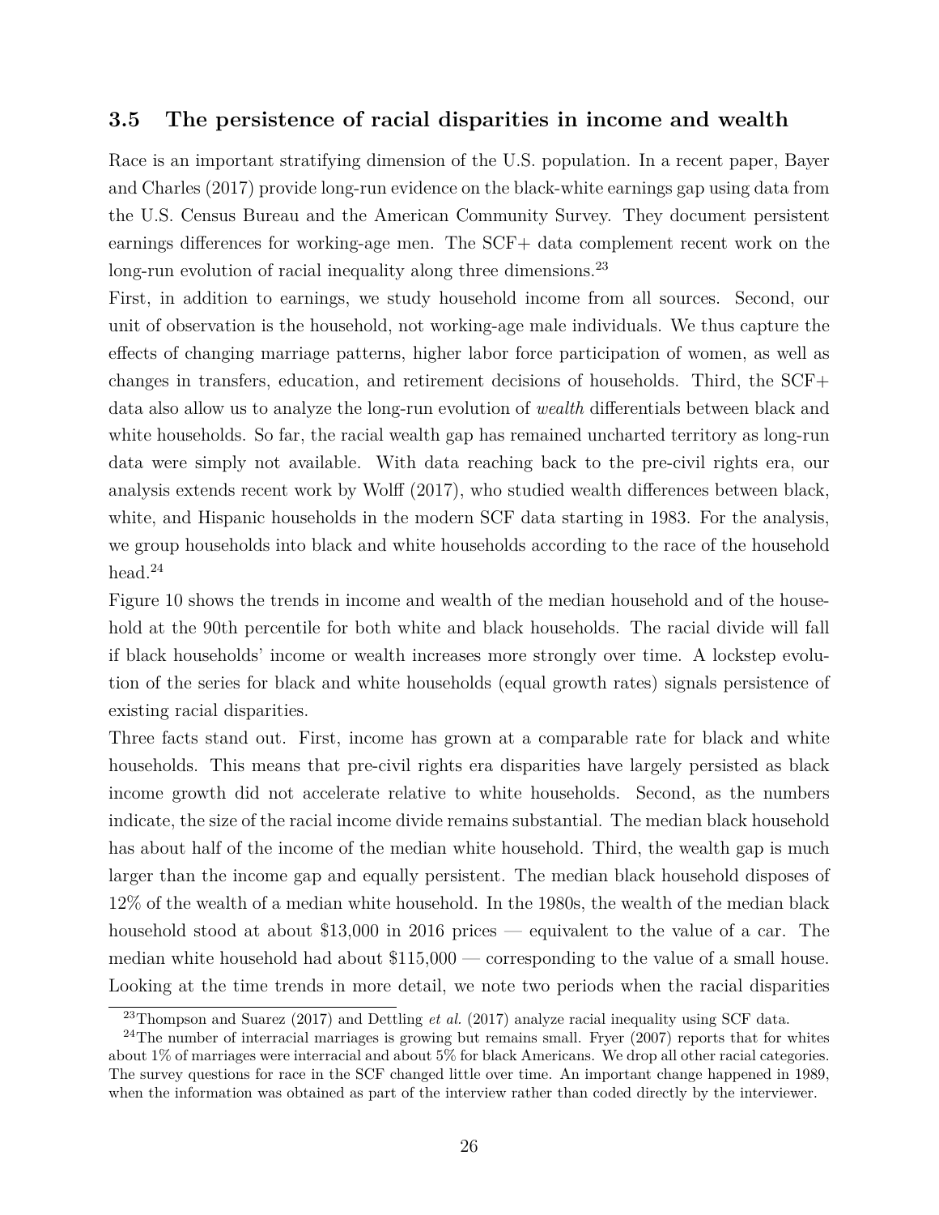### 3.5 The persistence of racial disparities in income and wealth

Race is an important stratifying dimension of the U.S. population. In a recent paper, Bayer and Charles (2017) provide long-run evidence on the black-white earnings gap using data from the U.S. Census Bureau and the American Community Survey. They document persistent earnings differences for working-age men. The SCF+ data complement recent work on the long-run evolution of racial inequality along three dimensions.[23]

First, in addition to earnings, we study household income from all sources. Second, our unit of observation is the household, not working-age male individuals. We thus capture the effects of changing marriage patterns, higher labor force participation of women, as well as changes in transfers, education, and retirement decisions of households. Third, the SCF+ data also allow us to analyze the long-run evolution of *wealth* differentials between black and white households. So far, the racial wealth gap has remained uncharted territory as long-run data were simply not available. With data reaching back to the pre-civil rights era, our analysis extends recent work by Wolff (2017), who studied wealth differences between black, white, and Hispanic households in the modern SCF data starting in 1983. For the analysis, we group households into black and white households according to the race of the household head.[24]

Figure 10 shows the trends in income and wealth of the median household and of the household at the 90th percentile for both white and black households. The racial divide will fall if black households' income or wealth increases more strongly over time. A lockstep evolution of the series for black and white households (equal growth rates) signals persistence of existing racial disparities.

Three facts stand out. First, income has grown at a comparable rate for black and white households. This means that pre-civil rights era disparities have largely persisted as black income growth did not accelerate relative to white households. Second, as the numbers indicate, the size of the racial income divide remains substantial. The median black household has about half of the income of the median white household. Third, the wealth gap is much larger than the income gap and equally persistent. The median black household disposes of 12% of the wealth of a median white household. In the 1980s, the wealth of the median black household stood at about $13,000 in 2016 prices — equivalent to the value of a car. The median white household had about $115,000 — corresponding to the value of a small house. Looking at the time trends in more detail, we note two periods when the racial disparities

[23] Thompson and Suarez (2017) and Dettling *et al.* (2017) analyze racial inequality using SCF data.

[24] The number of interracial marriages is growing but remains small. Fryer (2007) reports that for whites about 1% of marriages were interracial and about 5% for black Americans. We drop all other racial categories. The survey questions for race in the SCF changed little over time. An important change happened in 1989, when the information was obtained as part of the interview rather than coded directly by the interviewer.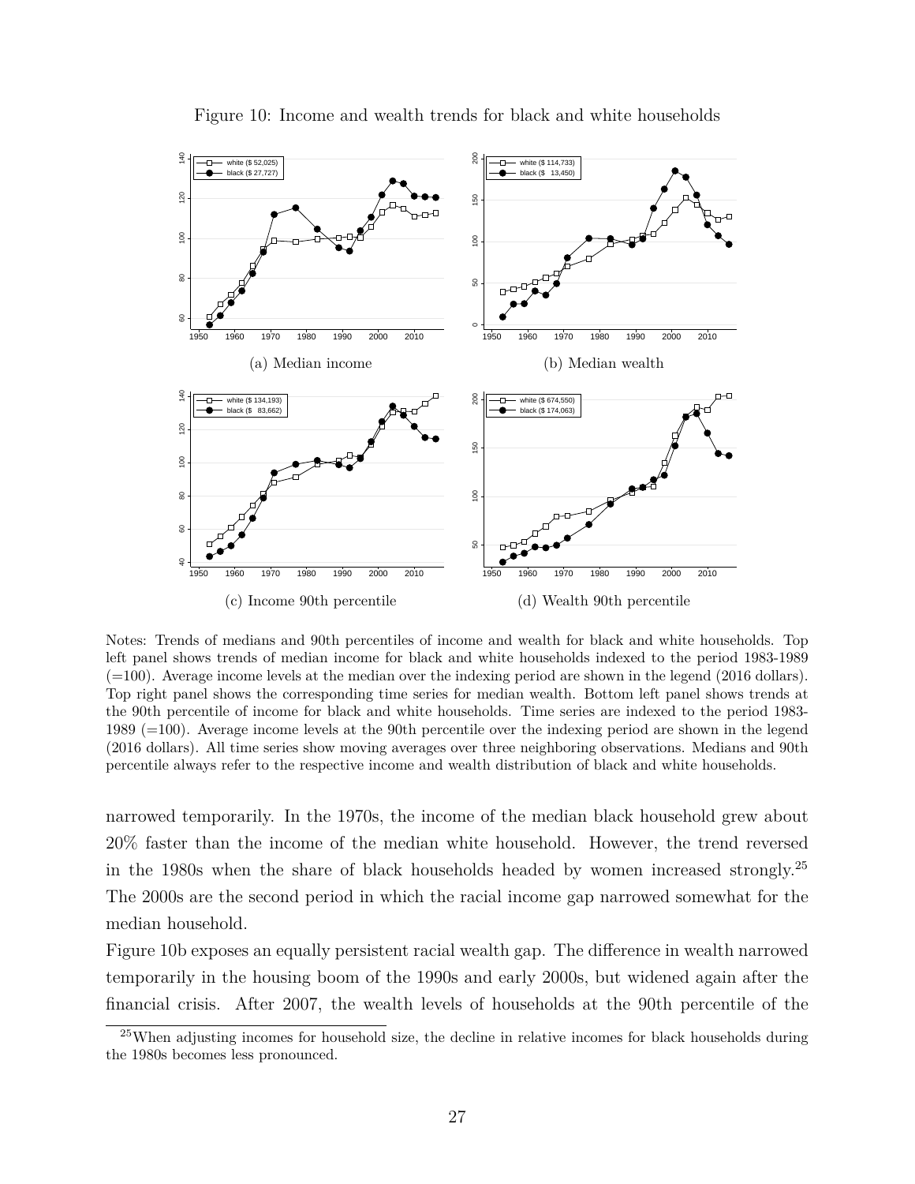Figure 10: Income and wealth trends for black and white households

(a) Median income

(b) Median wealth

(c) Income 90th percentile

(d) Wealth 90th percentile

Notes: Trends of medians and 90th percentiles of income and wealth for black and white households. Top left panel shows trends of median income for black and white households indexed to the period 1983-1989 (=100). Average income levels at the median over the indexing period are shown in the legend (2016 dollars). Top right panel shows the corresponding time series for median wealth. Bottom left panel shows trends at the 90th percentile of income for black and white households. Time series are indexed to the period 1983-1989 (=100). Average income levels at the 90th percentile over the indexing period are shown in the legend (2016 dollars). All time series show moving averages over three neighboring observations. Medians and 90th percentile always refer to the respective income and wealth distribution of black and white households.

narrowed temporarily. In the 1970s, the income of the median black household grew about 20% faster than the income of the median white household. However, the trend reversed in the 1980s when the share of black households headed by women increased strongly.[25] The 2000s are the second period in which the racial income gap narrowed somewhat for the median household.

Figure 10b exposes an equally persistent racial wealth gap. The difference in wealth narrowed temporarily in the housing boom of the 1990s and early 2000s, but widened again after the financial crisis. After 2007, the wealth levels of households at the 90th percentile of the

[25] When adjusting incomes for household size, the decline in relative incomes for black households during the 1980s becomes less pronounced.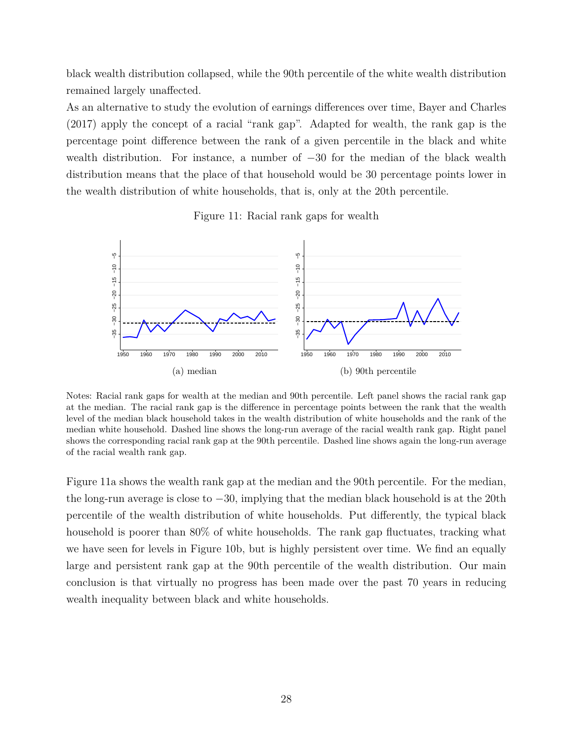black wealth distribution collapsed, while the 90th percentile of the white wealth distribution remained largely unaffected.

As an alternative to study the evolution of earnings differences over time, Bayer and Charles (2017) apply the concept of a racial "rank gap". Adapted for wealth, the rank gap is the percentage point difference between the rank of a given percentile in the black and white wealth distribution. For instance, a number of $-30$ for the median of the black wealth distribution means that the place of that household would be 30 percentage points lower in the wealth distribution of white households, that is, only at the 20th percentile.

Figure 11: Racial rank gaps for wealth

(a) median

(b) 90th percentile

Notes: Racial rank gaps for wealth at the median and 90th percentile. Left panel shows the racial rank gap at the median. The racial rank gap is the difference in percentage points between the rank that the wealth level of the median black household takes in the wealth distribution of white households and the rank of the median white household. Dashed line shows the long-run average of the racial wealth rank gap. Right panel shows the corresponding racial rank gap at the 90th percentile. Dashed line shows again the long-run average of the racial wealth rank gap.

Figure 11a shows the wealth rank gap at the median and the 90th percentile. For the median, the long-run average is close to $-30$, implying that the median black household is at the 20th percentile of the wealth distribution of white households. Put differently, the typical black household is poorer than 80% of white households. The rank gap fluctuates, tracking what we have seen for levels in Figure 10b, but is highly persistent over time. We find an equally large and persistent rank gap at the 90th percentile of the wealth distribution. Our main conclusion is that virtually no progress has been made over the past 70 years in reducing wealth inequality between black and white households.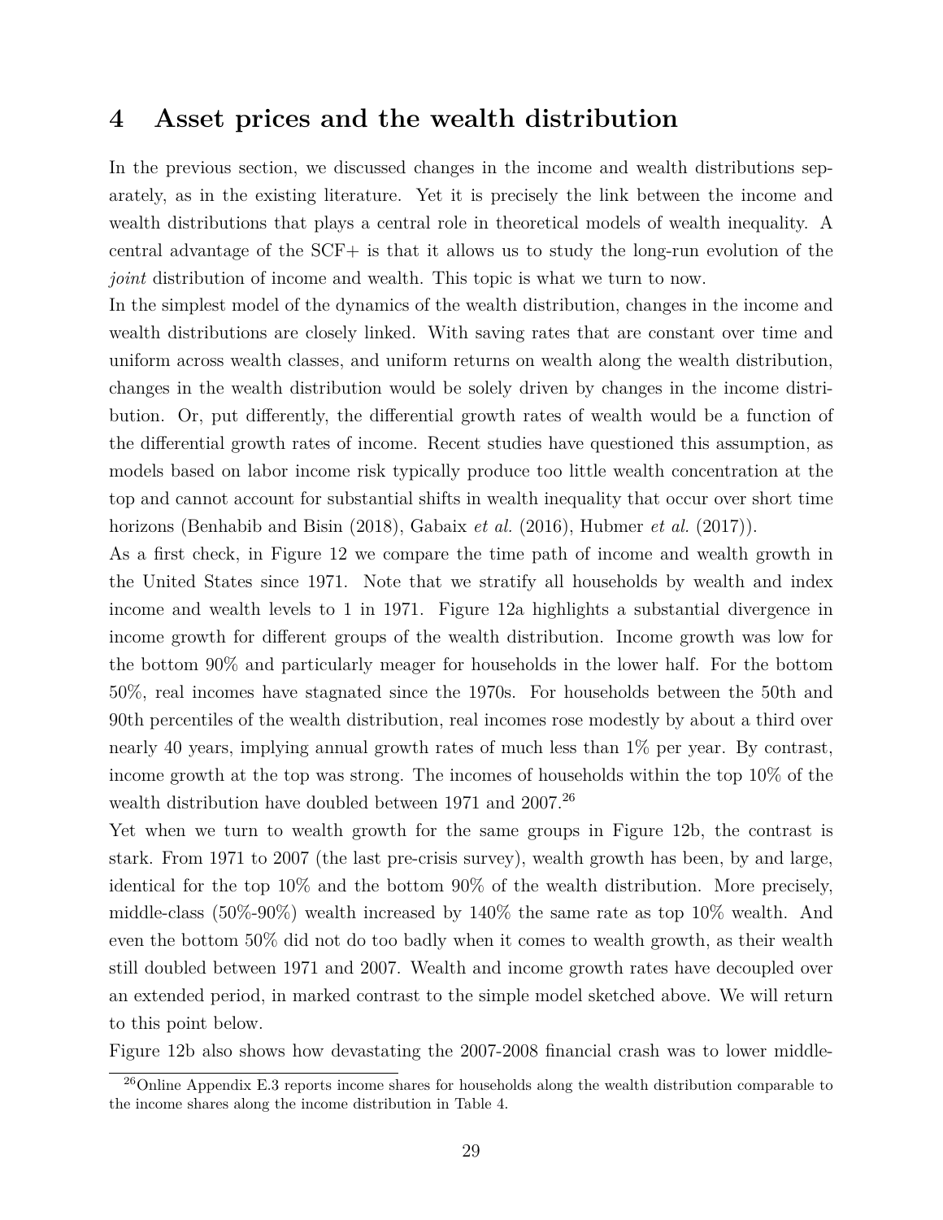# 4 Asset prices and the wealth distribution

In the previous section, we discussed changes in the income and wealth distributions separately, as in the existing literature. Yet it is precisely the link between the income and wealth distributions that plays a central role in theoretical models of wealth inequality. A central advantage of the SCF+ is that it allows us to study the long-run evolution of the *joint* distribution of income and wealth. This topic is what we turn to now.

In the simplest model of the dynamics of the wealth distribution, changes in the income and wealth distributions are closely linked. With saving rates that are constant over time and uniform across wealth classes, and uniform returns on wealth along the wealth distribution, changes in the wealth distribution would be solely driven by changes in the income distribution. Or, put differently, the differential growth rates of wealth would be a function of the differential growth rates of income. Recent studies have questioned this assumption, as models based on labor income risk typically produce too little wealth concentration at the top and cannot account for substantial shifts in wealth inequality that occur over short time horizons (Benhabib and Bisin (2018), Gabaix *et al.* (2016), Hubmer *et al.* (2017)).

As a first check, in Figure 12 we compare the time path of income and wealth growth in the United States since 1971. Note that we stratify all households by wealth and index income and wealth levels to 1 in 1971. Figure 12a highlights a substantial divergence in income growth for different groups of the wealth distribution. Income growth was low for the bottom 90% and particularly meager for households in the lower half. For the bottom 50%, real incomes have stagnated since the 1970s. For households between the 50th and 90th percentiles of the wealth distribution, real incomes rose modestly by about a third over nearly 40 years, implying annual growth rates of much less than 1% per year. By contrast, income growth at the top was strong. The incomes of households within the top 10% of the wealth distribution have doubled between 1971 and 2007.[26]

Yet when we turn to wealth growth for the same groups in Figure 12b, the contrast is stark. From 1971 to 2007 (the last pre-crisis survey), wealth growth has been, by and large, identical for the top 10% and the bottom 90% of the wealth distribution. More precisely, middle-class (50%-90%) wealth increased by 140% the same rate as top 10% wealth. And even the bottom 50% did not do too badly when it comes to wealth growth, as their wealth still doubled between 1971 and 2007. Wealth and income growth rates have decoupled over an extended period, in marked contrast to the simple model sketched above. We will return to this point below.

Figure 12b also shows how devastating the 2007-2008 financial crash was to lower middle-

[26] Online Appendix E.3 reports income shares for households along the wealth distribution comparable to the income shares along the income distribution in Table 4.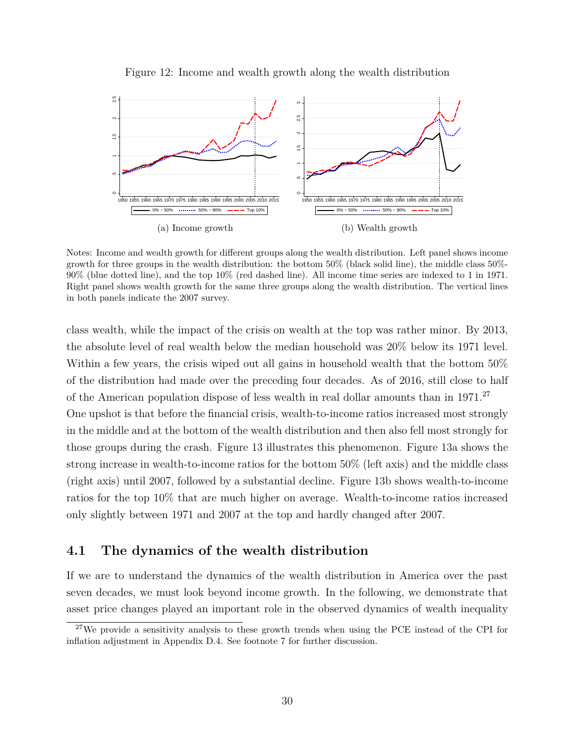Figure 12: Income and wealth growth along the wealth distribution

(a) Income growth

(b) Wealth growth

Notes: Income and wealth growth for different groups along the wealth distribution. Left panel shows income growth for three groups in the wealth distribution: the bottom 50% (black solid line), the middle class 50%-90% (blue dotted line), and the top 10% (red dashed line). All income time series are indexed to 1 in 1971. Right panel shows wealth growth for the same three groups along the wealth distribution. The vertical lines in both panels indicate the 2007 survey.

class wealth, while the impact of the crisis on wealth at the top was rather minor. By 2013, the absolute level of real wealth below the median household was 20% below its 1971 level. Within a few years, the crisis wiped out all gains in household wealth that the bottom 50% of the distribution had made over the preceding four decades. As of 2016, still close to half of the American population dispose of less wealth in real dollar amounts than in 1971.[27]

One upshot is that before the financial crisis, wealth-to-income ratios increased most strongly in the middle and at the bottom of the wealth distribution and then also fell most strongly for those groups during the crash. Figure 13 illustrates this phenomenon. Figure 13a shows the strong increase in wealth-to-income ratios for the bottom 50% (left axis) and the middle class (right axis) until 2007, followed by a substantial decline. Figure 13b shows wealth-to-income ratios for the top 10% that are much higher on average. Wealth-to-income ratios increased only slightly between 1971 and 2007 at the top and hardly changed after 2007.

## 4.1 The dynamics of the wealth distribution

If we are to understand the dynamics of the wealth distribution in America over the past seven decades, we must look beyond income growth. In the following, we demonstrate that asset price changes played an important role in the observed dynamics of wealth inequality

[27] We provide a sensitivity analysis to these growth trends when using the PCE instead of the CPI for inflation adjustment in Appendix D.4. See footnote 7 for further discussion.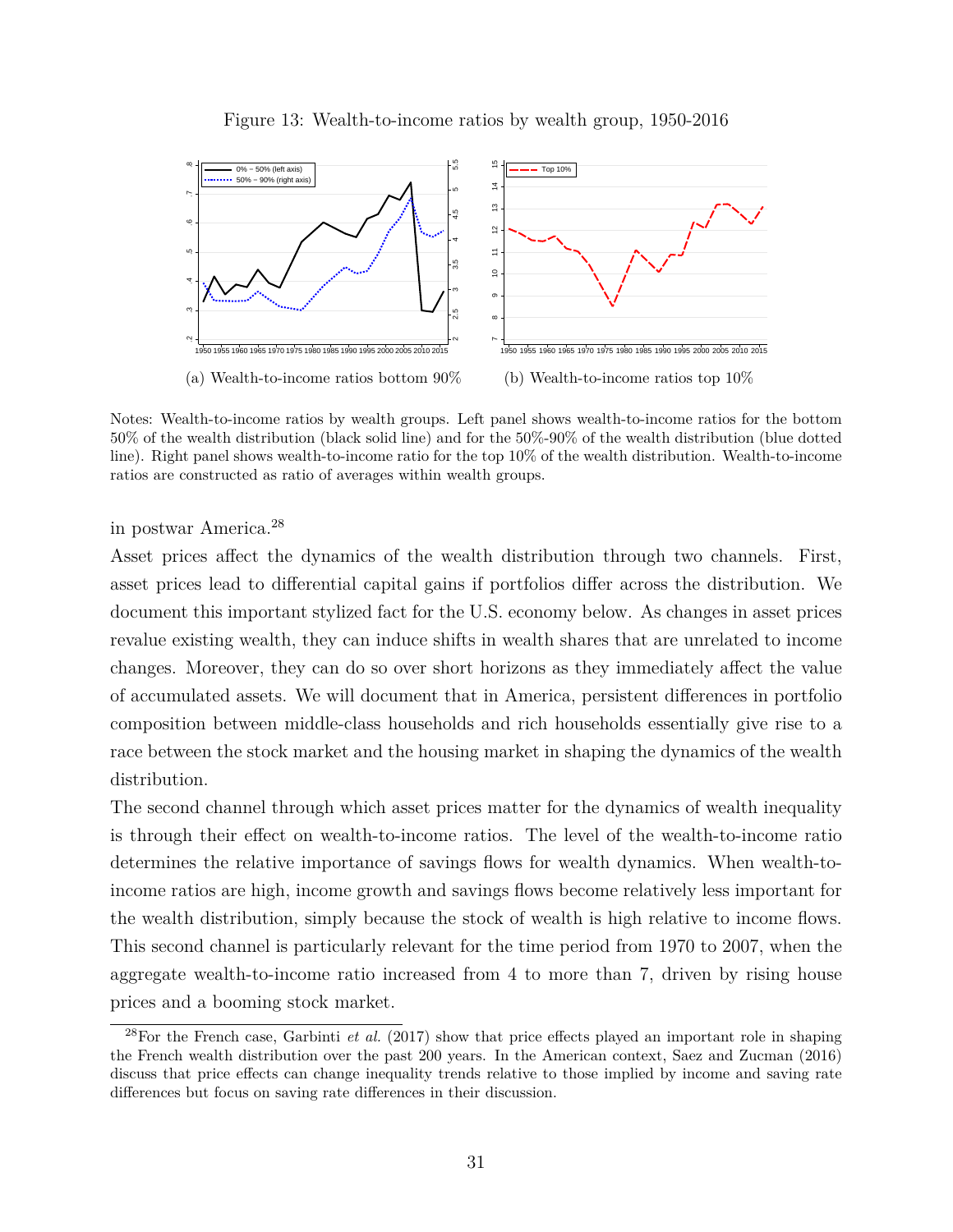Figure 13: Wealth-to-income ratios by wealth group, 1950-2016

(a) Wealth-to-income ratios bottom 90%

(b) Wealth-to-income ratios top 10%

Notes: Wealth-to-income ratios by wealth groups. Left panel shows wealth-to-income ratios for the bottom 50% of the wealth distribution (black solid line) and for the 50%-90% of the wealth distribution (blue dotted line). Right panel shows wealth-to-income ratio for the top 10% of the wealth distribution. Wealth-to-income ratios are constructed as ratio of averages within wealth groups.

in postwar America.[28]

Asset prices affect the dynamics of the wealth distribution through two channels. First, asset prices lead to differential capital gains if portfolios differ across the distribution. We document this important stylized fact for the U.S. economy below. As changes in asset prices revalue existing wealth, they can induce shifts in wealth shares that are unrelated to income changes. Moreover, they can do so over short horizons as they immediately affect the value of accumulated assets. We will document that in America, persistent differences in portfolio composition between middle-class households and rich households essentially give rise to a race between the stock market and the housing market in shaping the dynamics of the wealth distribution.

The second channel through which asset prices matter for the dynamics of wealth inequality is through their effect on wealth-to-income ratios. The level of the wealth-to-income ratio determines the relative importance of savings flows for wealth dynamics. When wealth-to-income ratios are high, income growth and savings flows become relatively less important for the wealth distribution, simply because the stock of wealth is high relative to income flows. This second channel is particularly relevant for the time period from 1970 to 2007, when the aggregate wealth-to-income ratio increased from 4 to more than 7, driven by rising house prices and a booming stock market.

[28] For the French case, Garbinti *et al.* (2017) show that price effects played an important role in shaping the French wealth distribution over the past 200 years. In the American context, Saez and Zucman (2016) discuss that price effects can change inequality trends relative to those implied by income and saving rate differences but focus on saving rate differences in their discussion.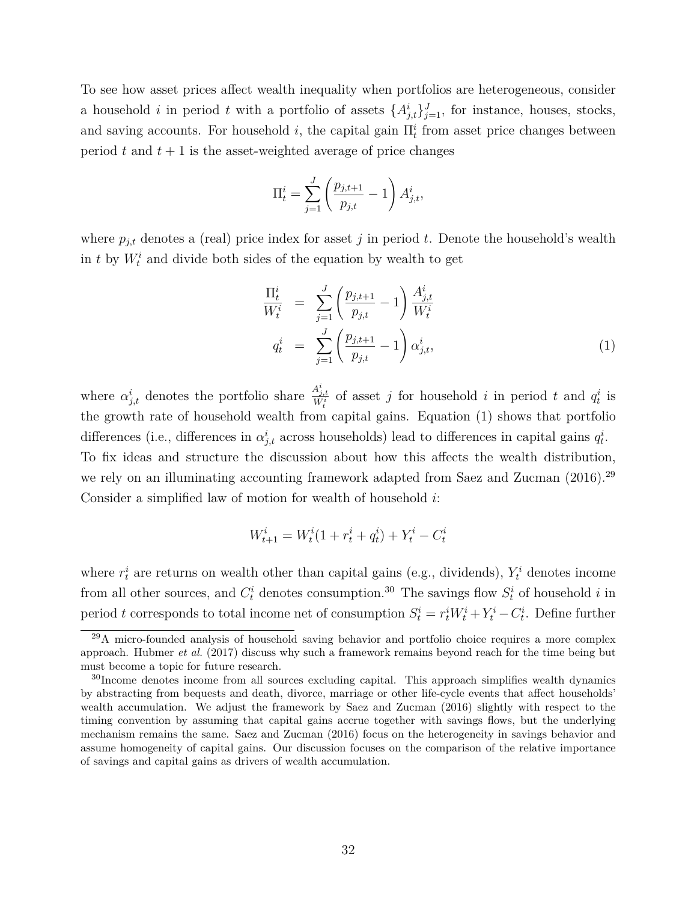To see how asset prices affect wealth inequality when portfolios are heterogeneous, consider a household $i$ in period $t$ with a portfolio of assets $\{A^i_{j,t}\}_{j=1}^J$, for instance, houses, stocks, and saving accounts. For household $i$, the capital gain $\Pi^i_t$ from asset price changes between period $t$ and $t+1$ is the asset-weighted average of price changes

$$\Pi^i_t = \sum_{j=1}^{J} \left( \frac{p_{j,t+1}}{p_{j,t}} - 1 \right) A^i_{j,t},$$

where $p_{j,t}$ denotes a (real) price index for asset $j$ in period $t$. Denote the household's wealth in $t$ by $W^i_t$ and divide both sides of the equation by wealth to get

$$\begin{aligned} \frac{\Pi^i_t}{W^i_t} &= \sum_{j=1}^{J} \left( \frac{p_{j,t+1}}{p_{j,t}} - 1 \right) \frac{A^i_{j,t}}{W^i_t} \\ q^i_t &= \sum_{j=1}^{J} \left( \frac{p_{j,t+1}}{p_{j,t}} - 1 \right) \alpha^i_{j,t}, \end{aligned} \tag{1}$$

where $\alpha^i_{j,t}$ denotes the portfolio share $\frac{A^i_{j,t}}{W^i_t}$ of asset $j$ for household $i$ in period $t$ and $q^i_t$ is the growth rate of household wealth from capital gains. Equation (1) shows that portfolio differences (i.e., differences in $\alpha^i_{j,t}$ across households) lead to differences in capital gains $q^i_t$. To fix ideas and structure the discussion about how this affects the wealth distribution, we rely on an illuminating accounting framework adapted from Saez and Zucman (2016).[29] Consider a simplified law of motion for wealth of household $i$:

$$W^i_{t+1} = W^i_t(1 + r^i_t + q^i_t) + Y^i_t - C^i_t$$

where $r^i_t$ are returns on wealth other than capital gains (e.g., dividends), $Y^i_t$ denotes income from all other sources, and $C^i_t$ denotes consumption.[30] The savings flow $S^i_t$ of household $i$ in period $t$ corresponds to total income net of consumption $S^i_t = r^i_t W^i_t + Y^i_t - C^i_t$. Define further

[29] A micro-founded analysis of household saving behavior and portfolio choice requires a more complex approach. Hubmer *et al.* (2017) discuss why such a framework remains beyond reach for the time being but must become a topic for future research.

[30] Income denotes income from all sources excluding capital. This approach simplifies wealth dynamics by abstracting from bequests and death, divorce, marriage or other life-cycle events that affect households' wealth accumulation. We adjust the framework by Saez and Zucman (2016) slightly with respect to the timing convention by assuming that capital gains accrue together with savings flows, but the underlying mechanism remains the same. Saez and Zucman (2016) focus on the heterogeneity in savings behavior and assume homogeneity of capital gains. Our discussion focuses on the comparison of the relative importance of savings and capital gains as drivers of wealth accumulation.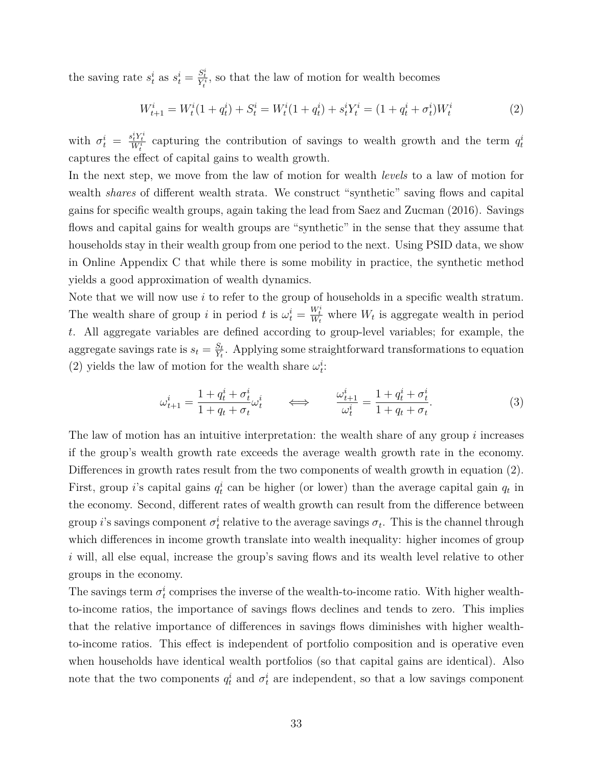the saving rate $s_t^i$ as $s_t^i = \frac{S_t^i}{Y_t^i}$, so that the law of motion for wealth becomes

$$W_{t+1}^i = W_t^i(1+q_t^i) + S_t^i = W_t^i(1+q_t^i) + s_t^i Y_t^i = (1 + q_t^i + \sigma_t^i)W_t^i \tag{2}$$

with $\sigma_t^i = \frac{s_t^i Y_t^i}{W_t^i}$ capturing the contribution of savings to wealth growth and the term $q_t^i$ captures the effect of capital gains to wealth growth.

In the next step, we move from the law of motion for wealth *levels* to a law of motion for wealth *shares* of different wealth strata. We construct "synthetic" saving flows and capital gains for specific wealth groups, again taking the lead from Saez and Zucman (2016). Savings flows and capital gains for wealth groups are "synthetic" in the sense that they assume that households stay in their wealth group from one period to the next. Using PSID data, we show in Online Appendix C that while there is some mobility in practice, the synthetic method yields a good approximation of wealth dynamics.

Note that we will now use $i$ to refer to the group of households in a specific wealth stratum. The wealth share of group $i$ in period $t$ is $\omega_t^i = \frac{W_t^i}{W_t}$ where $W_t$ is aggregate wealth in period $t$. All aggregate variables are defined according to group-level variables; for example, the aggregate savings rate is $s_t = \frac{S_t}{Y_t}$. Applying some straightforward transformations to equation (2) yields the law of motion for the wealth share $\omega_t^i$:

$$\omega_{t+1}^i = \frac{1 + q_t^i + \sigma_t^i}{1 + q_t + \sigma_t}\omega_t^i \qquad \Longleftrightarrow \qquad \frac{\omega_{t+1}^i}{\omega_t^i} = \frac{1 + q_t^i + \sigma_t^i}{1 + q_t + \sigma_t}. \tag{3}$$

The law of motion has an intuitive interpretation: the wealth share of any group $i$ increases if the group's wealth growth rate exceeds the average wealth growth rate in the economy. Differences in growth rates result from the two components of wealth growth in equation (2). First, group $i$'s capital gains $q_t^i$ can be higher (or lower) than the average capital gain $q_t$ in the economy. Second, different rates of wealth growth can result from the difference between group $i$'s savings component $\sigma_t^i$ relative to the average savings $\sigma_t$. This is the channel through which differences in income growth translate into wealth inequality: higher incomes of group $i$ will, all else equal, increase the group's saving flows and its wealth level relative to other groups in the economy.

The savings term $\sigma_t^i$ comprises the inverse of the wealth-to-income ratio. With higher wealth-to-income ratios, the importance of savings flows declines and tends to zero. This implies that the relative importance of differences in savings flows diminishes with higher wealth-to-income ratios. This effect is independent of portfolio composition and is operative even when households have identical wealth portfolios (so that capital gains are identical). Also note that the two components $q_t^i$ and $\sigma_t^i$ are independent, so that a low savings component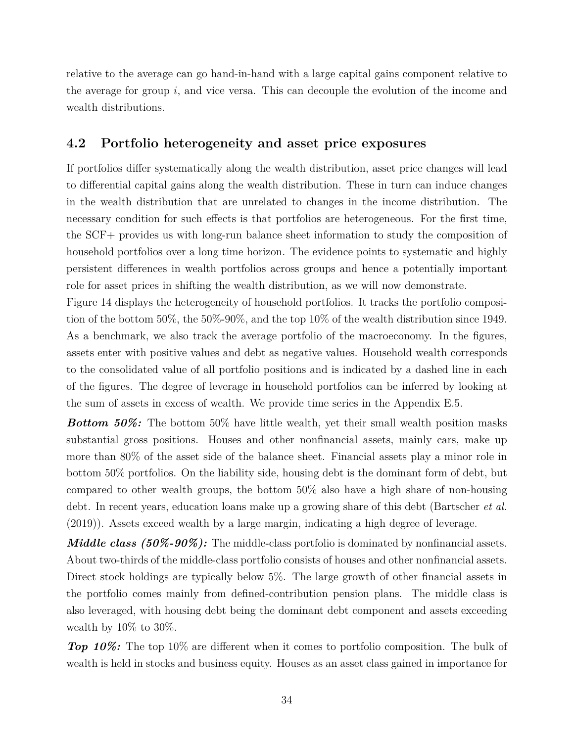relative to the average can go hand-in-hand with a large capital gains component relative to the average for group $i$, and vice versa. This can decouple the evolution of the income and wealth distributions.

## 4.2 Portfolio heterogeneity and asset price exposures

If portfolios differ systematically along the wealth distribution, asset price changes will lead to differential capital gains along the wealth distribution. These in turn can induce changes in the wealth distribution that are unrelated to changes in the income distribution. The necessary condition for such effects is that portfolios are heterogeneous. For the first time, the SCF+ provides us with long-run balance sheet information to study the composition of household portfolios over a long time horizon. The evidence points to systematic and highly persistent differences in wealth portfolios across groups and hence a potentially important role for asset prices in shifting the wealth distribution, as we will now demonstrate.

Figure 14 displays the heterogeneity of household portfolios. It tracks the portfolio composition of the bottom 50%, the 50%-90%, and the top 10% of the wealth distribution since 1949. As a benchmark, we also track the average portfolio of the macroeconomy. In the figures, assets enter with positive values and debt as negative values. Household wealth corresponds to the consolidated value of all portfolio positions and is indicated by a dashed line in each of the figures. The degree of leverage in household portfolios can be inferred by looking at the sum of assets in excess of wealth. We provide time series in the Appendix E.5.

***Bottom 50%:*** The bottom 50% have little wealth, yet their small wealth position masks substantial gross positions. Houses and other nonfinancial assets, mainly cars, make up more than 80% of the asset side of the balance sheet. Financial assets play a minor role in bottom 50% portfolios. On the liability side, housing debt is the dominant form of debt, but compared to other wealth groups, the bottom 50% also have a high share of non-housing debt. In recent years, education loans make up a growing share of this debt (Bartscher *et al.* (2019)). Assets exceed wealth by a large margin, indicating a high degree of leverage.

***Middle class (50%-90%):*** The middle-class portfolio is dominated by nonfinancial assets. About two-thirds of the middle-class portfolio consists of houses and other nonfinancial assets. Direct stock holdings are typically below 5%. The large growth of other financial assets in the portfolio comes mainly from defined-contribution pension plans. The middle class is also leveraged, with housing debt being the dominant debt component and assets exceeding wealth by 10% to 30%.

***Top 10%:*** The top 10% are different when it comes to portfolio composition. The bulk of wealth is held in stocks and business equity. Houses as an asset class gained in importance for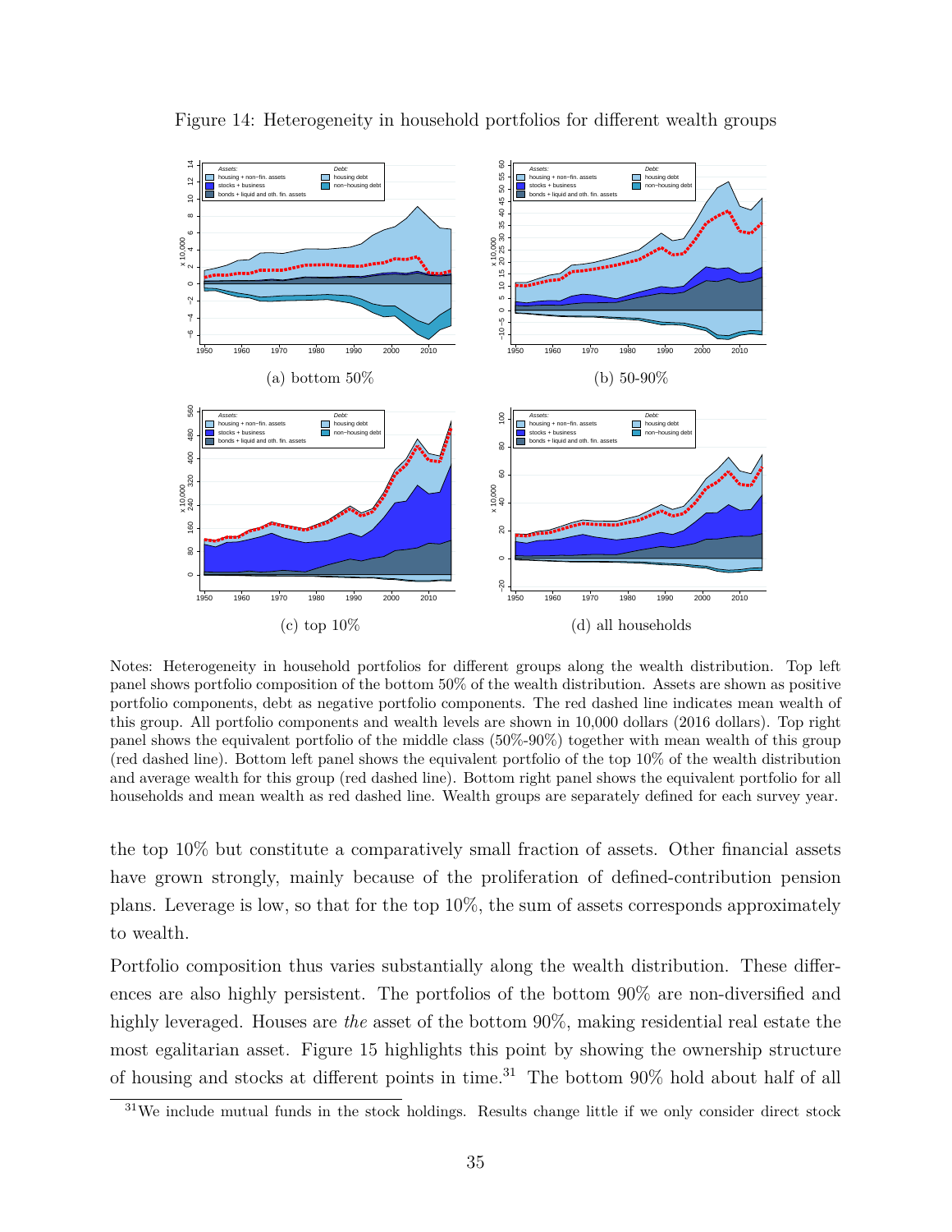Figure 14: Heterogeneity in household portfolios for different wealth groups

(a) bottom 50%

(b) 50-90%

(c) top 10%

(d) all households

Notes: Heterogeneity in household portfolios for different groups along the wealth distribution. Top left panel shows portfolio composition of the bottom 50% of the wealth distribution. Assets are shown as positive portfolio components, debt as negative portfolio components. The red dashed line indicates mean wealth of this group. All portfolio components and wealth levels are shown in 10,000 dollars (2016 dollars). Top right panel shows the equivalent portfolio of the middle class (50%-90%) together with mean wealth of this group (red dashed line). Bottom left panel shows the equivalent portfolio of the top 10% of the wealth distribution and average wealth for this group (red dashed line). Bottom right panel shows the equivalent portfolio for all households and mean wealth as red dashed line. Wealth groups are separately defined for each survey year.

the top 10% but constitute a comparatively small fraction of assets. Other financial assets have grown strongly, mainly because of the proliferation of defined-contribution pension plans. Leverage is low, so that for the top 10%, the sum of assets corresponds approximately to wealth.

Portfolio composition thus varies substantially along the wealth distribution. These differences are also highly persistent. The portfolios of the bottom 90% are non-diversified and highly leveraged. Houses are *the* asset of the bottom 90%, making residential real estate the most egalitarian asset. Figure 15 highlights this point by showing the ownership structure of housing and stocks at different points in time.[31] The bottom 90% hold about half of all

[31]We include mutual funds in the stock holdings. Results change little if we only consider direct stock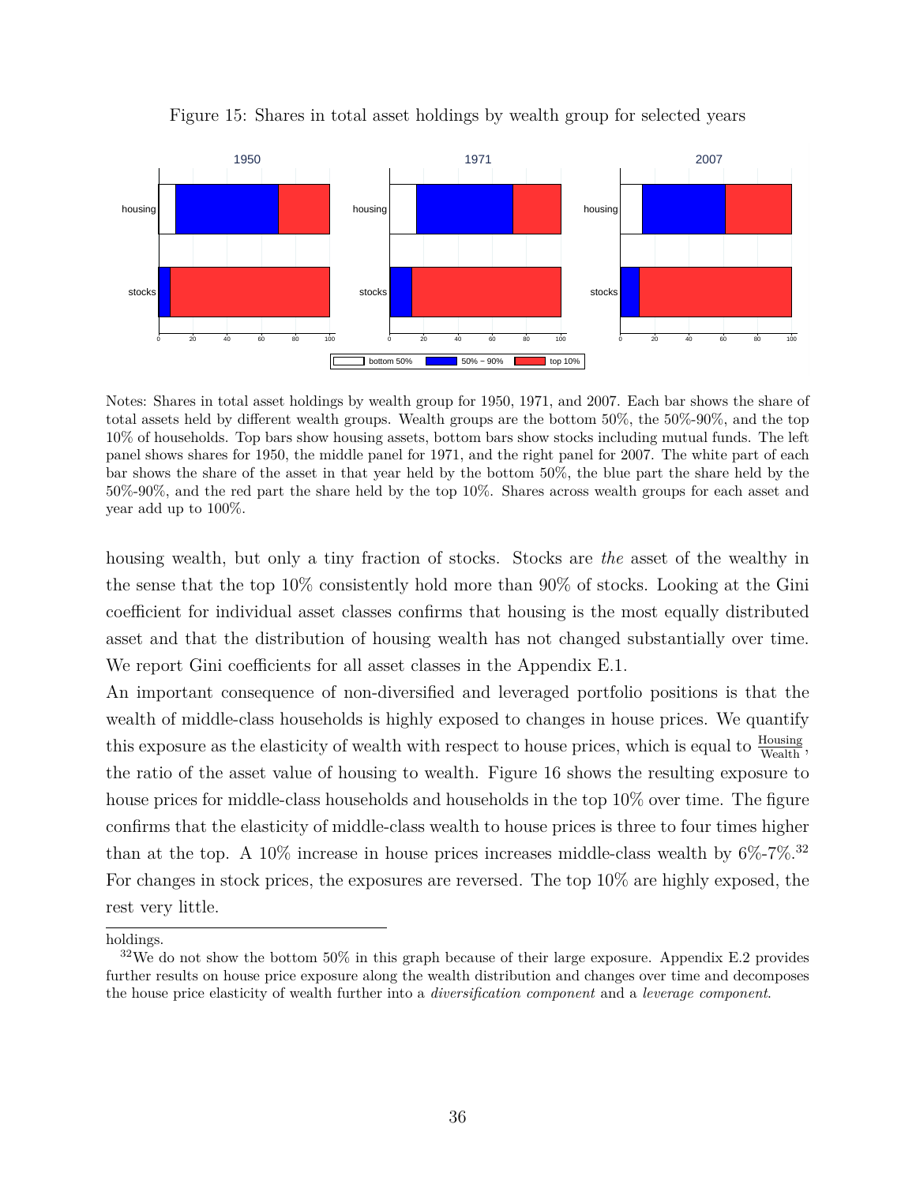Figure 15: Shares in total asset holdings by wealth group for selected years

Notes: Shares in total asset holdings by wealth group for 1950, 1971, and 2007. Each bar shows the share of total assets held by different wealth groups. Wealth groups are the bottom 50%, the 50%-90%, and the top 10% of households. Top bars show housing assets, bottom bars show stocks including mutual funds. The left panel shows shares for 1950, the middle panel for 1971, and the right panel for 2007. The white part of each bar shows the share of the asset in that year held by the bottom 50%, the blue part the share held by the 50%-90%, and the red part the share held by the top 10%. Shares across wealth groups for each asset and year add up to 100%.

housing wealth, but only a tiny fraction of stocks. Stocks are *the* asset of the wealthy in the sense that the top 10% consistently hold more than 90% of stocks. Looking at the Gini coefficient for individual asset classes confirms that housing is the most equally distributed asset and that the distribution of housing wealth has not changed substantially over time. We report Gini coefficients for all asset classes in the Appendix E.1.

An important consequence of non-diversified and leveraged portfolio positions is that the wealth of middle-class households is highly exposed to changes in house prices. We quantify this exposure as the elasticity of wealth with respect to house prices, which is equal to $\frac{\text{Housing}}{\text{Wealth}}$, the ratio of the asset value of housing to wealth. Figure 16 shows the resulting exposure to house prices for middle-class households and households in the top 10% over time. The figure confirms that the elasticity of middle-class wealth to house prices is three to four times higher than at the top. A 10% increase in house prices increases middle-class wealth by 6%-7%.[32] For changes in stock prices, the exposures are reversed. The top 10% are highly exposed, the rest very little.

---

holdings.

[32] We do not show the bottom 50% in this graph because of their large exposure. Appendix E.2 provides further results on house price exposure along the wealth distribution and changes over time and decomposes the house price elasticity of wealth further into a *diversification component* and a *leverage component*.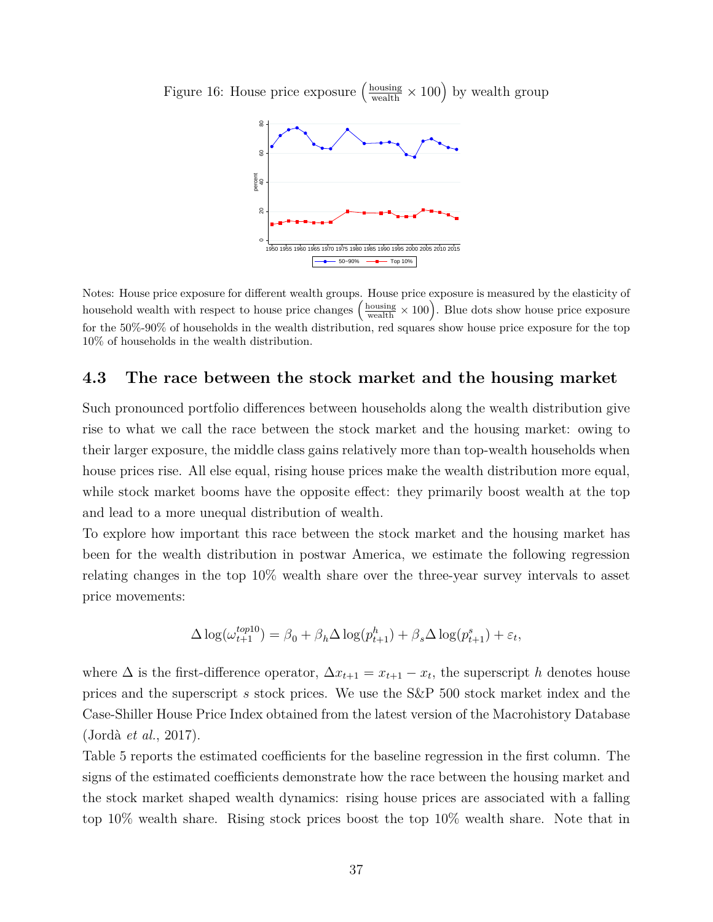Figure 16: House price exposure $\left(\frac{\text{housing}}{\text{wealth}} \times 100\right)$ by wealth group

Notes: House price exposure for different wealth groups. House price exposure is measured by the elasticity of household wealth with respect to house price changes $\left(\frac{\text{housing}}{\text{wealth}} \times 100\right)$. Blue dots show house price exposure for the 50%-90% of households in the wealth distribution, red squares show house price exposure for the top 10% of households in the wealth distribution.

### 4.3 The race between the stock market and the housing market

Such pronounced portfolio differences between households along the wealth distribution give rise to what we call the race between the stock market and the housing market: owing to their larger exposure, the middle class gains relatively more than top-wealth households when house prices rise. All else equal, rising house prices make the wealth distribution more equal, while stock market booms have the opposite effect: they primarily boost wealth at the top and lead to a more unequal distribution of wealth.

To explore how important this race between the stock market and the housing market has been for the wealth distribution in postwar America, we estimate the following regression relating changes in the top 10% wealth share over the three-year survey intervals to asset price movements:

$$\Delta \log(\omega_{t+1}^{top10}) = \beta_0 + \beta_h \Delta \log(p_{t+1}^h) + \beta_s \Delta \log(p_{t+1}^s) + \varepsilon_t,$$

where $\Delta$ is the first-difference operator, $\Delta x_{t+1} = x_{t+1} - x_t$, the superscript $h$ denotes house prices and the superscript $s$ stock prices. We use the S&P 500 stock market index and the Case-Shiller House Price Index obtained from the latest version of the Macrohistory Database (Jordà *et al.*, 2017).

Table 5 reports the estimated coefficients for the baseline regression in the first column. The signs of the estimated coefficients demonstrate how the race between the housing market and the stock market shaped wealth dynamics: rising house prices are associated with a falling top 10% wealth share. Rising stock prices boost the top 10% wealth share. Note that in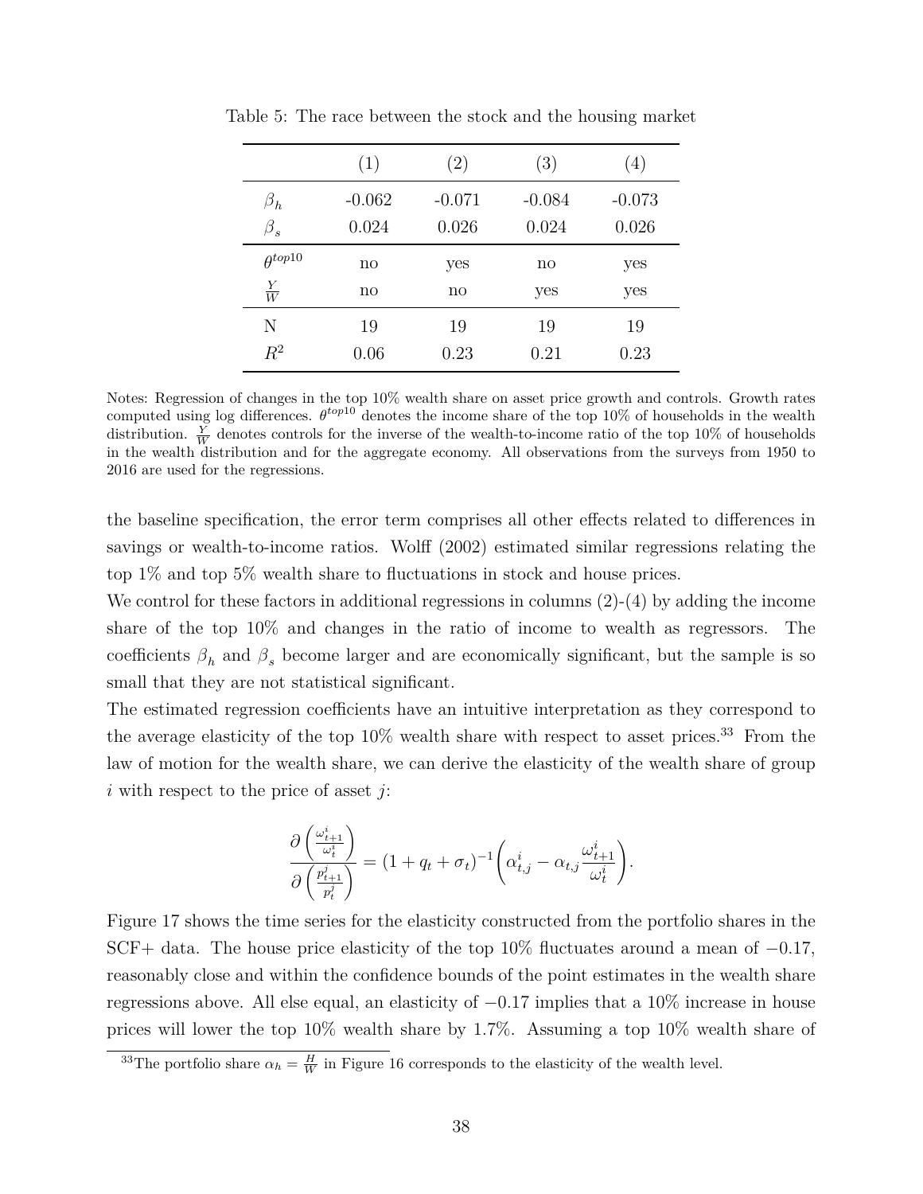Table 5: The race between the stock and the housing market

| | (1) | (2) | (3) | (4) |
|---|---|---|---|---|
| $\beta_h$ | -0.062 | -0.071 | -0.084 | -0.073 |
| $\beta_s$ | 0.024 | 0.026 | 0.024 | 0.026 |
| $\theta^{top10}$ | no | yes | no | yes |
| $\frac{Y}{W}$ | no | no | yes | yes |
| N | 19 | 19 | 19 | 19 |
| $R^2$ | 0.06 | 0.23 | 0.21 | 0.23 |

Notes: Regression of changes in the top 10% wealth share on asset price growth and controls. Growth rates computed using log differences. $\theta^{top10}$ denotes the income share of the top 10% of households in the wealth distribution. $\frac{Y}{W}$ denotes controls for the inverse of the wealth-to-income ratio of the top 10% of households in the wealth distribution and for the aggregate economy. All observations from the surveys from 1950 to 2016 are used for the regressions.

the baseline specification, the error term comprises all other effects related to differences in savings or wealth-to-income ratios. Wolff (2002) estimated similar regressions relating the top 1% and top 5% wealth share to fluctuations in stock and house prices.

We control for these factors in additional regressions in columns (2)-(4) by adding the income share of the top 10% and changes in the ratio of income to wealth as regressors. The coefficients $\beta_h$ and $\beta_s$ become larger and are economically significant, but the sample is so small that they are not statistical significant.

The estimated regression coefficients have an intuitive interpretation as they correspond to the average elasticity of the top 10% wealth share with respect to asset prices.[33] From the law of motion for the wealth share, we can derive the elasticity of the wealth share of group $i$ with respect to the price of asset $j$:

$$\frac{\partial\left(\frac{\omega^i_{t+1}}{\omega^i_t}\right)}{\partial\left(\frac{p^j_{t+1}}{p^j_t}\right)} = (1+q_t+\sigma_t)^{-1}\left(\alpha^i_{t,j} - \alpha_{t,j}\frac{\omega^i_{t+1}}{\omega^i_t}\right).$$

Figure 17 shows the time series for the elasticity constructed from the portfolio shares in the SCF+ data. The house price elasticity of the top 10% fluctuates around a mean of $-0.17$, reasonably close and within the confidence bounds of the point estimates in the wealth share regressions above. All else equal, an elasticity of $-0.17$ implies that a 10% increase in house prices will lower the top 10% wealth share by 1.7%. Assuming a top 10% wealth share of

[33] The portfolio share $\alpha_h = \frac{H}{W}$ in Figure 16 corresponds to the elasticity of the wealth level.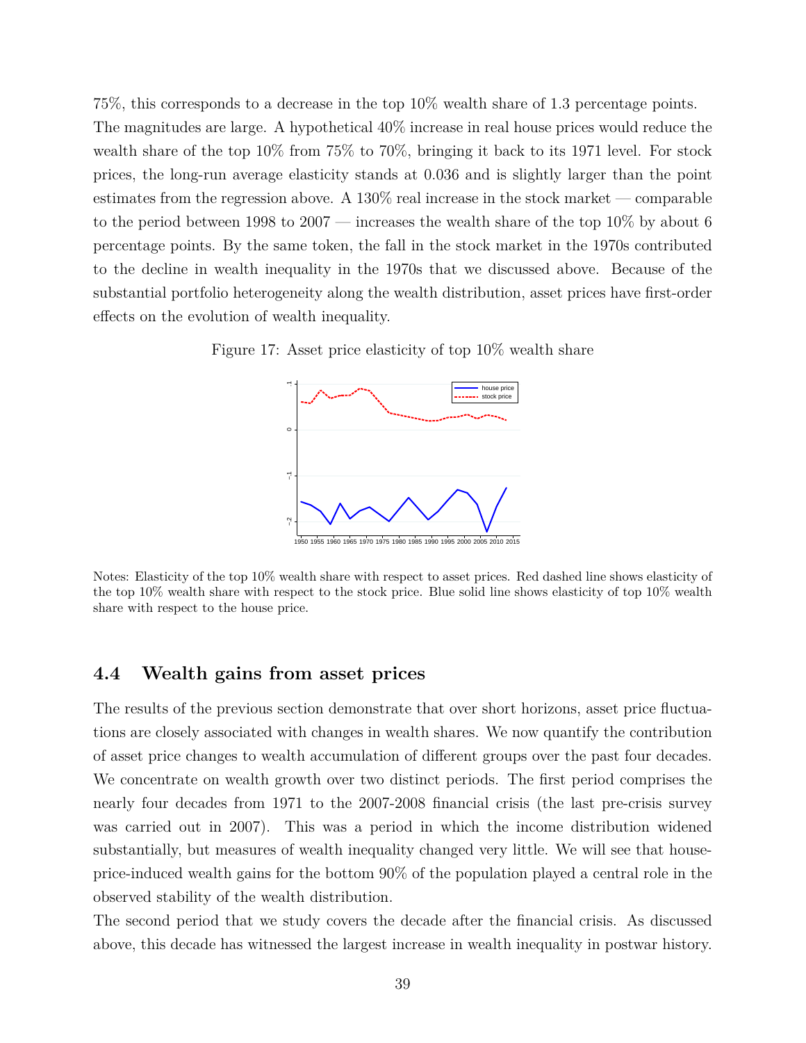75%, this corresponds to a decrease in the top 10% wealth share of 1.3 percentage points. The magnitudes are large. A hypothetical 40% increase in real house prices would reduce the wealth share of the top 10% from 75% to 70%, bringing it back to its 1971 level. For stock prices, the long-run average elasticity stands at 0.036 and is slightly larger than the point estimates from the regression above. A 130% real increase in the stock market — comparable to the period between 1998 to 2007 — increases the wealth share of the top 10% by about 6 percentage points. By the same token, the fall in the stock market in the 1970s contributed to the decline in wealth inequality in the 1970s that we discussed above. Because of the substantial portfolio heterogeneity along the wealth distribution, asset prices have first-order effects on the evolution of wealth inequality.

Figure 17: Asset price elasticity of top 10% wealth share

Notes: Elasticity of the top 10% wealth share with respect to asset prices. Red dashed line shows elasticity of the top 10% wealth share with respect to the stock price. Blue solid line shows elasticity of top 10% wealth share with respect to the house price.

## 4.4 Wealth gains from asset prices

The results of the previous section demonstrate that over short horizons, asset price fluctuations are closely associated with changes in wealth shares. We now quantify the contribution of asset price changes to wealth accumulation of different groups over the past four decades. We concentrate on wealth growth over two distinct periods. The first period comprises the nearly four decades from 1971 to the 2007-2008 financial crisis (the last pre-crisis survey was carried out in 2007). This was a period in which the income distribution widened substantially, but measures of wealth inequality changed very little. We will see that house-price-induced wealth gains for the bottom 90% of the population played a central role in the observed stability of the wealth distribution.

The second period that we study covers the decade after the financial crisis. As discussed above, this decade has witnessed the largest increase in wealth inequality in postwar history.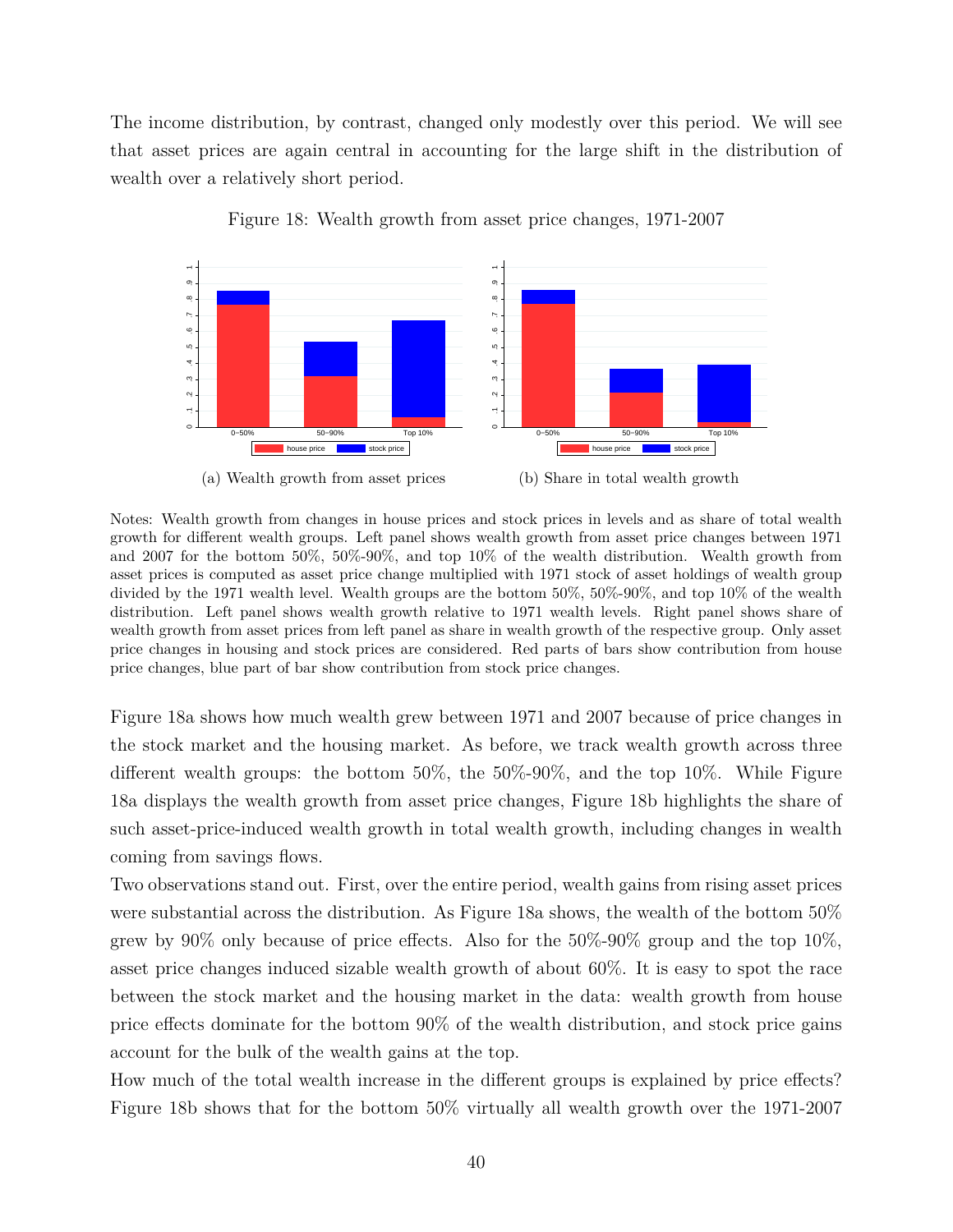The income distribution, by contrast, changed only modestly over this period. We will see that asset prices are again central in accounting for the large shift in the distribution of wealth over a relatively short period.

Figure 18: Wealth growth from asset price changes, 1971-2007

(a) Wealth growth from asset prices

(b) Share in total wealth growth

Notes: Wealth growth from changes in house prices and stock prices in levels and as share of total wealth growth for different wealth groups. Left panel shows wealth growth from asset price changes between 1971 and 2007 for the bottom 50%, 50%-90%, and top 10% of the wealth distribution. Wealth growth from asset prices is computed as asset price change multiplied with 1971 stock of asset holdings of wealth group divided by the 1971 wealth level. Wealth groups are the bottom 50%, 50%-90%, and top 10% of the wealth distribution. Left panel shows wealth growth relative to 1971 wealth levels. Right panel shows share of wealth growth from asset prices from left panel as share in wealth growth of the respective group. Only asset price changes in housing and stock prices are considered. Red parts of bars show contribution from house price changes, blue part of bar show contribution from stock price changes.

Figure 18a shows how much wealth grew between 1971 and 2007 because of price changes in the stock market and the housing market. As before, we track wealth growth across three different wealth groups: the bottom 50%, the 50%-90%, and the top 10%. While Figure 18a displays the wealth growth from asset price changes, Figure 18b highlights the share of such asset-price-induced wealth growth in total wealth growth, including changes in wealth coming from savings flows.

Two observations stand out. First, over the entire period, wealth gains from rising asset prices were substantial across the distribution. As Figure 18a shows, the wealth of the bottom 50% grew by 90% only because of price effects. Also for the 50%-90% group and the top 10%, asset price changes induced sizable wealth growth of about 60%. It is easy to spot the race between the stock market and the housing market in the data: wealth growth from house price effects dominate for the bottom 90% of the wealth distribution, and stock price gains account for the bulk of the wealth gains at the top.

How much of the total wealth increase in the different groups is explained by price effects? Figure 18b shows that for the bottom 50% virtually all wealth growth over the 1971-2007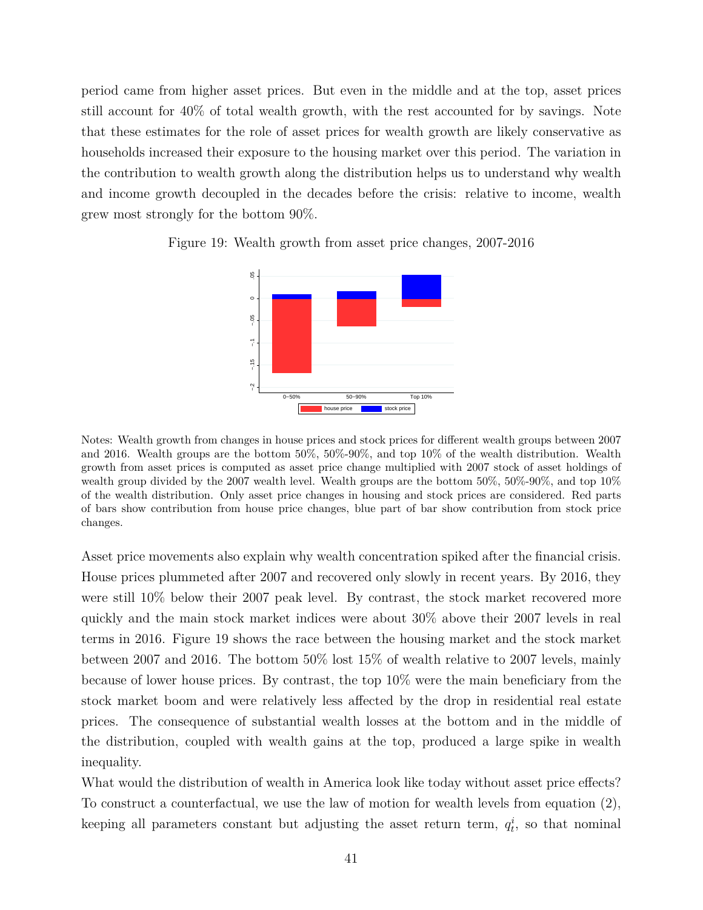period came from higher asset prices. But even in the middle and at the top, asset prices still account for 40% of total wealth growth, with the rest accounted for by savings. Note that these estimates for the role of asset prices for wealth growth are likely conservative as households increased their exposure to the housing market over this period. The variation in the contribution to wealth growth along the distribution helps us to understand why wealth and income growth decoupled in the decades before the crisis: relative to income, wealth grew most strongly for the bottom 90%.

Figure 19: Wealth growth from asset price changes, 2007-2016

Notes: Wealth growth from changes in house prices and stock prices for different wealth groups between 2007 and 2016. Wealth groups are the bottom 50%, 50%-90%, and top 10% of the wealth distribution. Wealth growth from asset prices is computed as asset price change multiplied with 2007 stock of asset holdings of wealth group divided by the 2007 wealth level. Wealth groups are the bottom 50%, 50%-90%, and top 10% of the wealth distribution. Only asset price changes in housing and stock prices are considered. Red parts of bars show contribution from house price changes, blue part of bar show contribution from stock price changes.

Asset price movements also explain why wealth concentration spiked after the financial crisis. House prices plummeted after 2007 and recovered only slowly in recent years. By 2016, they were still 10% below their 2007 peak level. By contrast, the stock market recovered more quickly and the main stock market indices were about 30% above their 2007 levels in real terms in 2016. Figure 19 shows the race between the housing market and the stock market between 2007 and 2016. The bottom 50% lost 15% of wealth relative to 2007 levels, mainly because of lower house prices. By contrast, the top 10% were the main beneficiary from the stock market boom and were relatively less affected by the drop in residential real estate prices. The consequence of substantial wealth losses at the bottom and in the middle of the distribution, coupled with wealth gains at the top, produced a large spike in wealth inequality.

What would the distribution of wealth in America look like today without asset price effects? To construct a counterfactual, we use the law of motion for wealth levels from equation (2), keeping all parameters constant but adjusting the asset return term, $q_t^i$, so that nominal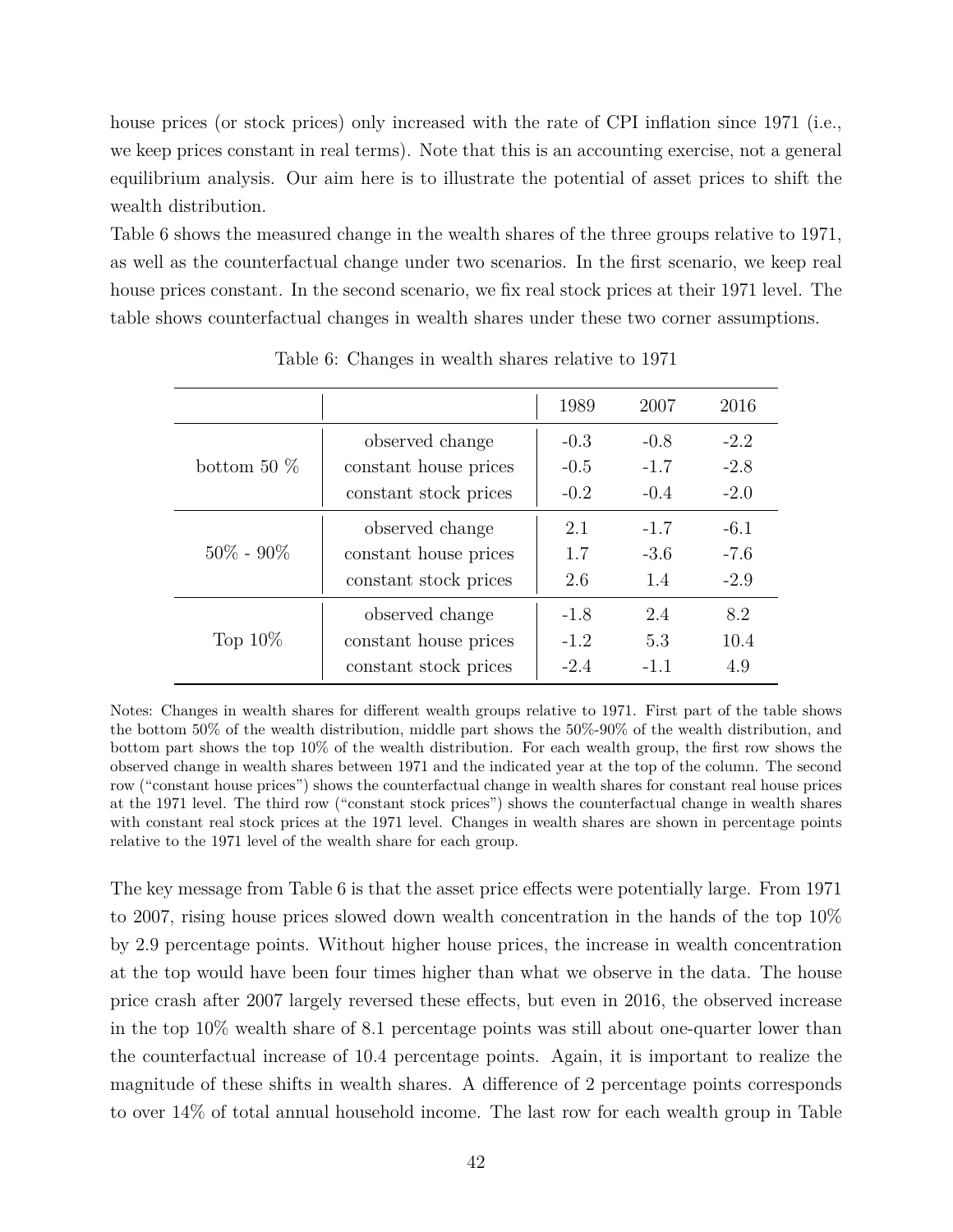house prices (or stock prices) only increased with the rate of CPI inflation since 1971 (i.e., we keep prices constant in real terms). Note that this is an accounting exercise, not a general equilibrium analysis. Our aim here is to illustrate the potential of asset prices to shift the wealth distribution.

Table 6 shows the measured change in the wealth shares of the three groups relative to 1971, as well as the counterfactual change under two scenarios. In the first scenario, we keep real house prices constant. In the second scenario, we fix real stock prices at their 1971 level. The table shows counterfactual changes in wealth shares under these two corner assumptions.

Table 6: Changes in wealth shares relative to 1971

| | | 1989 | 2007 | 2016 |
|---|---|---|---|---|
| bottom 50 % | observed change | -0.3 | -0.8 | -2.2 |
| | constant house prices | -0.5 | -1.7 | -2.8 |
| | constant stock prices | -0.2 | -0.4 | -2.0 |
| 50% - 90% | observed change | 2.1 | -1.7 | -6.1 |
| | constant house prices | 1.7 | -3.6 | -7.6 |
| | constant stock prices | 2.6 | 1.4 | -2.9 |
| Top 10% | observed change | -1.8 | 2.4 | 8.2 |
| | constant house prices | -1.2 | 5.3 | 10.4 |
| | constant stock prices | -2.4 | -1.1 | 4.9 |

Notes: Changes in wealth shares for different wealth groups relative to 1971. First part of the table shows the bottom 50% of the wealth distribution, middle part shows the 50%-90% of the wealth distribution, and bottom part shows the top 10% of the wealth distribution. For each wealth group, the first row shows the observed change in wealth shares between 1971 and the indicated year at the top of the column. The second row ("constant house prices") shows the counterfactual change in wealth shares for constant real house prices at the 1971 level. The third row ("constant stock prices") shows the counterfactual change in wealth shares with constant real stock prices at the 1971 level. Changes in wealth shares are shown in percentage points relative to the 1971 level of the wealth share for each group.

The key message from Table 6 is that the asset price effects were potentially large. From 1971 to 2007, rising house prices slowed down wealth concentration in the hands of the top 10% by 2.9 percentage points. Without higher house prices, the increase in wealth concentration at the top would have been four times higher than what we observe in the data. The house price crash after 2007 largely reversed these effects, but even in 2016, the observed increase in the top 10% wealth share of 8.1 percentage points was still about one-quarter lower than the counterfactual increase of 10.4 percentage points. Again, it is important to realize the magnitude of these shifts in wealth shares. A difference of 2 percentage points corresponds to over 14% of total annual household income. The last row for each wealth group in Table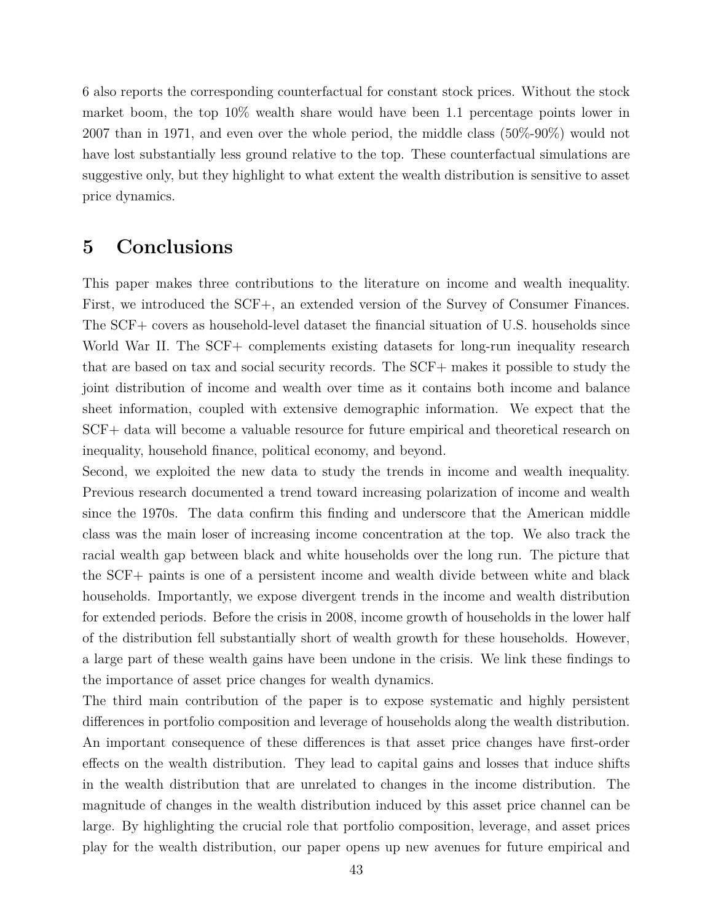6 also reports the corresponding counterfactual for constant stock prices. Without the stock market boom, the top 10% wealth share would have been 1.1 percentage points lower in 2007 than in 1971, and even over the whole period, the middle class (50%-90%) would not have lost substantially less ground relative to the top. These counterfactual simulations are suggestive only, but they highlight to what extent the wealth distribution is sensitive to asset price dynamics.

# 5 Conclusions

This paper makes three contributions to the literature on income and wealth inequality. First, we introduced the SCF+, an extended version of the Survey of Consumer Finances. The SCF+ covers as household-level dataset the financial situation of U.S. households since World War II. The SCF+ complements existing datasets for long-run inequality research that are based on tax and social security records. The SCF+ makes it possible to study the joint distribution of income and wealth over time as it contains both income and balance sheet information, coupled with extensive demographic information. We expect that the SCF+ data will become a valuable resource for future empirical and theoretical research on inequality, household finance, political economy, and beyond.

Second, we exploited the new data to study the trends in income and wealth inequality. Previous research documented a trend toward increasing polarization of income and wealth since the 1970s. The data confirm this finding and underscore that the American middle class was the main loser of increasing income concentration at the top. We also track the racial wealth gap between black and white households over the long run. The picture that the SCF+ paints is one of a persistent income and wealth divide between white and black households. Importantly, we expose divergent trends in the income and wealth distribution for extended periods. Before the crisis in 2008, income growth of households in the lower half of the distribution fell substantially short of wealth growth for these households. However, a large part of these wealth gains have been undone in the crisis. We link these findings to the importance of asset price changes for wealth dynamics.

The third main contribution of the paper is to expose systematic and highly persistent differences in portfolio composition and leverage of households along the wealth distribution. An important consequence of these differences is that asset price changes have first-order effects on the wealth distribution. They lead to capital gains and losses that induce shifts in the wealth distribution that are unrelated to changes in the income distribution. The magnitude of changes in the wealth distribution induced by this asset price channel can be large. By highlighting the crucial role that portfolio composition, leverage, and asset prices play for the wealth distribution, our paper opens up new avenues for future empirical and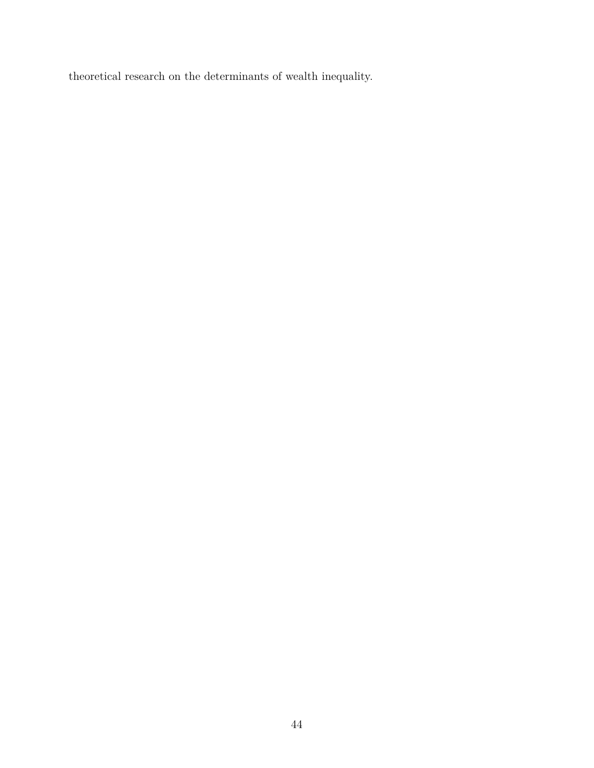theoretical research on the determinants of wealth inequality.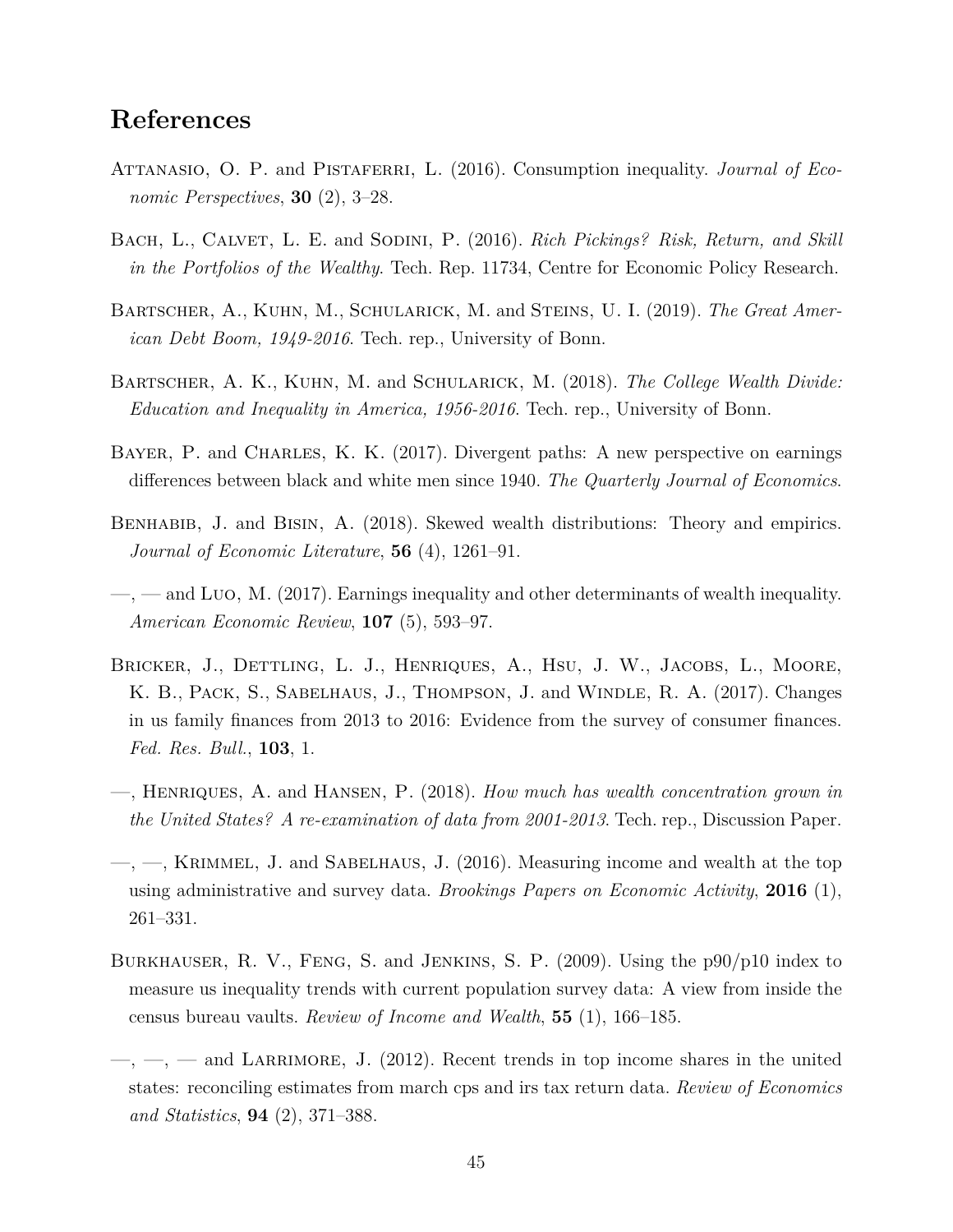# References

Attanasio, O. P. and Pistaferri, L. (2016). Consumption inequality. *Journal of Economic Perspectives*, **30** (2), 3–28.

Bach, L., Calvet, L. E. and Sodini, P. (2016). *Rich Pickings? Risk, Return, and Skill in the Portfolios of the Wealthy*. Tech. Rep. 11734, Centre for Economic Policy Research.

Bartscher, A., Kuhn, M., Schularick, M. and Steins, U. I. (2019). *The Great American Debt Boom, 1949-2016*. Tech. rep., University of Bonn.

Bartscher, A. K., Kuhn, M. and Schularick, M. (2018). *The College Wealth Divide: Education and Inequality in America, 1956-2016*. Tech. rep., University of Bonn.

Bayer, P. and Charles, K. K. (2017). Divergent paths: A new perspective on earnings differences between black and white men since 1940. *The Quarterly Journal of Economics*.

Benhabib, J. and Bisin, A. (2018). Skewed wealth distributions: Theory and empirics. *Journal of Economic Literature*, **56** (4), 1261–91.

—, — and Luo, M. (2017). Earnings inequality and other determinants of wealth inequality. *American Economic Review*, **107** (5), 593–97.

Bricker, J., Dettling, L. J., Henriques, A., Hsu, J. W., Jacobs, L., Moore, K. B., Pack, S., Sabelhaus, J., Thompson, J. and Windle, R. A. (2017). Changes in us family finances from 2013 to 2016: Evidence from the survey of consumer finances. *Fed. Res. Bull.*, **103**, 1.

—, Henriques, A. and Hansen, P. (2018). *How much has wealth concentration grown in the United States? A re-examination of data from 2001-2013*. Tech. rep., Discussion Paper.

—, —, Krimmel, J. and Sabelhaus, J. (2016). Measuring income and wealth at the top using administrative and survey data. *Brookings Papers on Economic Activity*, **2016** (1), 261–331.

Burkhauser, R. V., Feng, S. and Jenkins, S. P. (2009). Using the p90/p10 index to measure us inequality trends with current population survey data: A view from inside the census bureau vaults. *Review of Income and Wealth*, **55** (1), 166–185.

—, —, — and Larrimore, J. (2012). Recent trends in top income shares in the united states: reconciling estimates from march cps and irs tax return data. *Review of Economics and Statistics*, **94** (2), 371–388.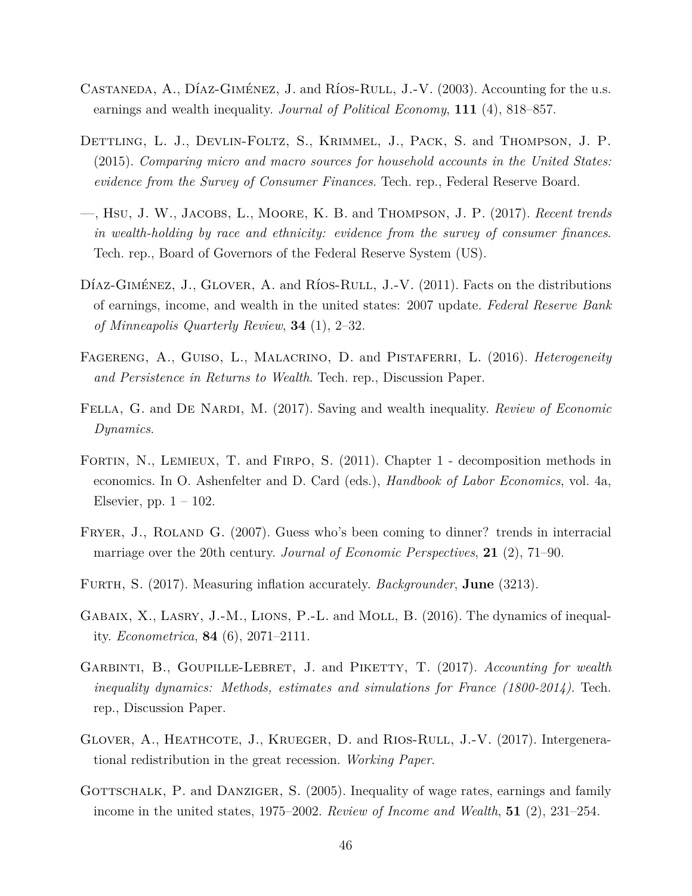Castaneda, A., Díaz-Giménez, J. and Ríos-Rull, J.-V. (2003). Accounting for the u.s. earnings and wealth inequality. *Journal of Political Economy*, **111** (4), 818–857.

Dettling, L. J., Devlin-Foltz, S., Krimmel, J., Pack, S. and Thompson, J. P. (2015). *Comparing micro and macro sources for household accounts in the United States: evidence from the Survey of Consumer Finances*. Tech. rep., Federal Reserve Board.

—, Hsu, J. W., Jacobs, L., Moore, K. B. and Thompson, J. P. (2017). *Recent trends in wealth-holding by race and ethnicity: evidence from the survey of consumer finances*. Tech. rep., Board of Governors of the Federal Reserve System (US).

Díaz-Giménez, J., Glover, A. and Ríos-Rull, J.-V. (2011). Facts on the distributions of earnings, income, and wealth in the united states: 2007 update. *Federal Reserve Bank of Minneapolis Quarterly Review*, **34** (1), 2–32.

Fagereng, A., Guiso, L., Malacrino, D. and Pistaferri, L. (2016). *Heterogeneity and Persistence in Returns to Wealth*. Tech. rep., Discussion Paper.

Fella, G. and De Nardi, M. (2017). Saving and wealth inequality. *Review of Economic Dynamics*.

Fortin, N., Lemieux, T. and Firpo, S. (2011). Chapter 1 - decomposition methods in economics. In O. Ashenfelter and D. Card (eds.), *Handbook of Labor Economics*, vol. 4a, Elsevier, pp. 1 – 102.

Fryer, J., Roland G. (2007). Guess who's been coming to dinner? trends in interracial marriage over the 20th century. *Journal of Economic Perspectives*, **21** (2), 71–90.

Furth, S. (2017). Measuring inflation accurately. *Backgrounder*, **June** (3213).

Gabaix, X., Lasry, J.-M., Lions, P.-L. and Moll, B. (2016). The dynamics of inequality. *Econometrica*, **84** (6), 2071–2111.

Garbinti, B., Goupille-Lebret, J. and Piketty, T. (2017). *Accounting for wealth inequality dynamics: Methods, estimates and simulations for France (1800-2014)*. Tech. rep., Discussion Paper.

Glover, A., Heathcote, J., Krueger, D. and Rios-Rull, J.-V. (2017). Intergenerational redistribution in the great recession. *Working Paper*.

Gottschalk, P. and Danziger, S. (2005). Inequality of wage rates, earnings and family income in the united states, 1975–2002. *Review of Income and Wealth*, **51** (2), 231–254.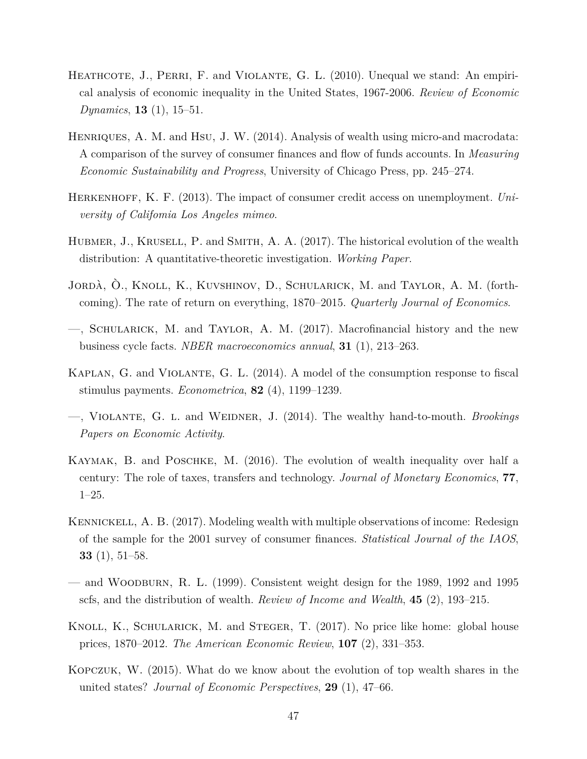Heathcote, J., Perri, F. and Violante, G. L. (2010). Unequal we stand: An empirical analysis of economic inequality in the United States, 1967-2006. *Review of Economic Dynamics*, **13** (1), 15–51.

Henriques, A. M. and Hsu, J. W. (2014). Analysis of wealth using micro-and macrodata: A comparison of the survey of consumer finances and flow of funds accounts. In *Measuring Economic Sustainability and Progress*, University of Chicago Press, pp. 245–274.

Herkenhoff, K. F. (2013). The impact of consumer credit access on unemployment. *University of Califomia Los Angeles mimeo*.

Hubmer, J., Krusell, P. and Smith, A. A. (2017). The historical evolution of the wealth distribution: A quantitative-theoretic investigation. *Working Paper*.

Jordà, Ò., Knoll, K., Kuvshinov, D., Schularick, M. and Taylor, A. M. (forthcoming). The rate of return on everything, 1870–2015. *Quarterly Journal of Economics*.

—, Schularick, M. and Taylor, A. M. (2017). Macrofinancial history and the new business cycle facts. *NBER macroeconomics annual*, **31** (1), 213–263.

Kaplan, G. and Violante, G. L. (2014). A model of the consumption response to fiscal stimulus payments. *Econometrica*, **82** (4), 1199–1239.

—, Violante, G. l. and Weidner, J. (2014). The wealthy hand-to-mouth. *Brookings Papers on Economic Activity*.

Kaymak, B. and Poschke, M. (2016). The evolution of wealth inequality over half a century: The role of taxes, transfers and technology. *Journal of Monetary Economics*, **77**, 1–25.

Kennickell, A. B. (2017). Modeling wealth with multiple observations of income: Redesign of the sample for the 2001 survey of consumer finances. *Statistical Journal of the IAOS*, **33** (1), 51–58.

— and Woodburn, R. L. (1999). Consistent weight design for the 1989, 1992 and 1995 scfs, and the distribution of wealth. *Review of Income and Wealth*, **45** (2), 193–215.

Knoll, K., Schularick, M. and Steger, T. (2017). No price like home: global house prices, 1870–2012. *The American Economic Review*, **107** (2), 331–353.

Kopczuk, W. (2015). What do we know about the evolution of top wealth shares in the united states? *Journal of Economic Perspectives*, **29** (1), 47–66.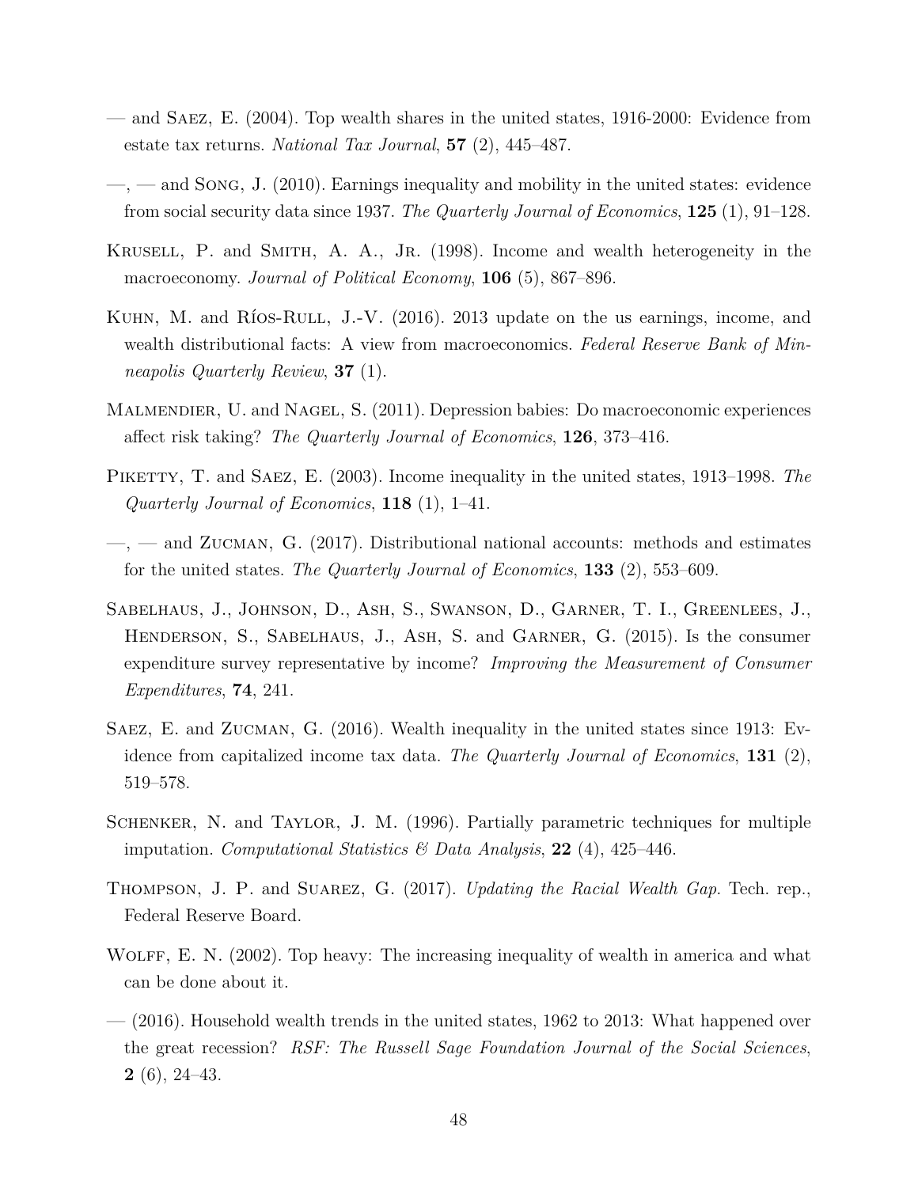— and Saez, E. (2004). Top wealth shares in the united states, 1916-2000: Evidence from estate tax returns. *National Tax Journal*, **57** (2), 445–487.

—, — and Song, J. (2010). Earnings inequality and mobility in the united states: evidence from social security data since 1937. *The Quarterly Journal of Economics*, **125** (1), 91–128.

Krusell, P. and Smith, A. A., Jr. (1998). Income and wealth heterogeneity in the macroeconomy. *Journal of Political Economy*, **106** (5), 867–896.

Kuhn, M. and Ríos-Rull, J.-V. (2016). 2013 update on the us earnings, income, and wealth distributional facts: A view from macroeconomics. *Federal Reserve Bank of Minneapolis Quarterly Review*, **37** (1).

Malmendier, U. and Nagel, S. (2011). Depression babies: Do macroeconomic experiences affect risk taking? *The Quarterly Journal of Economics*, **126**, 373–416.

Piketty, T. and Saez, E. (2003). Income inequality in the united states, 1913–1998. *The Quarterly Journal of Economics*, **118** (1), 1–41.

—, — and Zucman, G. (2017). Distributional national accounts: methods and estimates for the united states. *The Quarterly Journal of Economics*, **133** (2), 553–609.

Sabelhaus, J., Johnson, D., Ash, S., Swanson, D., Garner, T. I., Greenlees, J., Henderson, S., Sabelhaus, J., Ash, S. and Garner, G. (2015). Is the consumer expenditure survey representative by income? *Improving the Measurement of Consumer Expenditures*, **74**, 241.

Saez, E. and Zucman, G. (2016). Wealth inequality in the united states since 1913: Evidence from capitalized income tax data. *The Quarterly Journal of Economics*, **131** (2), 519–578.

Schenker, N. and Taylor, J. M. (1996). Partially parametric techniques for multiple imputation. *Computational Statistics & Data Analysis*, **22** (4), 425–446.

Thompson, J. P. and Suarez, G. (2017). *Updating the Racial Wealth Gap*. Tech. rep., Federal Reserve Board.

Wolff, E. N. (2002). Top heavy: The increasing inequality of wealth in america and what can be done about it.

— (2016). Household wealth trends in the united states, 1962 to 2013: What happened over the great recession? *RSF: The Russell Sage Foundation Journal of the Social Sciences*, **2** (6), 24–43.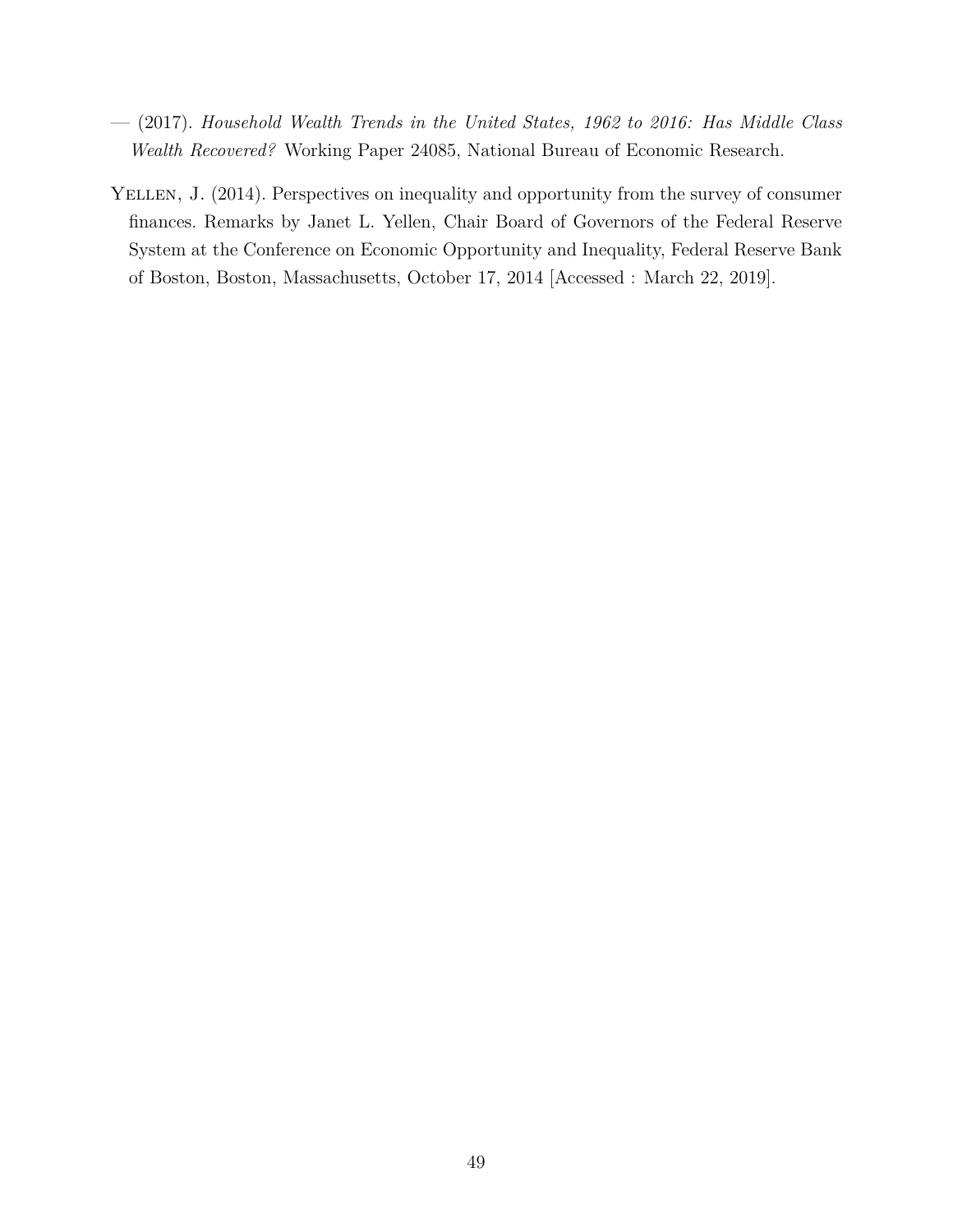— (2017). *Household Wealth Trends in the United States, 1962 to 2016: Has Middle Class Wealth Recovered?* Working Paper 24085, National Bureau of Economic Research.

Yellen, J. (2014). Perspectives on inequality and opportunity from the survey of consumer finances. Remarks by Janet L. Yellen, Chair Board of Governors of the Federal Reserve System at the Conference on Economic Opportunity and Inequality, Federal Reserve Bank of Boston, Boston, Massachusetts, October 17, 2014 [Accessed : March 22, 2019].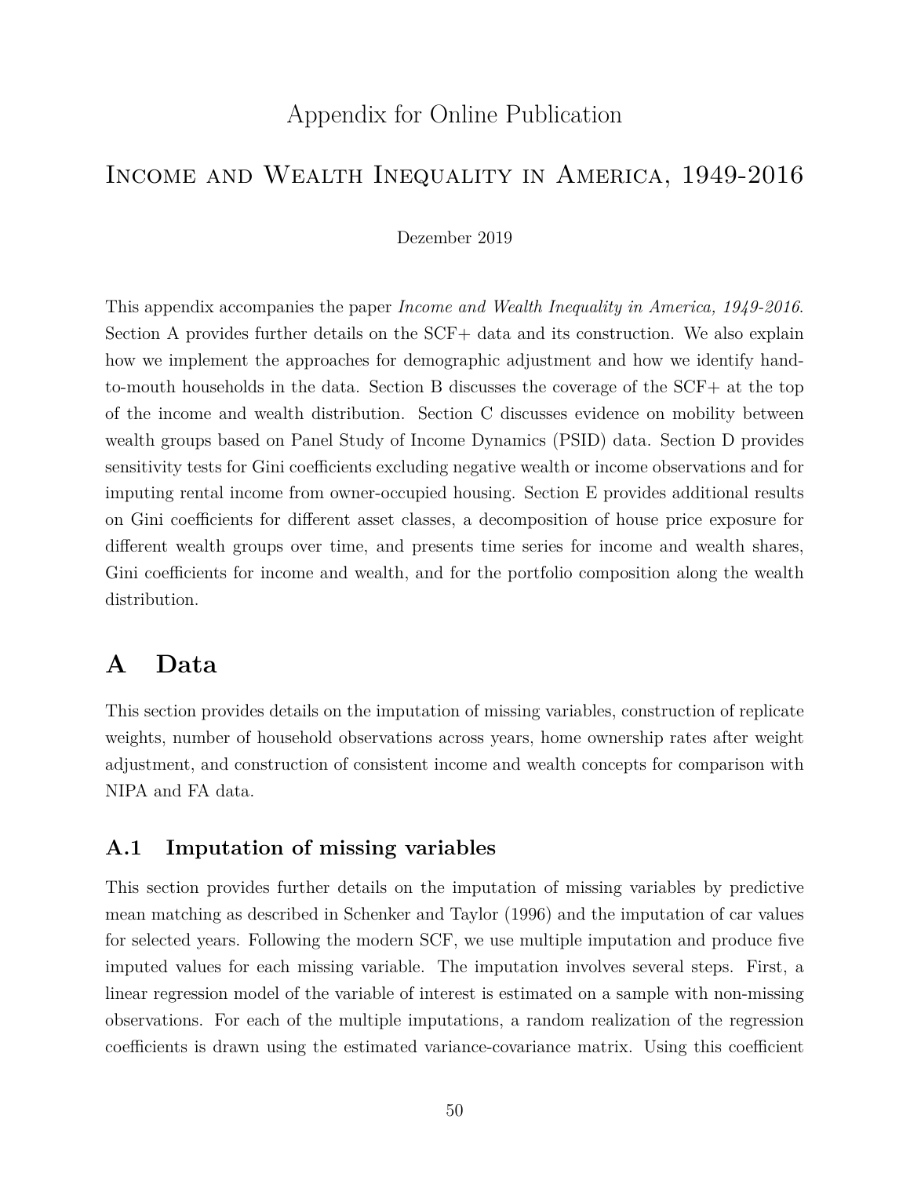# Appendix for Online Publication

## Income and Wealth Inequality in America, 1949-2016

Dezember 2019

This appendix accompanies the paper *Income and Wealth Inequality in America, 1949-2016*. Section A provides further details on the SCF+ data and its construction. We also explain how we implement the approaches for demographic adjustment and how we identify hand-to-mouth households in the data. Section B discusses the coverage of the SCF+ at the top of the income and wealth distribution. Section C discusses evidence on mobility between wealth groups based on Panel Study of Income Dynamics (PSID) data. Section D provides sensitivity tests for Gini coefficients excluding negative wealth or income observations and for imputing rental income from owner-occupied housing. Section E provides additional results on Gini coefficients for different asset classes, a decomposition of house price exposure for different wealth groups over time, and presents time series for income and wealth shares, Gini coefficients for income and wealth, and for the portfolio composition along the wealth distribution.

# A Data

This section provides details on the imputation of missing variables, construction of replicate weights, number of household observations across years, home ownership rates after weight adjustment, and construction of consistent income and wealth concepts for comparison with NIPA and FA data.

## A.1 Imputation of missing variables

This section provides further details on the imputation of missing variables by predictive mean matching as described in Schenker and Taylor (1996) and the imputation of car values for selected years. Following the modern SCF, we use multiple imputation and produce five imputed values for each missing variable. The imputation involves several steps. First, a linear regression model of the variable of interest is estimated on a sample with non-missing observations. For each of the multiple imputations, a random realization of the regression coefficients is drawn using the estimated variance-covariance matrix. Using this coefficient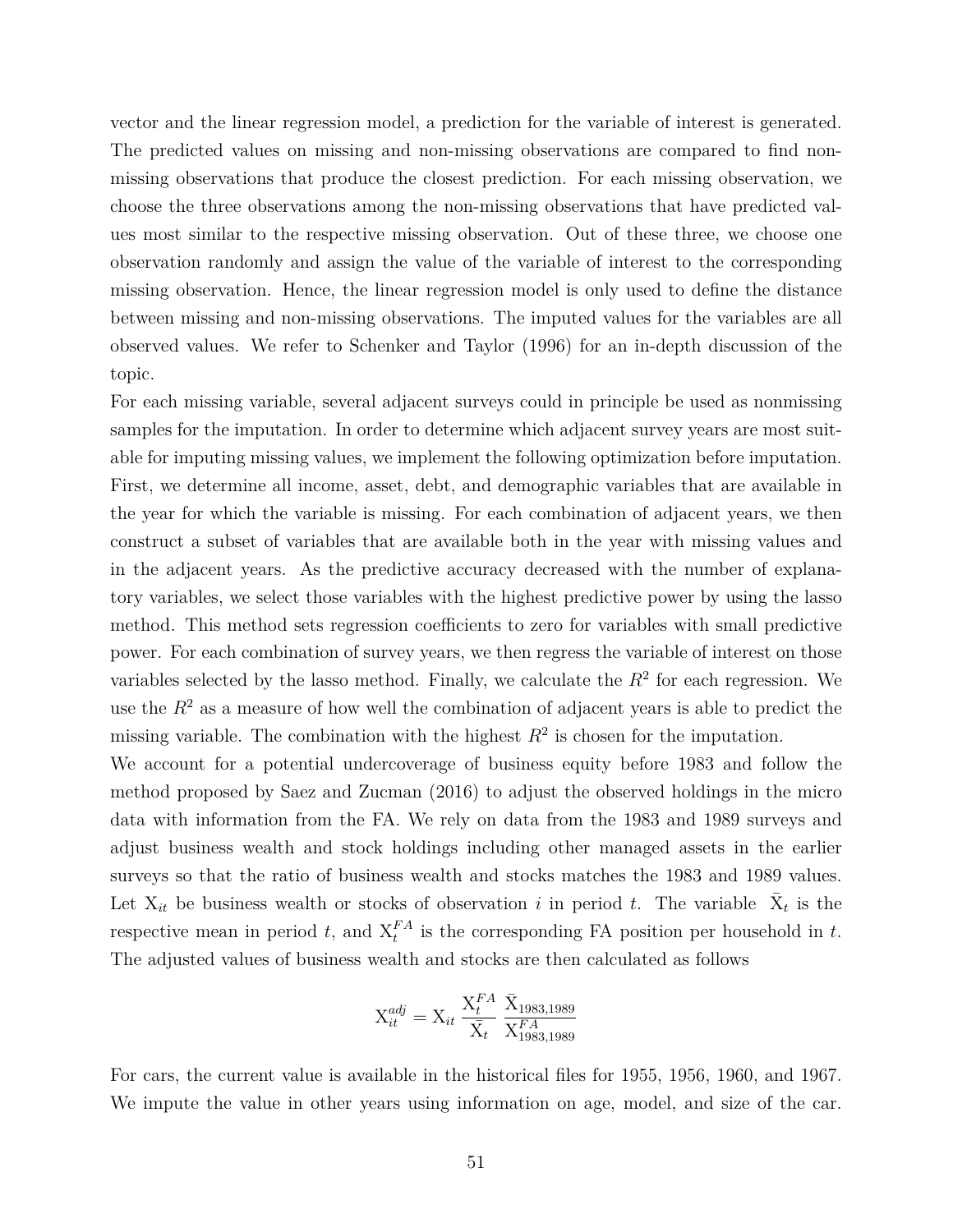vector and the linear regression model, a prediction for the variable of interest is generated. The predicted values on missing and non-missing observations are compared to find non-missing observations that produce the closest prediction. For each missing observation, we choose the three observations among the non-missing observations that have predicted values most similar to the respective missing observation. Out of these three, we choose one observation randomly and assign the value of the variable of interest to the corresponding missing observation. Hence, the linear regression model is only used to define the distance between missing and non-missing observations. The imputed values for the variables are all observed values. We refer to Schenker and Taylor (1996) for an in-depth discussion of the topic.

For each missing variable, several adjacent surveys could in principle be used as nonmissing samples for the imputation. In order to determine which adjacent survey years are most suitable for imputing missing values, we implement the following optimization before imputation. First, we determine all income, asset, debt, and demographic variables that are available in the year for which the variable is missing. For each combination of adjacent years, we then construct a subset of variables that are available both in the year with missing values and in the adjacent years. As the predictive accuracy decreased with the number of explanatory variables, we select those variables with the highest predictive power by using the lasso method. This method sets regression coefficients to zero for variables with small predictive power. For each combination of survey years, we then regress the variable of interest on those variables selected by the lasso method. Finally, we calculate the $R^2$ for each regression. We use the $R^2$ as a measure of how well the combination of adjacent years is able to predict the missing variable. The combination with the highest $R^2$ is chosen for the imputation.

We account for a potential undercoverage of business equity before 1983 and follow the method proposed by Saez and Zucman (2016) to adjust the observed holdings in the micro data with information from the FA. We rely on data from the 1983 and 1989 surveys and adjust business wealth and stock holdings including other managed assets in the earlier surveys so that the ratio of business wealth and stocks matches the 1983 and 1989 values. Let $\mathrm{X}_{it}$ be business wealth or stocks of observation $i$ in period $t$. The variable $\bar{\mathrm{X}}_t$ is the respective mean in period $t$, and $\mathrm{X}_t^{FA}$ is the corresponding FA position per household in $t$. The adjusted values of business wealth and stocks are then calculated as follows

$$\mathrm{X}_{it}^{adj} = \mathrm{X}_{it} \, \frac{\mathrm{X}_t^{FA}}{\bar{\mathrm{X}}_t} \, \frac{\bar{\mathrm{X}}_{1983,1989}}{\mathrm{X}_{1983,1989}^{FA}}$$

For cars, the current value is available in the historical files for 1955, 1956, 1960, and 1967. We impute the value in other years using information on age, model, and size of the car.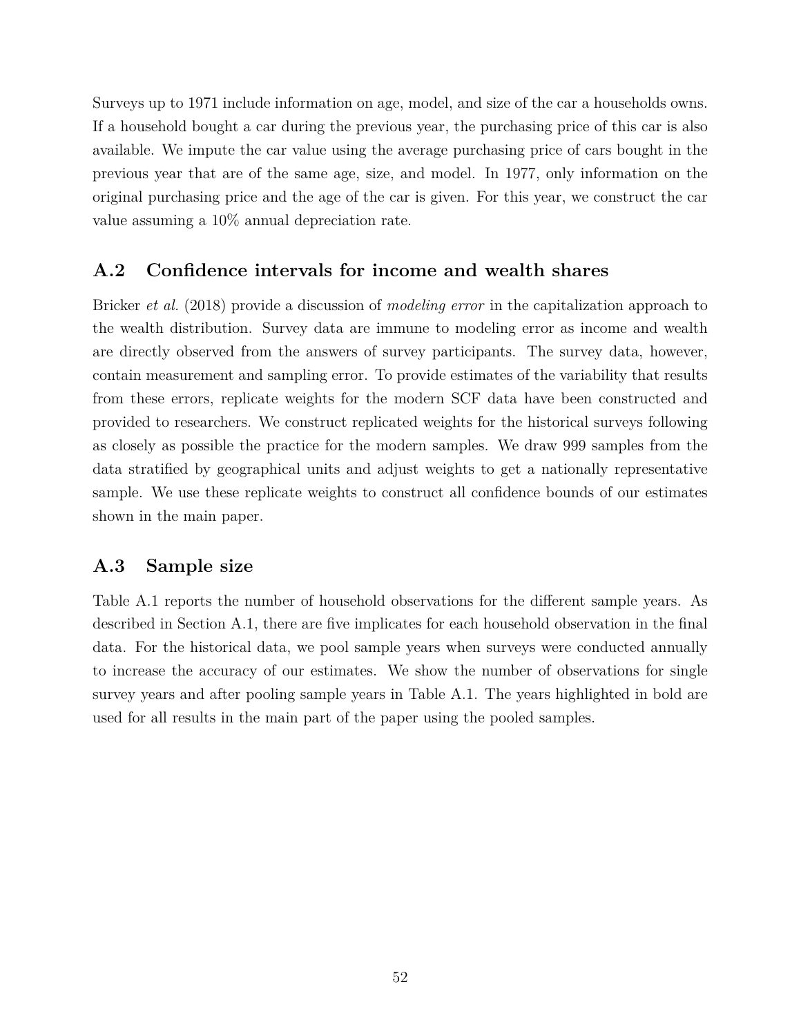Surveys up to 1971 include information on age, model, and size of the car a households owns. If a household bought a car during the previous year, the purchasing price of this car is also available. We impute the car value using the average purchasing price of cars bought in the previous year that are of the same age, size, and model. In 1977, only information on the original purchasing price and the age of the car is given. For this year, we construct the car value assuming a 10% annual depreciation rate.

## A.2 Confidence intervals for income and wealth shares

Bricker *et al.* (2018) provide a discussion of *modeling error* in the capitalization approach to the wealth distribution. Survey data are immune to modeling error as income and wealth are directly observed from the answers of survey participants. The survey data, however, contain measurement and sampling error. To provide estimates of the variability that results from these errors, replicate weights for the modern SCF data have been constructed and provided to researchers. We construct replicated weights for the historical surveys following as closely as possible the practice for the modern samples. We draw 999 samples from the data stratified by geographical units and adjust weights to get a nationally representative sample. We use these replicate weights to construct all confidence bounds of our estimates shown in the main paper.

## A.3 Sample size

Table A.1 reports the number of household observations for the different sample years. As described in Section A.1, there are five implicates for each household observation in the final data. For the historical data, we pool sample years when surveys were conducted annually to increase the accuracy of our estimates. We show the number of observations for single survey years and after pooling sample years in Table A.1. The years highlighted in bold are used for all results in the main part of the paper using the pooled samples.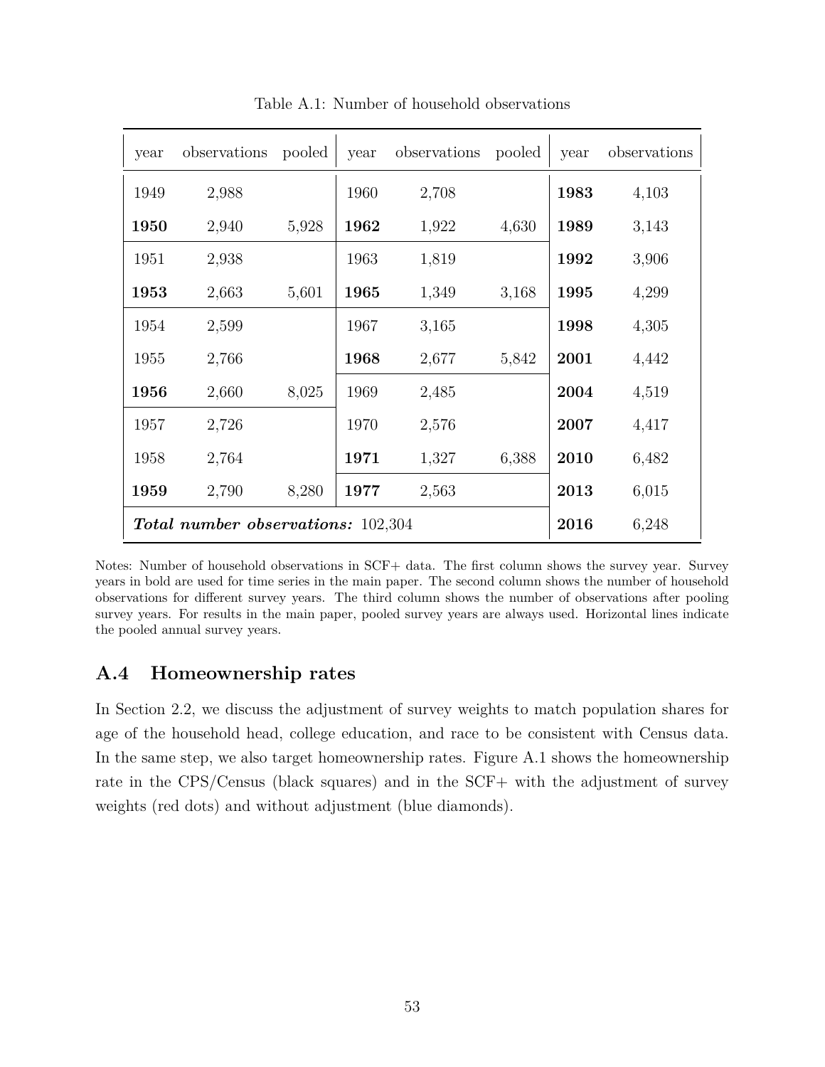Table A.1: Number of household observations

| year | observations | pooled | year | observations | pooled | year | observations |
|---|---|---|---|---|---|---|---|
| 1949 | 2,988 | | 1960 | 2,708 | | **1983** | 4,103 |
| **1950** | 2,940 | 5,928 | **1962** | 1,922 | 4,630 | **1989** | 3,143 |
| 1951 | 2,938 | | 1963 | 1,819 | | **1992** | 3,906 |
| **1953** | 2,663 | 5,601 | **1965** | 1,349 | 3,168 | **1995** | 4,299 |
| 1954 | 2,599 | | 1967 | 3,165 | | **1998** | 4,305 |
| 1955 | 2,766 | | **1968** | 2,677 | 5,842 | **2001** | 4,442 |
| **1956** | 2,660 | 8,025 | 1969 | 2,485 | | **2004** | 4,519 |
| 1957 | 2,726 | | 1970 | 2,576 | | **2007** | 4,417 |
| 1958 | 2,764 | | **1971** | 1,327 | 6,388 | **2010** | 6,482 |
| **1959** | 2,790 | 8,280 | **1977** | 2,563 | | **2013** | 6,015 |
| ***Total number observations:*** 102,304 | | | | | | **2016** | 6,248 |

Notes: Number of household observations in SCF+ data. The first column shows the survey year. Survey years in bold are used for time series in the main paper. The second column shows the number of household observations for different survey years. The third column shows the number of observations after pooling survey years. For results in the main paper, pooled survey years are always used. Horizontal lines indicate the pooled annual survey years.

## A.4 Homeownership rates

In Section 2.2, we discuss the adjustment of survey weights to match population shares for age of the household head, college education, and race to be consistent with Census data. In the same step, we also target homeownership rates. Figure A.1 shows the homeownership rate in the CPS/Census (black squares) and in the SCF+ with the adjustment of survey weights (red dots) and without adjustment (blue diamonds).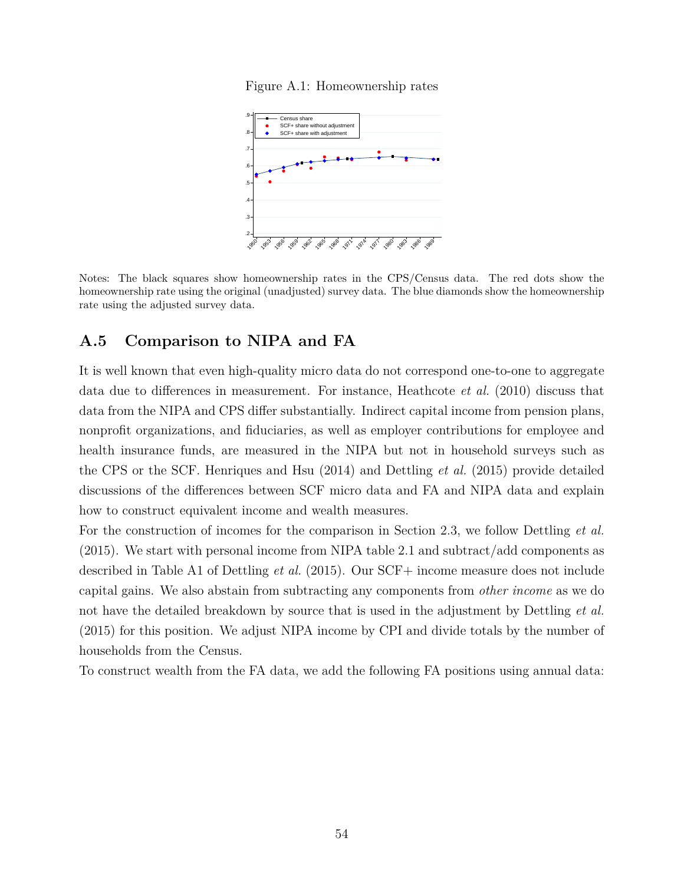Figure A.1: Homeownership rates

Notes: The black squares show homeownership rates in the CPS/Census data. The red dots show the homeownership rate using the original (unadjusted) survey data. The blue diamonds show the homeownership rate using the adjusted survey data.

## A.5 Comparison to NIPA and FA

It is well known that even high-quality micro data do not correspond one-to-one to aggregate data due to differences in measurement. For instance, Heathcote *et al.* (2010) discuss that data from the NIPA and CPS differ substantially. Indirect capital income from pension plans, nonprofit organizations, and fiduciaries, as well as employer contributions for employee and health insurance funds, are measured in the NIPA but not in household surveys such as the CPS or the SCF. Henriques and Hsu (2014) and Dettling *et al.* (2015) provide detailed discussions of the differences between SCF micro data and FA and NIPA data and explain how to construct equivalent income and wealth measures.

For the construction of incomes for the comparison in Section 2.3, we follow Dettling *et al.* (2015). We start with personal income from NIPA table 2.1 and subtract/add components as described in Table A1 of Dettling *et al.* (2015). Our SCF+ income measure does not include capital gains. We also abstain from subtracting any components from *other income* as we do not have the detailed breakdown by source that is used in the adjustment by Dettling *et al.* (2015) for this position. We adjust NIPA income by CPI and divide totals by the number of households from the Census.

To construct wealth from the FA data, we add the following FA positions using annual data: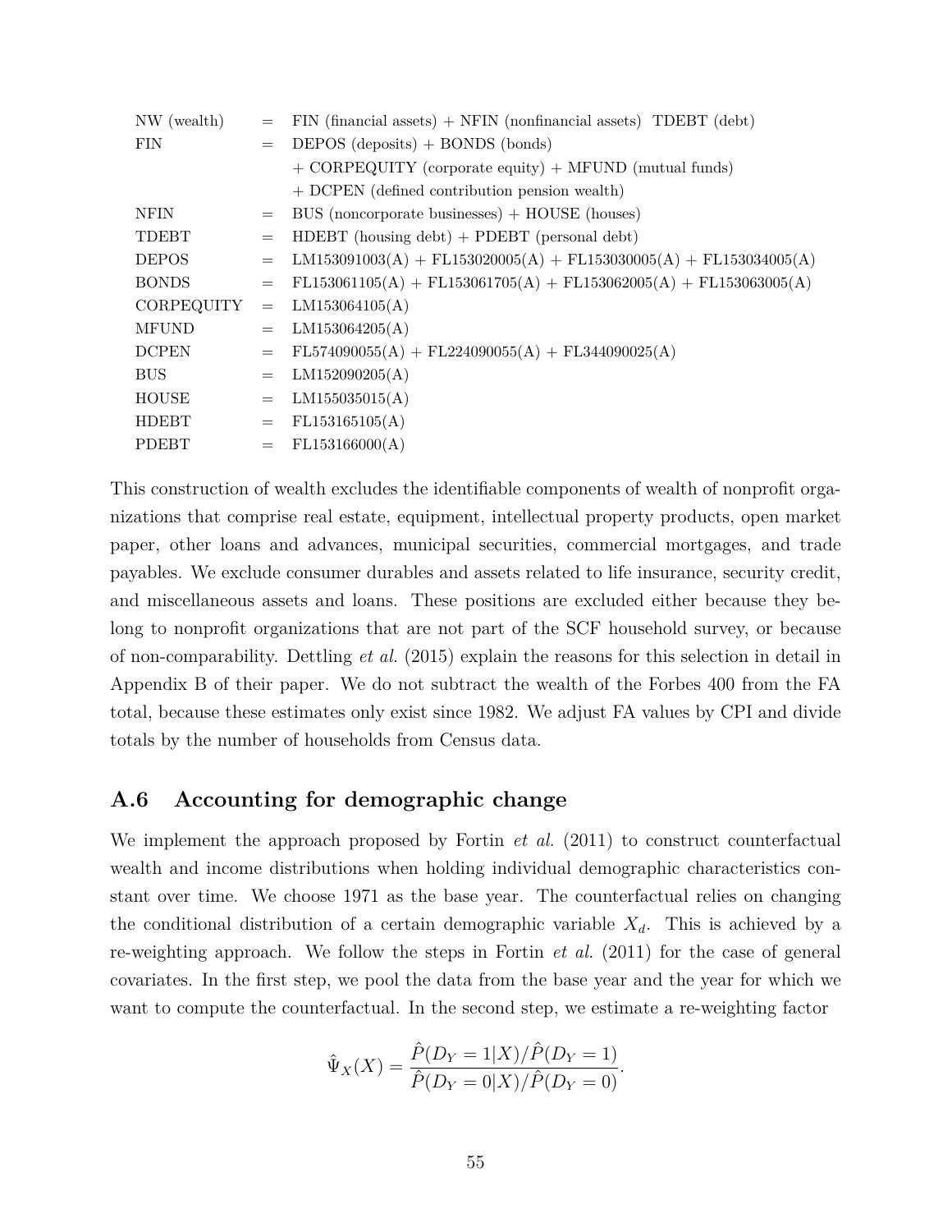| | | |
|---|---|---|
| NW (wealth) | = | FIN (financial assets) + NFIN (nonfinancial assets) TDEBT (debt) |
| FIN | = | DEPOS (deposits) + BONDS (bonds) |
| | | + CORPEQUITY (corporate equity) + MFUND (mutual funds) |
| | | + DCPEN (defined contribution pension wealth) |
| NFIN | = | BUS (noncorporate businesses) + HOUSE (houses) |
| TDEBT | = | HDEBT (housing debt) + PDEBT (personal debt) |
| DEPOS | = | LM153091003(A) + FL153020005(A) + FL153030005(A) + FL153034005(A) |
| BONDS | = | FL153061105(A) + FL153061705(A) + FL153062005(A) + FL153063005(A) |
| CORPEQUITY | = | LM153064105(A) |
| MFUND | = | LM153064205(A) |
| DCPEN | = | FL574090055(A) + FL224090055(A) + FL344090025(A) |
| BUS | = | LM152090205(A) |
| HOUSE | = | LM155035015(A) |
| HDEBT | = | FL153165105(A) |
| PDEBT | = | FL153166000(A) |

This construction of wealth excludes the identifiable components of wealth of nonprofit organizations that comprise real estate, equipment, intellectual property products, open market paper, other loans and advances, municipal securities, commercial mortgages, and trade payables. We exclude consumer durables and assets related to life insurance, security credit, and miscellaneous assets and loans. These positions are excluded either because they belong to nonprofit organizations that are not part of the SCF household survey, or because of non-comparability. Dettling *et al.* (2015) explain the reasons for this selection in detail in Appendix B of their paper. We do not subtract the wealth of the Forbes 400 from the FA total, because these estimates only exist since 1982. We adjust FA values by CPI and divide totals by the number of households from Census data.

## A.6 Accounting for demographic change

We implement the approach proposed by Fortin *et al.* (2011) to construct counterfactual wealth and income distributions when holding individual demographic characteristics constant over time. We choose 1971 as the base year. The counterfactual relies on changing the conditional distribution of a certain demographic variable $X_d$. This is achieved by a re-weighting approach. We follow the steps in Fortin *et al.* (2011) for the case of general covariates. In the first step, we pool the data from the base year and the year for which we want to compute the counterfactual. In the second step, we estimate a re-weighting factor

$$\hat{\Psi}_X(X) = \frac{\hat{P}(D_Y = 1|X)/\hat{P}(D_Y = 1)}{\hat{P}(D_Y = 0|X)/\hat{P}(D_Y = 0)}.$$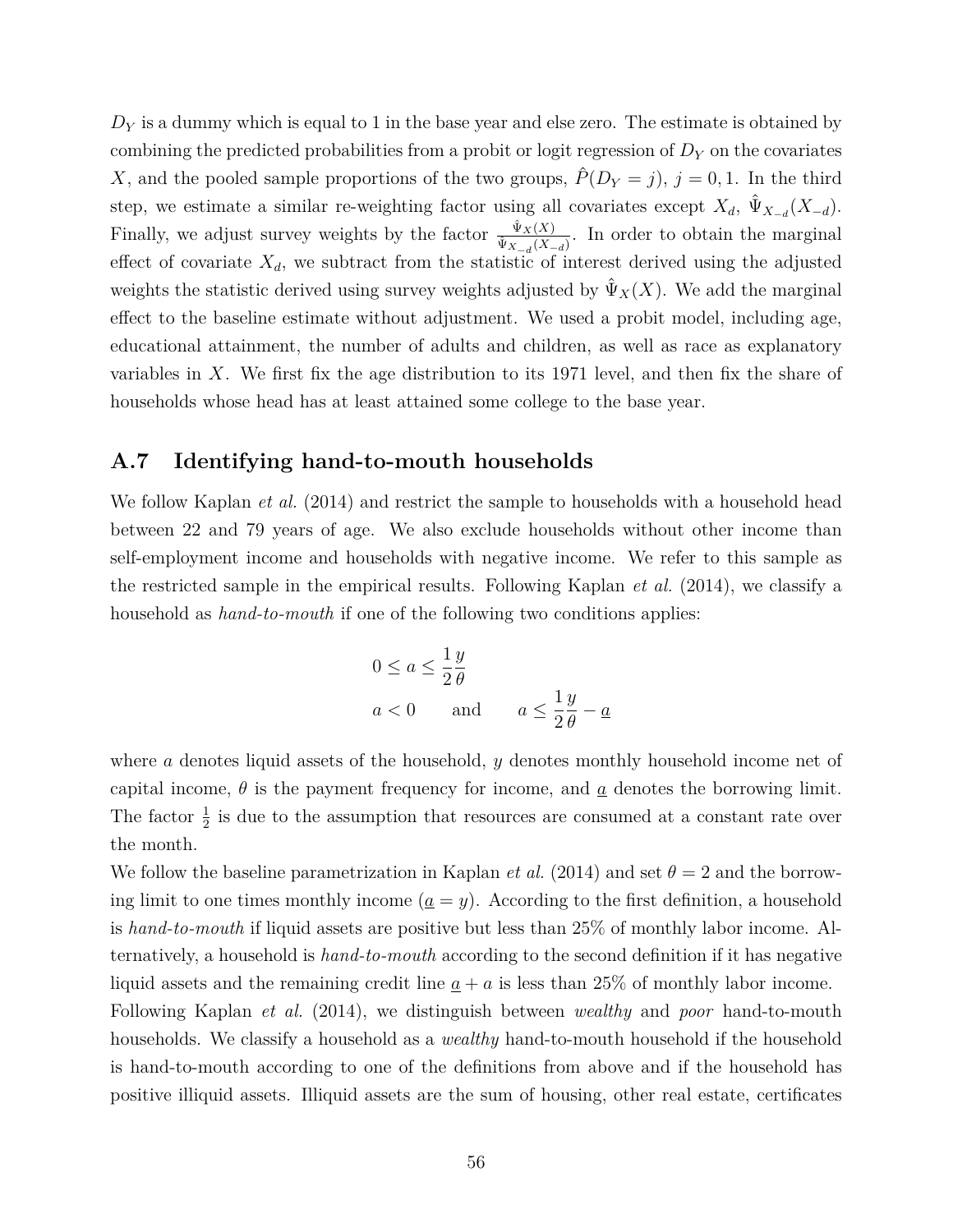$D_Y$ is a dummy which is equal to 1 in the base year and else zero. The estimate is obtained by combining the predicted probabilities from a probit or logit regression of $D_Y$ on the covariates $X$, and the pooled sample proportions of the two groups, $\hat{P}(D_Y = j)$, $j = 0, 1$. In the third step, we estimate a similar re-weighting factor using all covariates except $X_d$, $\hat{\Psi}_{X_{-d}}(X_{-d})$. Finally, we adjust survey weights by the factor $\frac{\hat{\Psi}_X(X)}{\hat{\Psi}_{X_{-d}}(X_{-d})}$. In order to obtain the marginal effect of covariate $X_d$, we subtract from the statistic of interest derived using the adjusted weights the statistic derived using survey weights adjusted by $\hat{\Psi}_X(X)$. We add the marginal effect to the baseline estimate without adjustment. We used a probit model, including age, educational attainment, the number of adults and children, as well as race as explanatory variables in $X$. We first fix the age distribution to its 1971 level, and then fix the share of households whose head has at least attained some college to the base year.

## A.7 Identifying hand-to-mouth households

We follow Kaplan *et al.* (2014) and restrict the sample to households with a household head between 22 and 79 years of age. We also exclude households without other income than self-employment income and households with negative income. We refer to this sample as the restricted sample in the empirical results. Following Kaplan *et al.* (2014), we classify a household as *hand-to-mouth* if one of the following two conditions applies:

$$
\begin{aligned}
&0 \leq a \leq \frac{1}{2}\frac{y}{\theta} \\
&a < 0 \qquad \text{and} \qquad a \leq \frac{1}{2}\frac{y}{\theta} - \underline{a}
\end{aligned}
$$

where $a$ denotes liquid assets of the household, $y$ denotes monthly household income net of capital income, $\theta$ is the payment frequency for income, and $\underline{a}$ denotes the borrowing limit. The factor $\frac{1}{2}$ is due to the assumption that resources are consumed at a constant rate over the month.

We follow the baseline parametrization in Kaplan *et al.* (2014) and set $\theta = 2$ and the borrowing limit to one times monthly income ($\underline{a} = y$). According to the first definition, a household is *hand-to-mouth* if liquid assets are positive but less than 25% of monthly labor income. Alternatively, a household is *hand-to-mouth* according to the second definition if it has negative liquid assets and the remaining credit line $\underline{a} + a$ is less than 25% of monthly labor income.

Following Kaplan *et al.* (2014), we distinguish between *wealthy* and *poor* hand-to-mouth households. We classify a household as a *wealthy* hand-to-mouth household if the household is hand-to-mouth according to one of the definitions from above and if the household has positive illiquid assets. Illiquid assets are the sum of housing, other real estate, certificates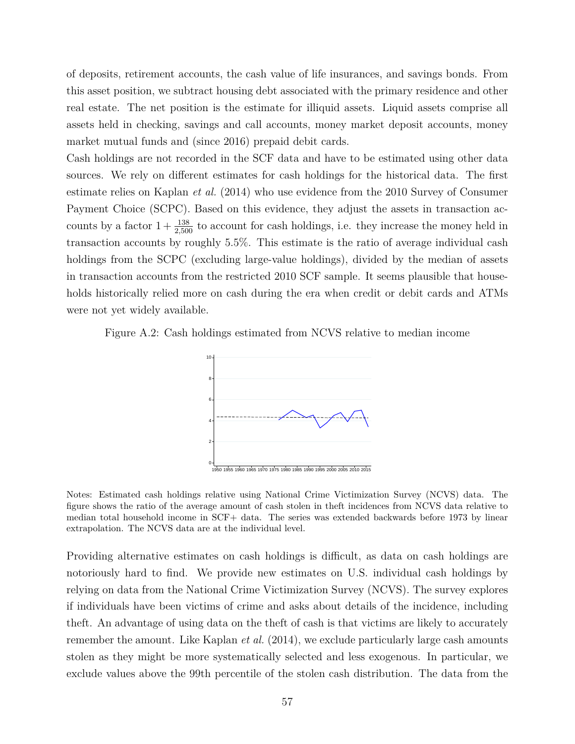of deposits, retirement accounts, the cash value of life insurances, and savings bonds. From this asset position, we subtract housing debt associated with the primary residence and other real estate. The net position is the estimate for illiquid assets. Liquid assets comprise all assets held in checking, savings and call accounts, money market deposit accounts, money market mutual funds and (since 2016) prepaid debit cards.

Cash holdings are not recorded in the SCF data and have to be estimated using other data sources. We rely on different estimates for cash holdings for the historical data. The first estimate relies on Kaplan *et al.* (2014) who use evidence from the 2010 Survey of Consumer Payment Choice (SCPC). Based on this evidence, they adjust the assets in transaction accounts by a factor $1 + \frac{138}{2{,}500}$ to account for cash holdings, i.e. they increase the money held in transaction accounts by roughly 5.5%. This estimate is the ratio of average individual cash holdings from the SCPC (excluding large-value holdings), divided by the median of assets in transaction accounts from the restricted 2010 SCF sample. It seems plausible that households historically relied more on cash during the era when credit or debit cards and ATMs were not yet widely available.

Figure A.2: Cash holdings estimated from NCVS relative to median income

Notes: Estimated cash holdings relative using National Crime Victimization Survey (NCVS) data. The figure shows the ratio of the average amount of cash stolen in theft incidences from NCVS data relative to median total household income in SCF+ data. The series was extended backwards before 1973 by linear extrapolation. The NCVS data are at the individual level.

Providing alternative estimates on cash holdings is difficult, as data on cash holdings are notoriously hard to find. We provide new estimates on U.S. individual cash holdings by relying on data from the National Crime Victimization Survey (NCVS). The survey explores if individuals have been victims of crime and asks about details of the incidence, including theft. An advantage of using data on the theft of cash is that victims are likely to accurately remember the amount. Like Kaplan *et al.* (2014), we exclude particularly large cash amounts stolen as they might be more systematically selected and less exogenous. In particular, we exclude values above the 99th percentile of the stolen cash distribution. The data from the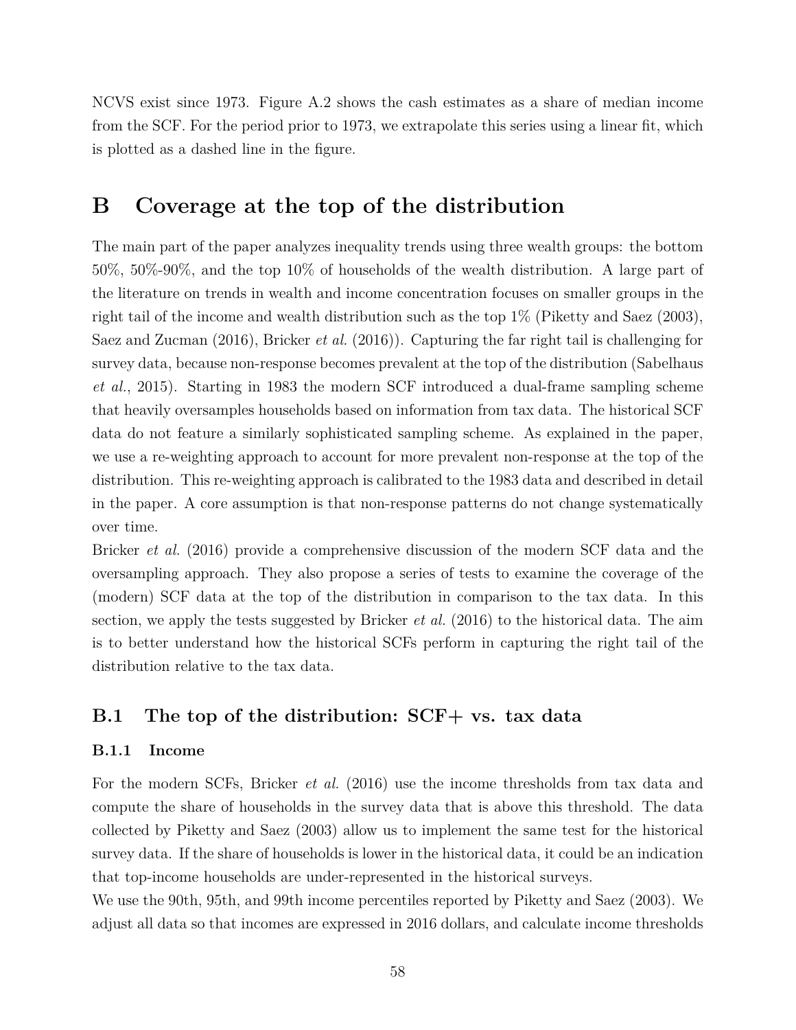NCVS exist since 1973. Figure A.2 shows the cash estimates as a share of median income from the SCF. For the period prior to 1973, we extrapolate this series using a linear fit, which is plotted as a dashed line in the figure.

# B Coverage at the top of the distribution

The main part of the paper analyzes inequality trends using three wealth groups: the bottom 50%, 50%-90%, and the top 10% of households of the wealth distribution. A large part of the literature on trends in wealth and income concentration focuses on smaller groups in the right tail of the income and wealth distribution such as the top 1% (Piketty and Saez (2003), Saez and Zucman (2016), Bricker *et al.* (2016)). Capturing the far right tail is challenging for survey data, because non-response becomes prevalent at the top of the distribution (Sabelhaus *et al.*, 2015). Starting in 1983 the modern SCF introduced a dual-frame sampling scheme that heavily oversamples households based on information from tax data. The historical SCF data do not feature a similarly sophisticated sampling scheme. As explained in the paper, we use a re-weighting approach to account for more prevalent non-response at the top of the distribution. This re-weighting approach is calibrated to the 1983 data and described in detail in the paper. A core assumption is that non-response patterns do not change systematically over time.

Bricker *et al.* (2016) provide a comprehensive discussion of the modern SCF data and the oversampling approach. They also propose a series of tests to examine the coverage of the (modern) SCF data at the top of the distribution in comparison to the tax data. In this section, we apply the tests suggested by Bricker *et al.* (2016) to the historical data. The aim is to better understand how the historical SCFs perform in capturing the right tail of the distribution relative to the tax data.

## B.1 The top of the distribution: SCF+ vs. tax data

### B.1.1 Income

For the modern SCFs, Bricker *et al.* (2016) use the income thresholds from tax data and compute the share of households in the survey data that is above this threshold. The data collected by Piketty and Saez (2003) allow us to implement the same test for the historical survey data. If the share of households is lower in the historical data, it could be an indication that top-income households are under-represented in the historical surveys.

We use the 90th, 95th, and 99th income percentiles reported by Piketty and Saez (2003). We adjust all data so that incomes are expressed in 2016 dollars, and calculate income thresholds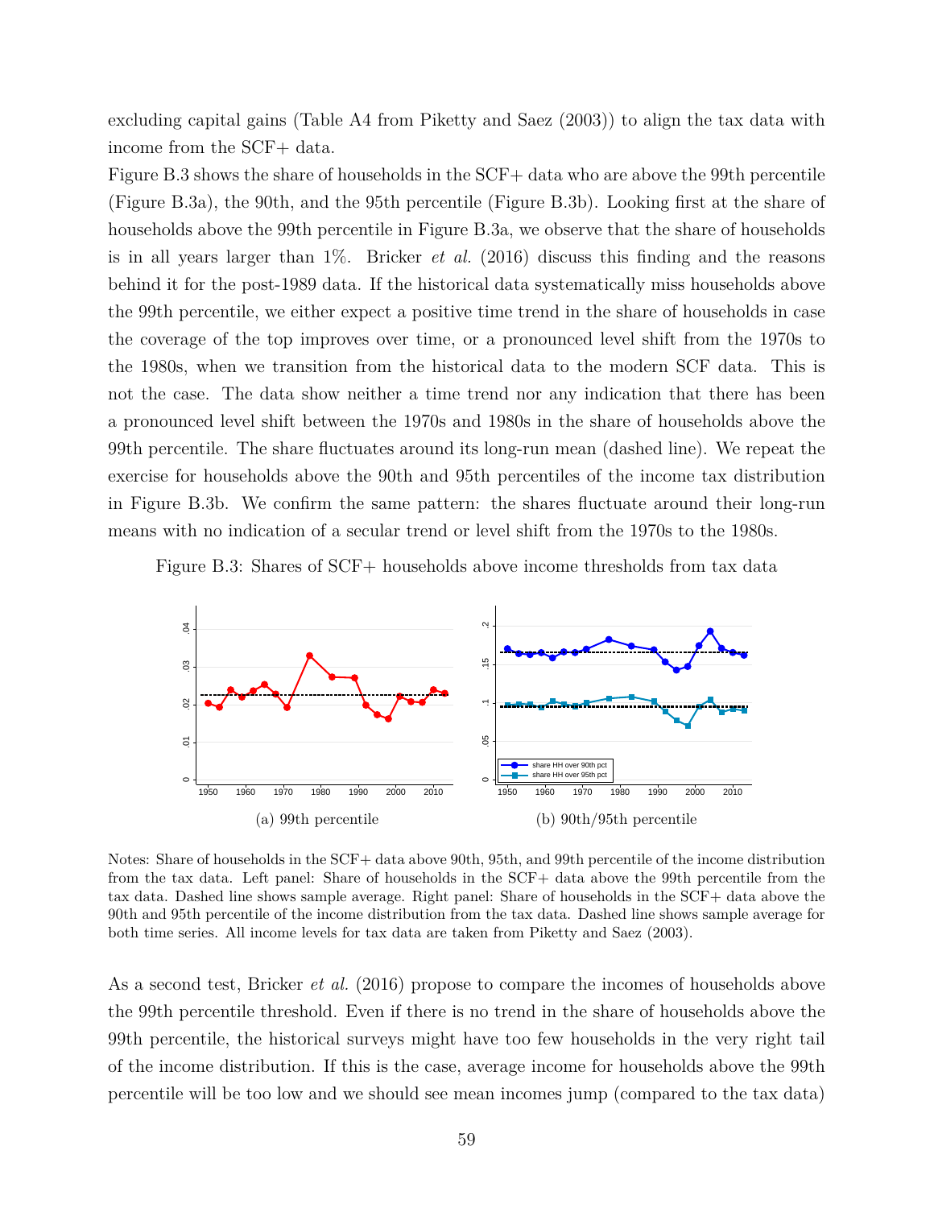excluding capital gains (Table A4 from Piketty and Saez (2003)) to align the tax data with income from the SCF+ data.

Figure B.3 shows the share of households in the SCF+ data who are above the 99th percentile (Figure B.3a), the 90th, and the 95th percentile (Figure B.3b). Looking first at the share of households above the 99th percentile in Figure B.3a, we observe that the share of households is in all years larger than 1%. Bricker *et al.* (2016) discuss this finding and the reasons behind it for the post-1989 data. If the historical data systematically miss households above the 99th percentile, we either expect a positive time trend in the share of households in case the coverage of the top improves over time, or a pronounced level shift from the 1970s to the 1980s, when we transition from the historical data to the modern SCF data. This is not the case. The data show neither a time trend nor any indication that there has been a pronounced level shift between the 1970s and 1980s in the share of households above the 99th percentile. The share fluctuates around its long-run mean (dashed line). We repeat the exercise for households above the 90th and 95th percentiles of the income tax distribution in Figure B.3b. We confirm the same pattern: the shares fluctuate around their long-run means with no indication of a secular trend or level shift from the 1970s to the 1980s.

Figure B.3: Shares of SCF+ households above income thresholds from tax data

(a) 99th percentile

(b) 90th/95th percentile

Notes: Share of households in the SCF+ data above 90th, 95th, and 99th percentile of the income distribution from the tax data. Left panel: Share of households in the SCF+ data above the 99th percentile from the tax data. Dashed line shows sample average. Right panel: Share of households in the SCF+ data above the 90th and 95th percentile of the income distribution from the tax data. Dashed line shows sample average for both time series. All income levels for tax data are taken from Piketty and Saez (2003).

As a second test, Bricker *et al.* (2016) propose to compare the incomes of households above the 99th percentile threshold. Even if there is no trend in the share of households above the 99th percentile, the historical surveys might have too few households in the very right tail of the income distribution. If this is the case, average income for households above the 99th percentile will be too low and we should see mean incomes jump (compared to the tax data)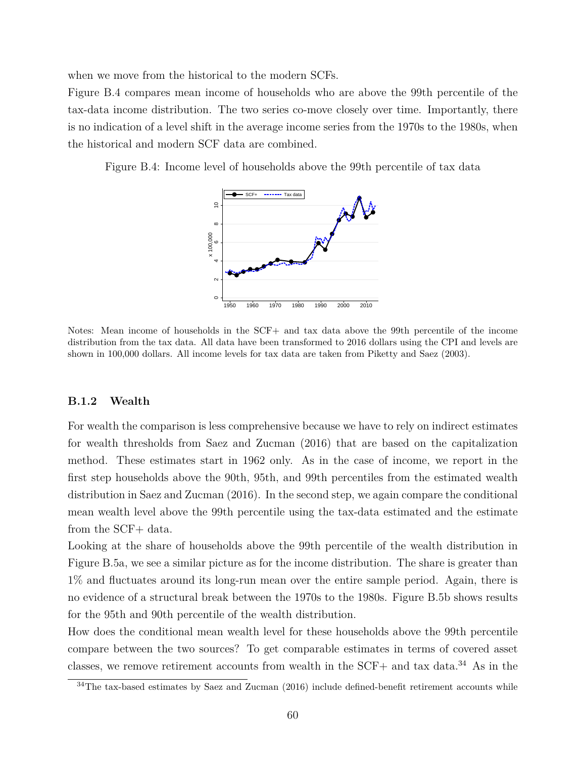when we move from the historical to the modern SCFs.

Figure B.4 compares mean income of households who are above the 99th percentile of the tax-data income distribution. The two series co-move closely over time. Importantly, there is no indication of a level shift in the average income series from the 1970s to the 1980s, when the historical and modern SCF data are combined.

Figure B.4: Income level of households above the 99th percentile of tax data

Notes: Mean income of households in the SCF+ and tax data above the 99th percentile of the income distribution from the tax data. All data have been transformed to 2016 dollars using the CPI and levels are shown in 100,000 dollars. All income levels for tax data are taken from Piketty and Saez (2003).

### B.1.2 Wealth

For wealth the comparison is less comprehensive because we have to rely on indirect estimates for wealth thresholds from Saez and Zucman (2016) that are based on the capitalization method. These estimates start in 1962 only. As in the case of income, we report in the first step households above the 90th, 95th, and 99th percentiles from the estimated wealth distribution in Saez and Zucman (2016). In the second step, we again compare the conditional mean wealth level above the 99th percentile using the tax-data estimated and the estimate from the SCF+ data.

Looking at the share of households above the 99th percentile of the wealth distribution in Figure B.5a, we see a similar picture as for the income distribution. The share is greater than 1% and fluctuates around its long-run mean over the entire sample period. Again, there is no evidence of a structural break between the 1970s to the 1980s. Figure B.5b shows results for the 95th and 90th percentile of the wealth distribution.

How does the conditional mean wealth level for these households above the 99th percentile compare between the two sources? To get comparable estimates in terms of covered asset classes, we remove retirement accounts from wealth in the SCF+ and tax data.[34] As in the

[34]The tax-based estimates by Saez and Zucman (2016) include defined-benefit retirement accounts while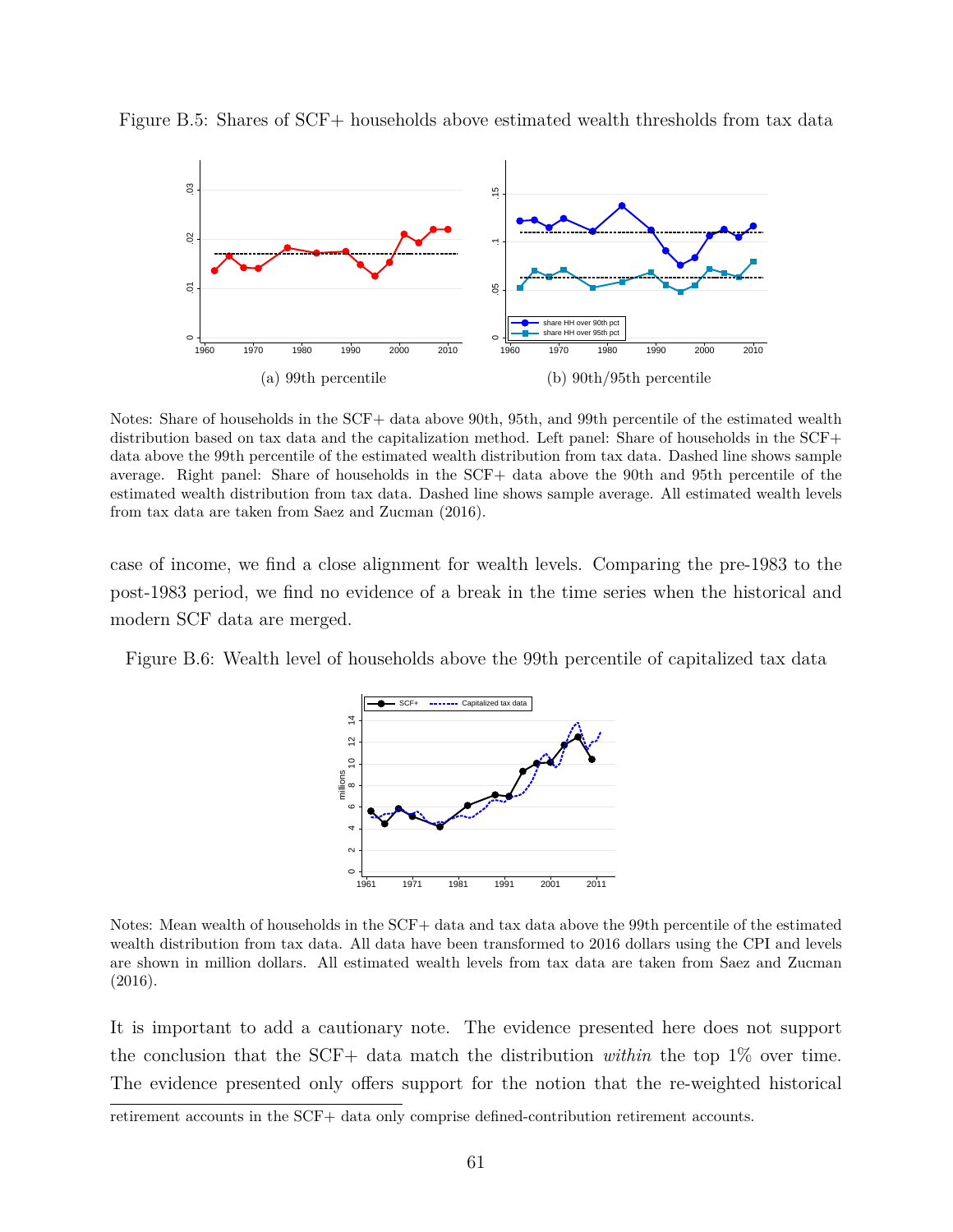Figure B.5: Shares of SCF+ households above estimated wealth thresholds from tax data

(a) 99th percentile

(b) 90th/95th percentile

Notes: Share of households in the SCF+ data above 90th, 95th, and 99th percentile of the estimated wealth distribution based on tax data and the capitalization method. Left panel: Share of households in the SCF+ data above the 99th percentile of the estimated wealth distribution from tax data. Dashed line shows sample average. Right panel: Share of households in the SCF+ data above the 90th and 95th percentile of the estimated wealth distribution from tax data. Dashed line shows sample average. All estimated wealth levels from tax data are taken from Saez and Zucman (2016).

case of income, we find a close alignment for wealth levels. Comparing the pre-1983 to the post-1983 period, we find no evidence of a break in the time series when the historical and modern SCF data are merged.

Figure B.6: Wealth level of households above the 99th percentile of capitalized tax data

Notes: Mean wealth of households in the SCF+ data and tax data above the 99th percentile of the estimated wealth distribution from tax data. All data have been transformed to 2016 dollars using the CPI and levels are shown in million dollars. All estimated wealth levels from tax data are taken from Saez and Zucman (2016).

It is important to add a cautionary note. The evidence presented here does not support the conclusion that the SCF+ data match the distribution *within* the top 1% over time. The evidence presented only offers support for the notion that the re-weighted historical

retirement accounts in the SCF+ data only comprise defined-contribution retirement accounts.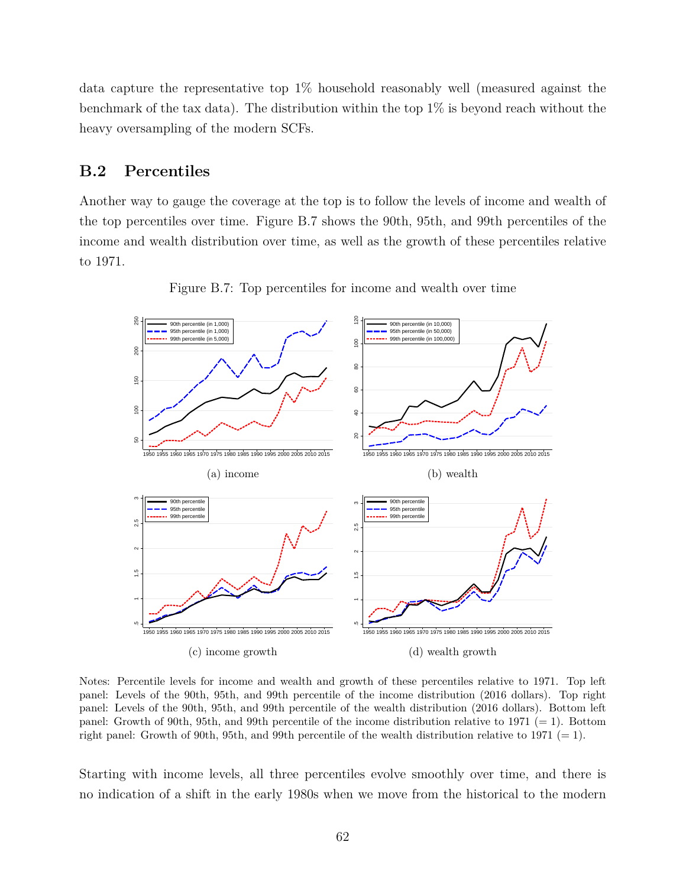data capture the representative top 1% household reasonably well (measured against the benchmark of the tax data). The distribution within the top 1% is beyond reach without the heavy oversampling of the modern SCFs.

## B.2 Percentiles

Another way to gauge the coverage at the top is to follow the levels of income and wealth of the top percentiles over time. Figure B.7 shows the 90th, 95th, and 99th percentiles of the income and wealth distribution over time, as well as the growth of these percentiles relative to 1971.

Figure B.7: Top percentiles for income and wealth over time

(a) income

(b) wealth

(c) income growth

(d) wealth growth

Notes: Percentile levels for income and wealth and growth of these percentiles relative to 1971. Top left panel: Levels of the 90th, 95th, and 99th percentile of the income distribution (2016 dollars). Top right panel: Levels of the 90th, 95th, and 99th percentile of the wealth distribution (2016 dollars). Bottom left panel: Growth of 90th, 95th, and 99th percentile of the income distribution relative to 1971 (= 1). Bottom right panel: Growth of 90th, 95th, and 99th percentile of the wealth distribution relative to 1971 (= 1).

Starting with income levels, all three percentiles evolve smoothly over time, and there is no indication of a shift in the early 1980s when we move from the historical to the modern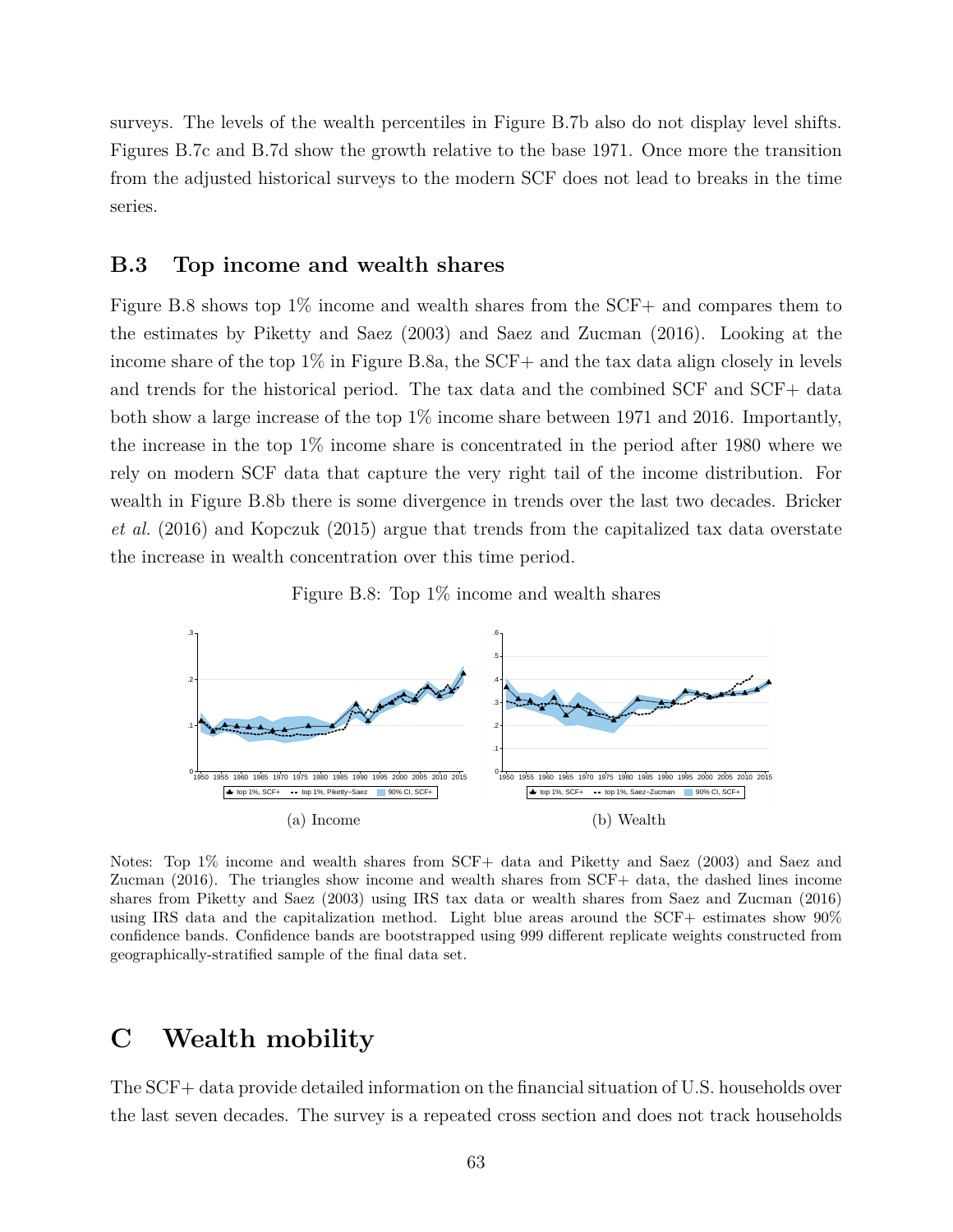surveys. The levels of the wealth percentiles in Figure B.7b also do not display level shifts. Figures B.7c and B.7d show the growth relative to the base 1971. Once more the transition from the adjusted historical surveys to the modern SCF does not lead to breaks in the time series.

## B.3 Top income and wealth shares

Figure B.8 shows top 1% income and wealth shares from the SCF+ and compares them to the estimates by Piketty and Saez (2003) and Saez and Zucman (2016). Looking at the income share of the top 1% in Figure B.8a, the SCF+ and the tax data align closely in levels and trends for the historical period. The tax data and the combined SCF and SCF+ data both show a large increase of the top 1% income share between 1971 and 2016. Importantly, the increase in the top 1% income share is concentrated in the period after 1980 where we rely on modern SCF data that capture the very right tail of the income distribution. For wealth in Figure B.8b there is some divergence in trends over the last two decades. Bricker *et al.* (2016) and Kopczuk (2015) argue that trends from the capitalized tax data overstate the increase in wealth concentration over this time period.

Figure B.8: Top 1% income and wealth shares

(a) Income

(b) Wealth

Notes: Top 1% income and wealth shares from SCF+ data and Piketty and Saez (2003) and Saez and Zucman (2016). The triangles show income and wealth shares from SCF+ data, the dashed lines income shares from Piketty and Saez (2003) using IRS tax data or wealth shares from Saez and Zucman (2016) using IRS data and the capitalization method. Light blue areas around the SCF+ estimates show 90% confidence bands. Confidence bands are bootstrapped using 999 different replicate weights constructed from geographically-stratified sample of the final data set.

# C Wealth mobility

The SCF+ data provide detailed information on the financial situation of U.S. households over the last seven decades. The survey is a repeated cross section and does not track households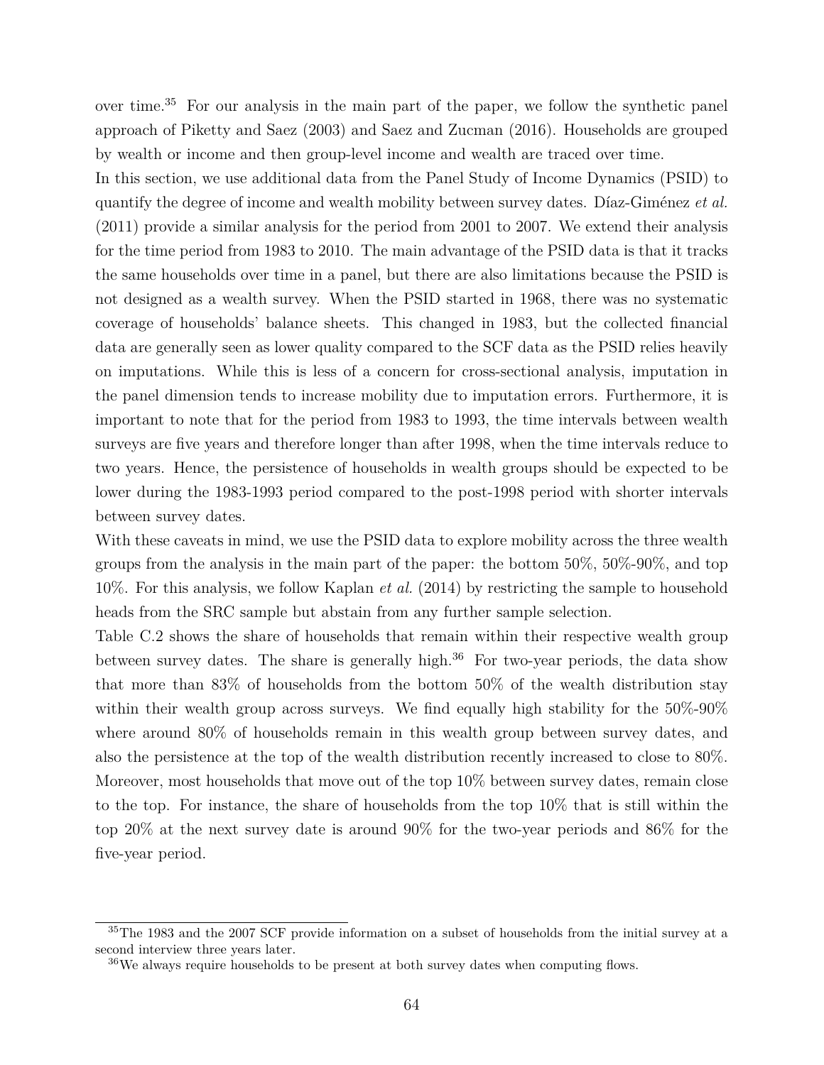over time.[35] For our analysis in the main part of the paper, we follow the synthetic panel approach of Piketty and Saez (2003) and Saez and Zucman (2016). Households are grouped by wealth or income and then group-level income and wealth are traced over time.

In this section, we use additional data from the Panel Study of Income Dynamics (PSID) to quantify the degree of income and wealth mobility between survey dates. Díaz-Giménez *et al.* (2011) provide a similar analysis for the period from 2001 to 2007. We extend their analysis for the time period from 1983 to 2010. The main advantage of the PSID data is that it tracks the same households over time in a panel, but there are also limitations because the PSID is not designed as a wealth survey. When the PSID started in 1968, there was no systematic coverage of households' balance sheets. This changed in 1983, but the collected financial data are generally seen as lower quality compared to the SCF data as the PSID relies heavily on imputations. While this is less of a concern for cross-sectional analysis, imputation in the panel dimension tends to increase mobility due to imputation errors. Furthermore, it is important to note that for the period from 1983 to 1993, the time intervals between wealth surveys are five years and therefore longer than after 1998, when the time intervals reduce to two years. Hence, the persistence of households in wealth groups should be expected to be lower during the 1983-1993 period compared to the post-1998 period with shorter intervals between survey dates.

With these caveats in mind, we use the PSID data to explore mobility across the three wealth groups from the analysis in the main part of the paper: the bottom 50%, 50%-90%, and top 10%. For this analysis, we follow Kaplan *et al.* (2014) by restricting the sample to household heads from the SRC sample but abstain from any further sample selection.

Table C.2 shows the share of households that remain within their respective wealth group between survey dates. The share is generally high.[36] For two-year periods, the data show that more than 83% of households from the bottom 50% of the wealth distribution stay within their wealth group across surveys. We find equally high stability for the 50%-90% where around 80% of households remain in this wealth group between survey dates, and also the persistence at the top of the wealth distribution recently increased to close to 80%. Moreover, most households that move out of the top 10% between survey dates, remain close to the top. For instance, the share of households from the top 10% that is still within the top 20% at the next survey date is around 90% for the two-year periods and 86% for the five-year period.

---

[35] The 1983 and the 2007 SCF provide information on a subset of households from the initial survey at a second interview three years later.

[36] We always require households to be present at both survey dates when computing flows.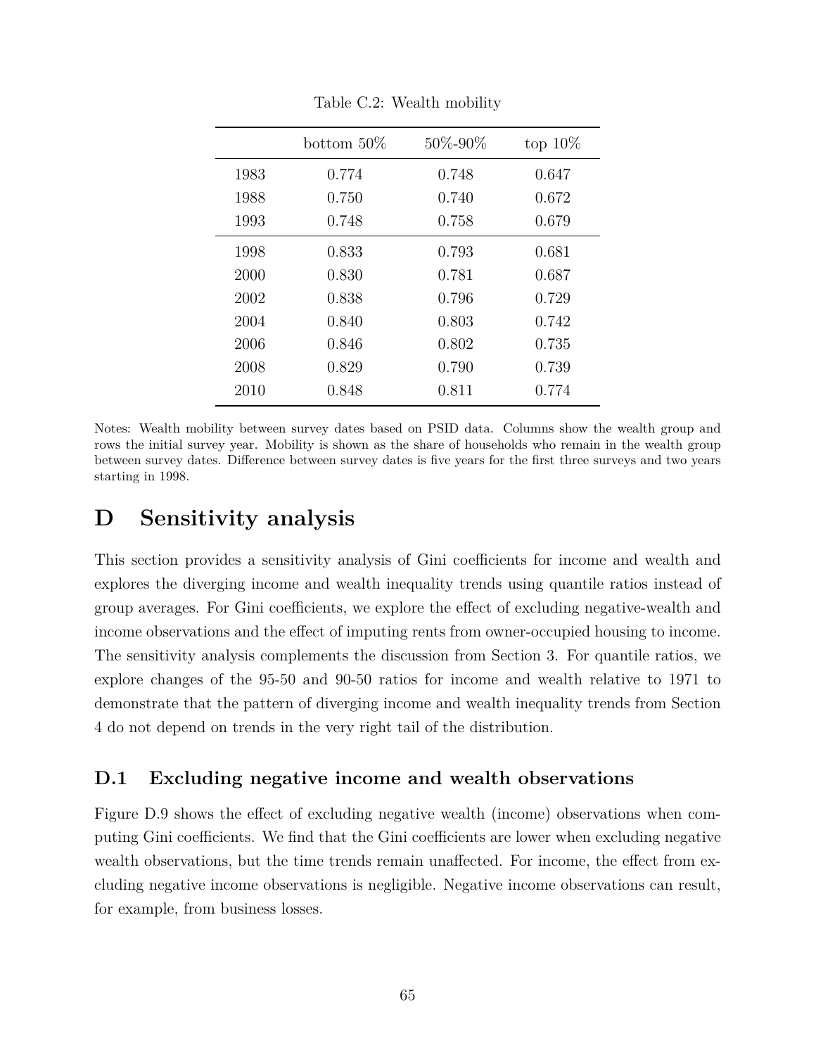Table C.2: Wealth mobility

| | bottom 50% | 50%-90% | top 10% |
|---|---|---|---|
| 1983 | 0.774 | 0.748 | 0.647 |
| 1988 | 0.750 | 0.740 | 0.672 |
| 1993 | 0.748 | 0.758 | 0.679 |
| 1998 | 0.833 | 0.793 | 0.681 |
| 2000 | 0.830 | 0.781 | 0.687 |
| 2002 | 0.838 | 0.796 | 0.729 |
| 2004 | 0.840 | 0.803 | 0.742 |
| 2006 | 0.846 | 0.802 | 0.735 |
| 2008 | 0.829 | 0.790 | 0.739 |
| 2010 | 0.848 | 0.811 | 0.774 |

Notes: Wealth mobility between survey dates based on PSID data. Columns show the wealth group and rows the initial survey year. Mobility is shown as the share of households who remain in the wealth group between survey dates. Difference between survey dates is five years for the first three surveys and two years starting in 1998.

# D Sensitivity analysis

This section provides a sensitivity analysis of Gini coefficients for income and wealth and explores the diverging income and wealth inequality trends using quantile ratios instead of group averages. For Gini coefficients, we explore the effect of excluding negative-wealth and income observations and the effect of imputing rents from owner-occupied housing to income. The sensitivity analysis complements the discussion from Section 3. For quantile ratios, we explore changes of the 95-50 and 90-50 ratios for income and wealth relative to 1971 to demonstrate that the pattern of diverging income and wealth inequality trends from Section 4 do not depend on trends in the very right tail of the distribution.

## D.1 Excluding negative income and wealth observations

Figure D.9 shows the effect of excluding negative wealth (income) observations when computing Gini coefficients. We find that the Gini coefficients are lower when excluding negative wealth observations, but the time trends remain unaffected. For income, the effect from excluding negative income observations is negligible. Negative income observations can result, for example, from business losses.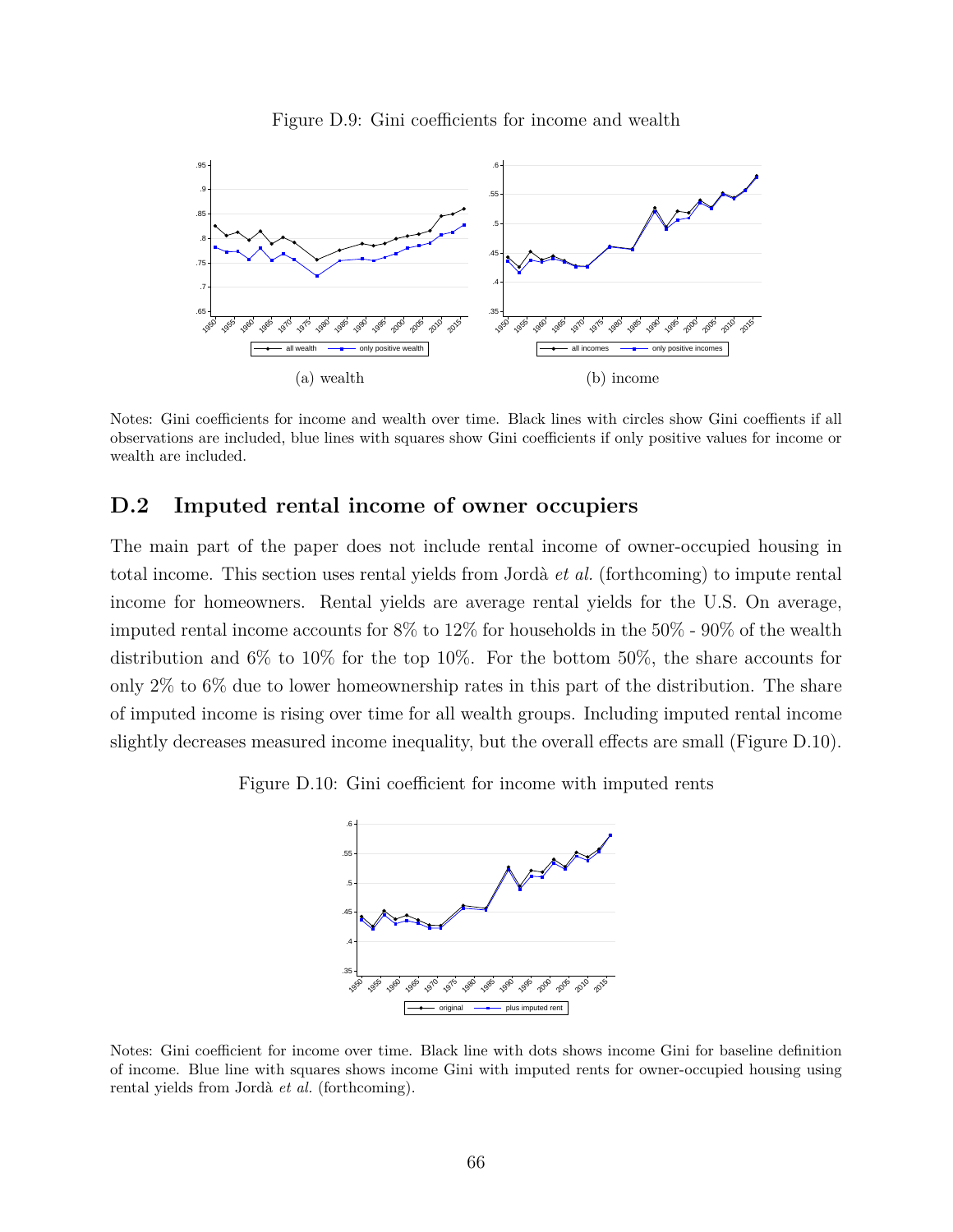Figure D.9: Gini coefficients for income and wealth

(a) wealth

(b) income

Notes: Gini coefficients for income and wealth over time. Black lines with circles show Gini coeffients if all observations are included, blue lines with squares show Gini coefficients if only positive values for income or wealth are included.

## D.2 Imputed rental income of owner occupiers

The main part of the paper does not include rental income of owner-occupied housing in total income. This section uses rental yields from Jordà *et al.* (forthcoming) to impute rental income for homeowners. Rental yields are average rental yields for the U.S. On average, imputed rental income accounts for 8% to 12% for households in the 50% - 90% of the wealth distribution and 6% to 10% for the top 10%. For the bottom 50%, the share accounts for only 2% to 6% due to lower homeownership rates in this part of the distribution. The share of imputed income is rising over time for all wealth groups. Including imputed rental income slightly decreases measured income inequality, but the overall effects are small (Figure D.10).

Figure D.10: Gini coefficient for income with imputed rents

Notes: Gini coefficient for income over time. Black line with dots shows income Gini for baseline definition of income. Blue line with squares shows income Gini with imputed rents for owner-occupied housing using rental yields from Jordà *et al.* (forthcoming).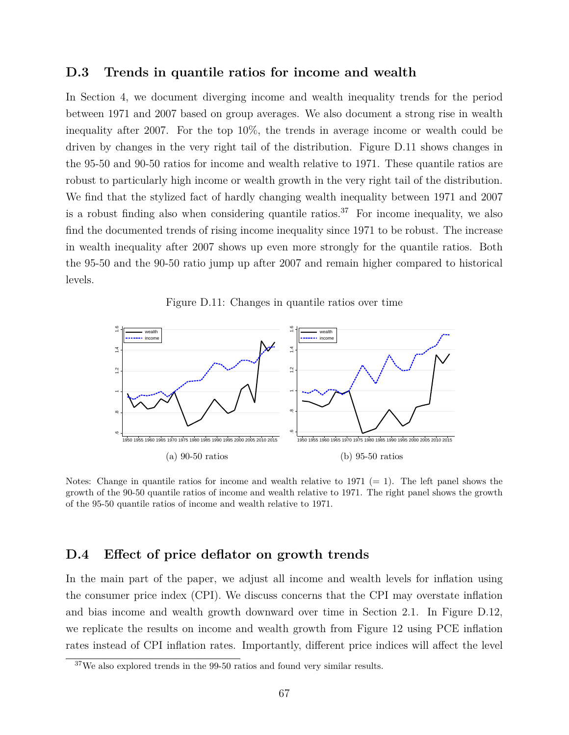## D.3 Trends in quantile ratios for income and wealth

In Section 4, we document diverging income and wealth inequality trends for the period between 1971 and 2007 based on group averages. We also document a strong rise in wealth inequality after 2007. For the top 10%, the trends in average income or wealth could be driven by changes in the very right tail of the distribution. Figure D.11 shows changes in the 95-50 and 90-50 ratios for income and wealth relative to 1971. These quantile ratios are robust to particularly high income or wealth growth in the very right tail of the distribution. We find that the stylized fact of hardly changing wealth inequality between 1971 and 2007 is a robust finding also when considering quantile ratios.[37] For income inequality, we also find the documented trends of rising income inequality since 1971 to be robust. The increase in wealth inequality after 2007 shows up even more strongly for the quantile ratios. Both the 95-50 and the 90-50 ratio jump up after 2007 and remain higher compared to historical levels.

Figure D.11: Changes in quantile ratios over time

(a) 90-50 ratios

(b) 95-50 ratios

Notes: Change in quantile ratios for income and wealth relative to 1971 (= 1). The left panel shows the growth of the 90-50 quantile ratios of income and wealth relative to 1971. The right panel shows the growth of the 95-50 quantile ratios of income and wealth relative to 1971.

## D.4 Effect of price deflator on growth trends

In the main part of the paper, we adjust all income and wealth levels for inflation using the consumer price index (CPI). We discuss concerns that the CPI may overstate inflation and bias income and wealth growth downward over time in Section 2.1. In Figure D.12, we replicate the results on income and wealth growth from Figure 12 using PCE inflation rates instead of CPI inflation rates. Importantly, different price indices will affect the level

[37] We also explored trends in the 99-50 ratios and found very similar results.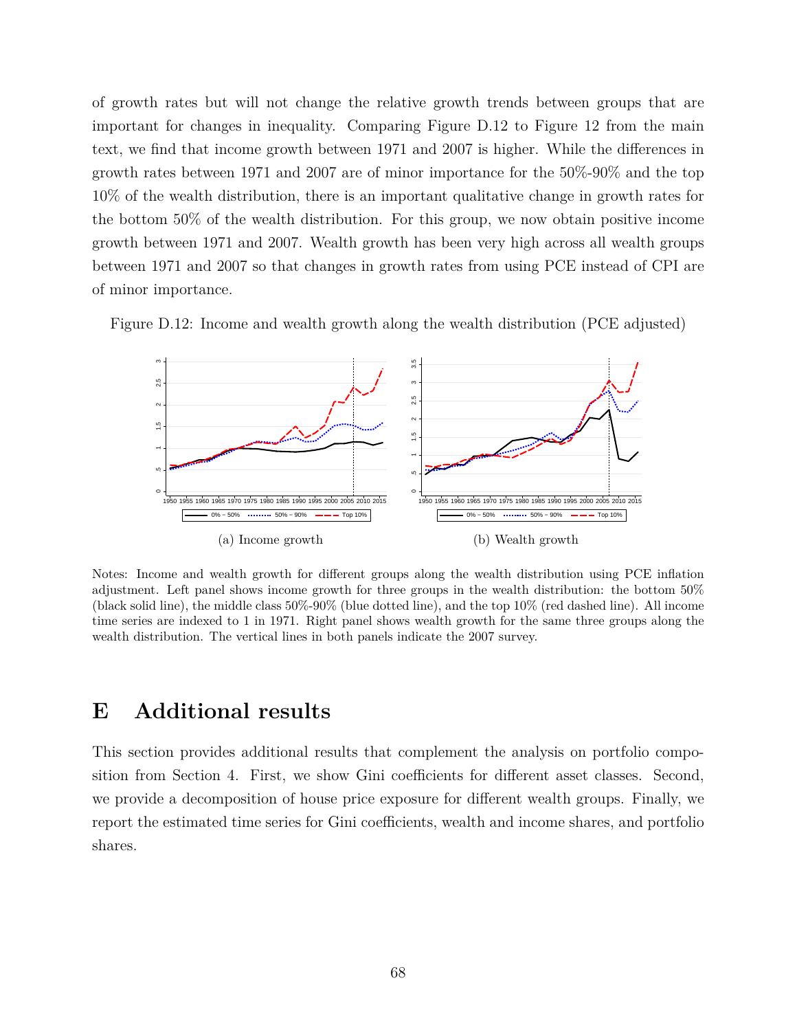of growth rates but will not change the relative growth trends between groups that are important for changes in inequality. Comparing Figure D.12 to Figure 12 from the main text, we find that income growth between 1971 and 2007 is higher. While the differences in growth rates between 1971 and 2007 are of minor importance for the 50%-90% and the top 10% of the wealth distribution, there is an important qualitative change in growth rates for the bottom 50% of the wealth distribution. For this group, we now obtain positive income growth between 1971 and 2007. Wealth growth has been very high across all wealth groups between 1971 and 2007 so that changes in growth rates from using PCE instead of CPI are of minor importance.

Figure D.12: Income and wealth growth along the wealth distribution (PCE adjusted)

(a) Income growth

(b) Wealth growth

Notes: Income and wealth growth for different groups along the wealth distribution using PCE inflation adjustment. Left panel shows income growth for three groups in the wealth distribution: the bottom 50% (black solid line), the middle class 50%-90% (blue dotted line), and the top 10% (red dashed line). All income time series are indexed to 1 in 1971. Right panel shows wealth growth for the same three groups along the wealth distribution. The vertical lines in both panels indicate the 2007 survey.

# E Additional results

This section provides additional results that complement the analysis on portfolio composition from Section 4. First, we show Gini coefficients for different asset classes. Second, we provide a decomposition of house price exposure for different wealth groups. Finally, we report the estimated time series for Gini coefficients, wealth and income shares, and portfolio shares.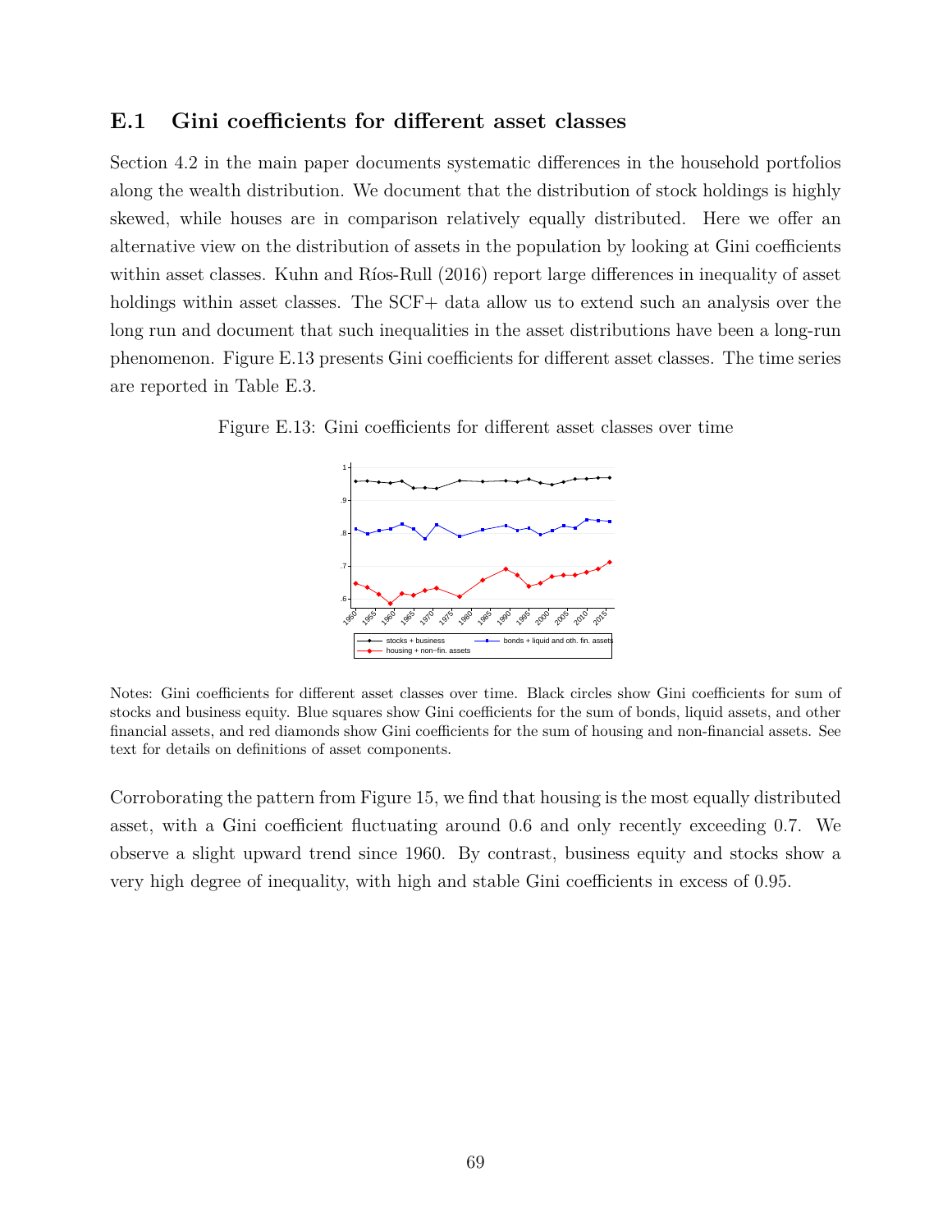## E.1 Gini coefficients for different asset classes

Section 4.2 in the main paper documents systematic differences in the household portfolios along the wealth distribution. We document that the distribution of stock holdings is highly skewed, while houses are in comparison relatively equally distributed. Here we offer an alternative view on the distribution of assets in the population by looking at Gini coefficients within asset classes. Kuhn and Ríos-Rull (2016) report large differences in inequality of asset holdings within asset classes. The SCF+ data allow us to extend such an analysis over the long run and document that such inequalities in the asset distributions have been a long-run phenomenon. Figure E.13 presents Gini coefficients for different asset classes. The time series are reported in Table E.3.

Figure E.13: Gini coefficients for different asset classes over time

Notes: Gini coefficients for different asset classes over time. Black circles show Gini coefficients for sum of stocks and business equity. Blue squares show Gini coefficients for the sum of bonds, liquid assets, and other financial assets, and red diamonds show Gini coefficients for the sum of housing and non-financial assets. See text for details on definitions of asset components.

Corroborating the pattern from Figure 15, we find that housing is the most equally distributed asset, with a Gini coefficient fluctuating around 0.6 and only recently exceeding 0.7. We observe a slight upward trend since 1960. By contrast, business equity and stocks show a very high degree of inequality, with high and stable Gini coefficients in excess of 0.95.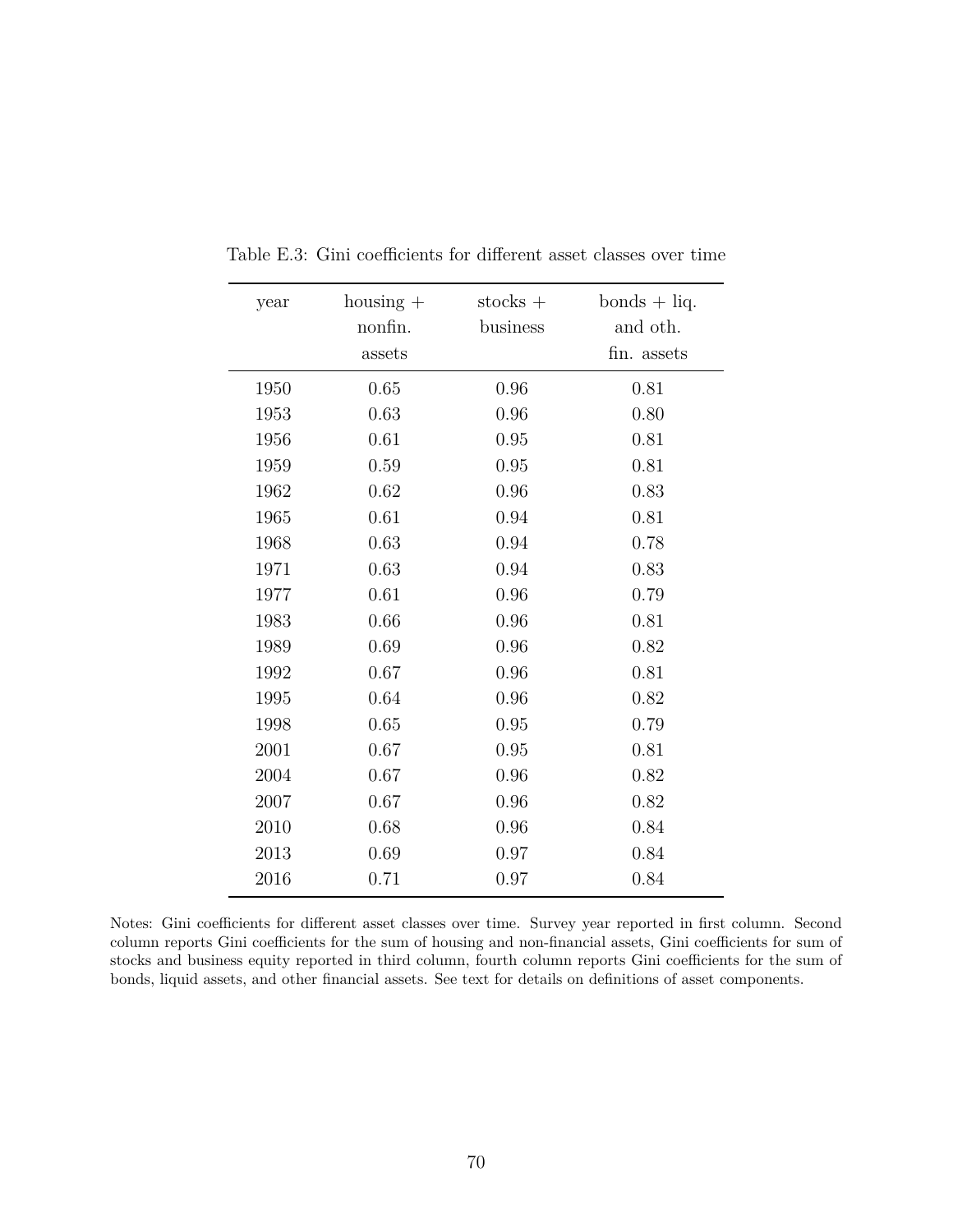Table E.3: Gini coefficients for different asset classes over time

| year | housing + nonfin. assets | stocks + business | bonds + liq. and oth. fin. assets |
|---|---|---|---|
| 1950 | 0.65 | 0.96 | 0.81 |
| 1953 | 0.63 | 0.96 | 0.80 |
| 1956 | 0.61 | 0.95 | 0.81 |
| 1959 | 0.59 | 0.95 | 0.81 |
| 1962 | 0.62 | 0.96 | 0.83 |
| 1965 | 0.61 | 0.94 | 0.81 |
| 1968 | 0.63 | 0.94 | 0.78 |
| 1971 | 0.63 | 0.94 | 0.83 |
| 1977 | 0.61 | 0.96 | 0.79 |
| 1983 | 0.66 | 0.96 | 0.81 |
| 1989 | 0.69 | 0.96 | 0.82 |
| 1992 | 0.67 | 0.96 | 0.81 |
| 1995 | 0.64 | 0.96 | 0.82 |
| 1998 | 0.65 | 0.95 | 0.79 |
| 2001 | 0.67 | 0.95 | 0.81 |
| 2004 | 0.67 | 0.96 | 0.82 |
| 2007 | 0.67 | 0.96 | 0.82 |
| 2010 | 0.68 | 0.96 | 0.84 |
| 2013 | 0.69 | 0.97 | 0.84 |
| 2016 | 0.71 | 0.97 | 0.84 |

Notes: Gini coefficients for different asset classes over time. Survey year reported in first column. Second column reports Gini coefficients for the sum of housing and non-financial assets, Gini coefficients for sum of stocks and business equity reported in third column, fourth column reports Gini coefficients for the sum of bonds, liquid assets, and other financial assets. See text for details on definitions of asset components.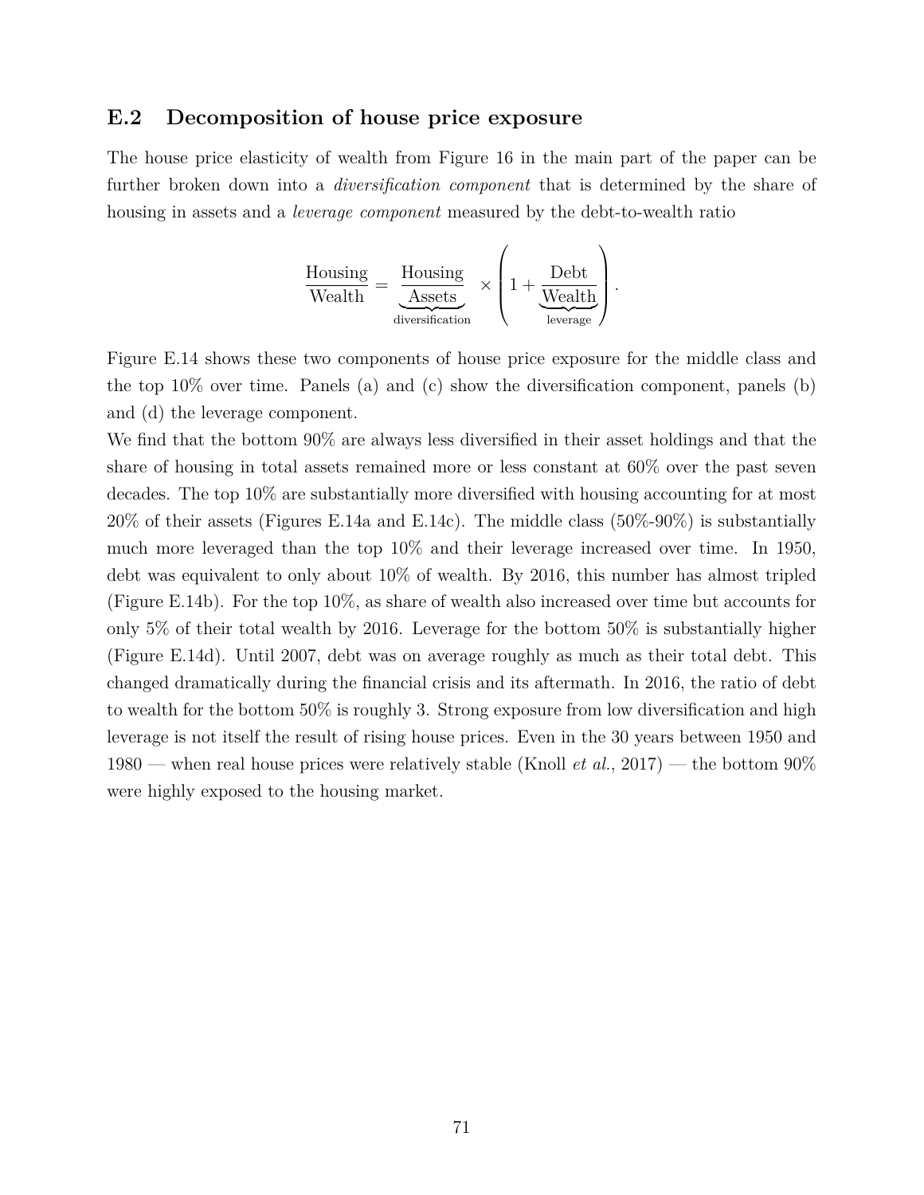## E.2 Decomposition of house price exposure

The house price elasticity of wealth from Figure 16 in the main part of the paper can be further broken down into a *diversification component* that is determined by the share of housing in assets and a *leverage component* measured by the debt-to-wealth ratio

$$\frac{\text{Housing}}{\text{Wealth}} = \underbrace{\frac{\text{Housing}}{\text{Assets}}}_{\text{diversification}} \times \left(1 + \underbrace{\frac{\text{Debt}}{\text{Wealth}}}_{\text{leverage}}\right).$$

Figure E.14 shows these two components of house price exposure for the middle class and the top 10% over time. Panels (a) and (c) show the diversification component, panels (b) and (d) the leverage component.

We find that the bottom 90% are always less diversified in their asset holdings and that the share of housing in total assets remained more or less constant at 60% over the past seven decades. The top 10% are substantially more diversified with housing accounting for at most 20% of their assets (Figures E.14a and E.14c). The middle class (50%-90%) is substantially much more leveraged than the top 10% and their leverage increased over time. In 1950, debt was equivalent to only about 10% of wealth. By 2016, this number has almost tripled (Figure E.14b). For the top 10%, as share of wealth also increased over time but accounts for only 5% of their total wealth by 2016. Leverage for the bottom 50% is substantially higher (Figure E.14d). Until 2007, debt was on average roughly as much as their total debt. This changed dramatically during the financial crisis and its aftermath. In 2016, the ratio of debt to wealth for the bottom 50% is roughly 3. Strong exposure from low diversification and high leverage is not itself the result of rising house prices. Even in the 30 years between 1950 and 1980 — when real house prices were relatively stable (Knoll *et al.*, 2017) — the bottom 90% were highly exposed to the housing market.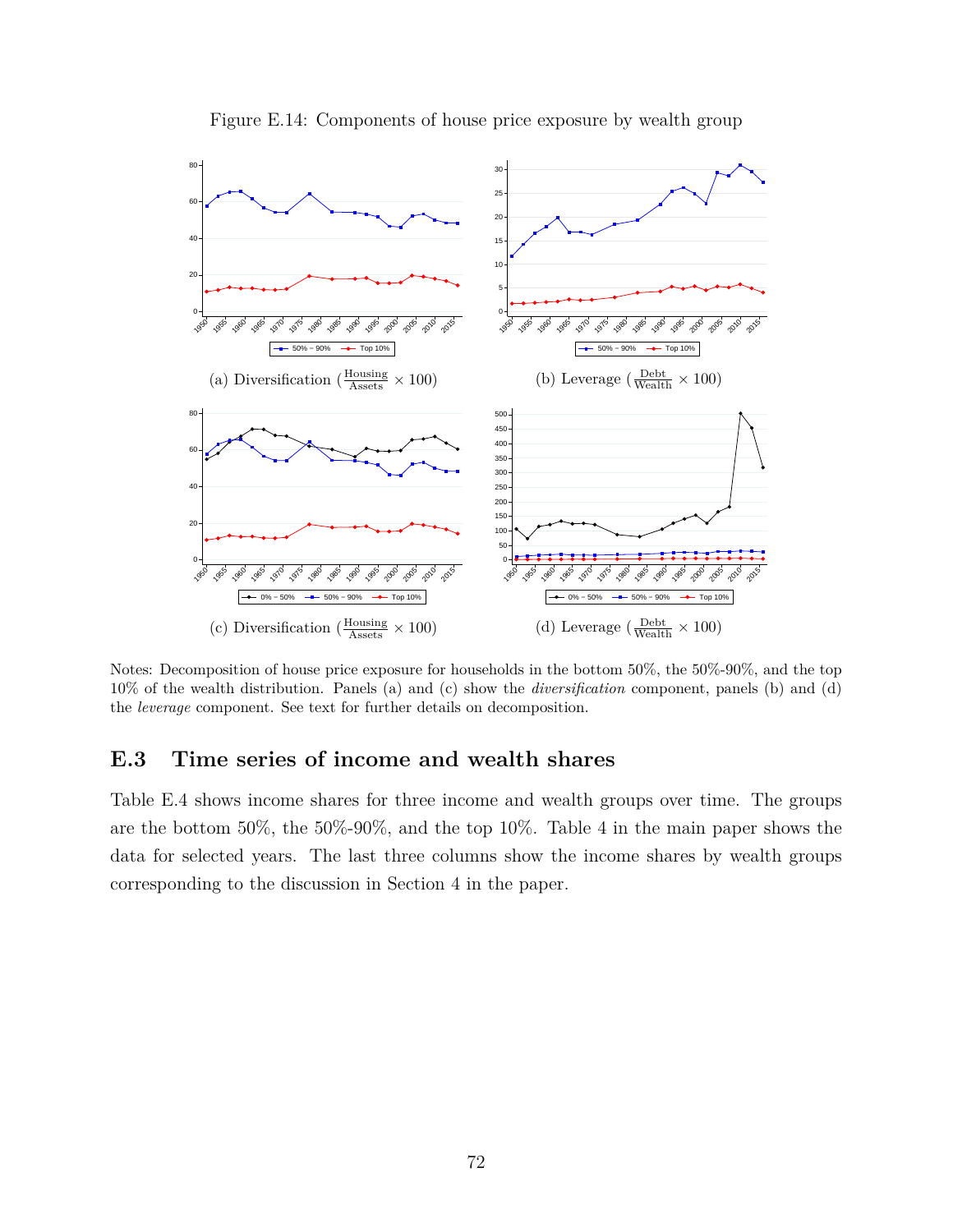Figure E.14: Components of house price exposure by wealth group

(a) Diversification ($\frac{\text{Housing}}{\text{Assets}} \times 100$)

(b) Leverage ($\frac{\text{Debt}}{\text{Wealth}} \times 100$)

(c) Diversification ($\frac{\text{Housing}}{\text{Assets}} \times 100$)

(d) Leverage ($\frac{\text{Debt}}{\text{Wealth}} \times 100$)

Notes: Decomposition of house price exposure for households in the bottom 50%, the 50%-90%, and the top 10% of the wealth distribution. Panels (a) and (c) show the *diversification* component, panels (b) and (d) the *leverage* component. See text for further details on decomposition.

## E.3 Time series of income and wealth shares

Table E.4 shows income shares for three income and wealth groups over time. The groups are the bottom 50%, the 50%-90%, and the top 10%. Table 4 in the main paper shows the data for selected years. The last three columns show the income shares by wealth groups corresponding to the discussion in Section 4 in the paper.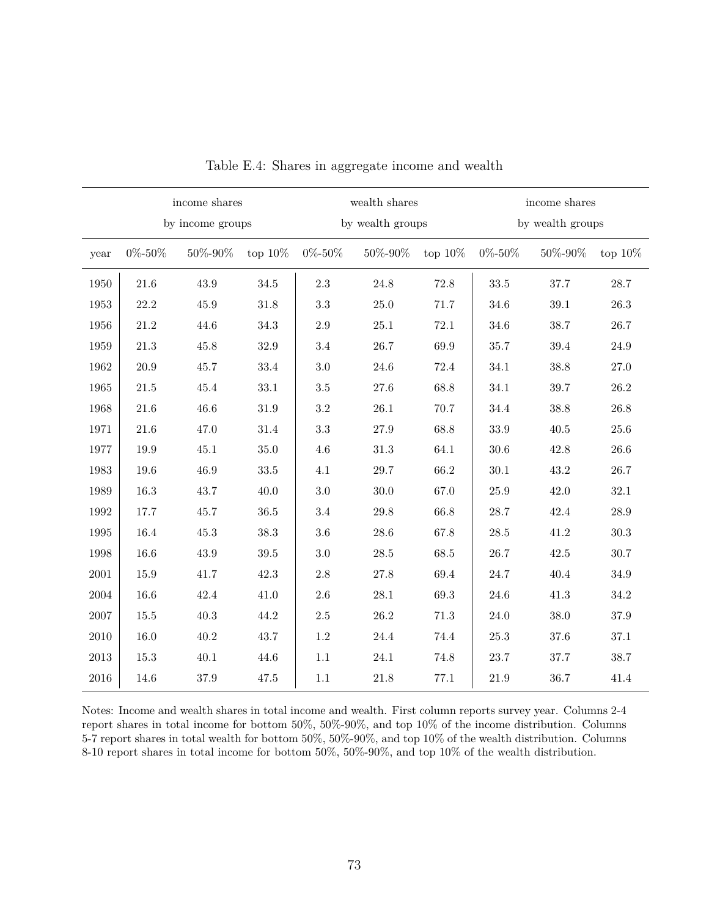Table E.4: Shares in aggregate income and wealth

| | income shares by income groups | | | wealth shares by wealth groups | | | income shares by wealth groups | | |
|---|---|---|---|---|---|---|---|---|---|
| year | 0%-50% | 50%-90% | top 10% | 0%-50% | 50%-90% | top 10% | 0%-50% | 50%-90% | top 10% |
| 1950 | 21.6 | 43.9 | 34.5 | 2.3 | 24.8 | 72.8 | 33.5 | 37.7 | 28.7 |
| 1953 | 22.2 | 45.9 | 31.8 | 3.3 | 25.0 | 71.7 | 34.6 | 39.1 | 26.3 |
| 1956 | 21.2 | 44.6 | 34.3 | 2.9 | 25.1 | 72.1 | 34.6 | 38.7 | 26.7 |
| 1959 | 21.3 | 45.8 | 32.9 | 3.4 | 26.7 | 69.9 | 35.7 | 39.4 | 24.9 |
| 1962 | 20.9 | 45.7 | 33.4 | 3.0 | 24.6 | 72.4 | 34.1 | 38.8 | 27.0 |
| 1965 | 21.5 | 45.4 | 33.1 | 3.5 | 27.6 | 68.8 | 34.1 | 39.7 | 26.2 |
| 1968 | 21.6 | 46.6 | 31.9 | 3.2 | 26.1 | 70.7 | 34.4 | 38.8 | 26.8 |
| 1971 | 21.6 | 47.0 | 31.4 | 3.3 | 27.9 | 68.8 | 33.9 | 40.5 | 25.6 |
| 1977 | 19.9 | 45.1 | 35.0 | 4.6 | 31.3 | 64.1 | 30.6 | 42.8 | 26.6 |
| 1983 | 19.6 | 46.9 | 33.5 | 4.1 | 29.7 | 66.2 | 30.1 | 43.2 | 26.7 |
| 1989 | 16.3 | 43.7 | 40.0 | 3.0 | 30.0 | 67.0 | 25.9 | 42.0 | 32.1 |
| 1992 | 17.7 | 45.7 | 36.5 | 3.4 | 29.8 | 66.8 | 28.7 | 42.4 | 28.9 |
| 1995 | 16.4 | 45.3 | 38.3 | 3.6 | 28.6 | 67.8 | 28.5 | 41.2 | 30.3 |
| 1998 | 16.6 | 43.9 | 39.5 | 3.0 | 28.5 | 68.5 | 26.7 | 42.5 | 30.7 |
| 2001 | 15.9 | 41.7 | 42.3 | 2.8 | 27.8 | 69.4 | 24.7 | 40.4 | 34.9 |
| 2004 | 16.6 | 42.4 | 41.0 | 2.6 | 28.1 | 69.3 | 24.6 | 41.3 | 34.2 |
| 2007 | 15.5 | 40.3 | 44.2 | 2.5 | 26.2 | 71.3 | 24.0 | 38.0 | 37.9 |
| 2010 | 16.0 | 40.2 | 43.7 | 1.2 | 24.4 | 74.4 | 25.3 | 37.6 | 37.1 |
| 2013 | 15.3 | 40.1 | 44.6 | 1.1 | 24.1 | 74.8 | 23.7 | 37.7 | 38.7 |
| 2016 | 14.6 | 37.9 | 47.5 | 1.1 | 21.8 | 77.1 | 21.9 | 36.7 | 41.4 |

Notes: Income and wealth shares in total income and wealth. First column reports survey year. Columns 2-4 report shares in total income for bottom 50%, 50%-90%, and top 10% of the income distribution. Columns 5-7 report shares in total wealth for bottom 50%, 50%-90%, and top 10% of the wealth distribution. Columns 8-10 report shares in total income for bottom 50%, 50%-90%, and top 10% of the wealth distribution.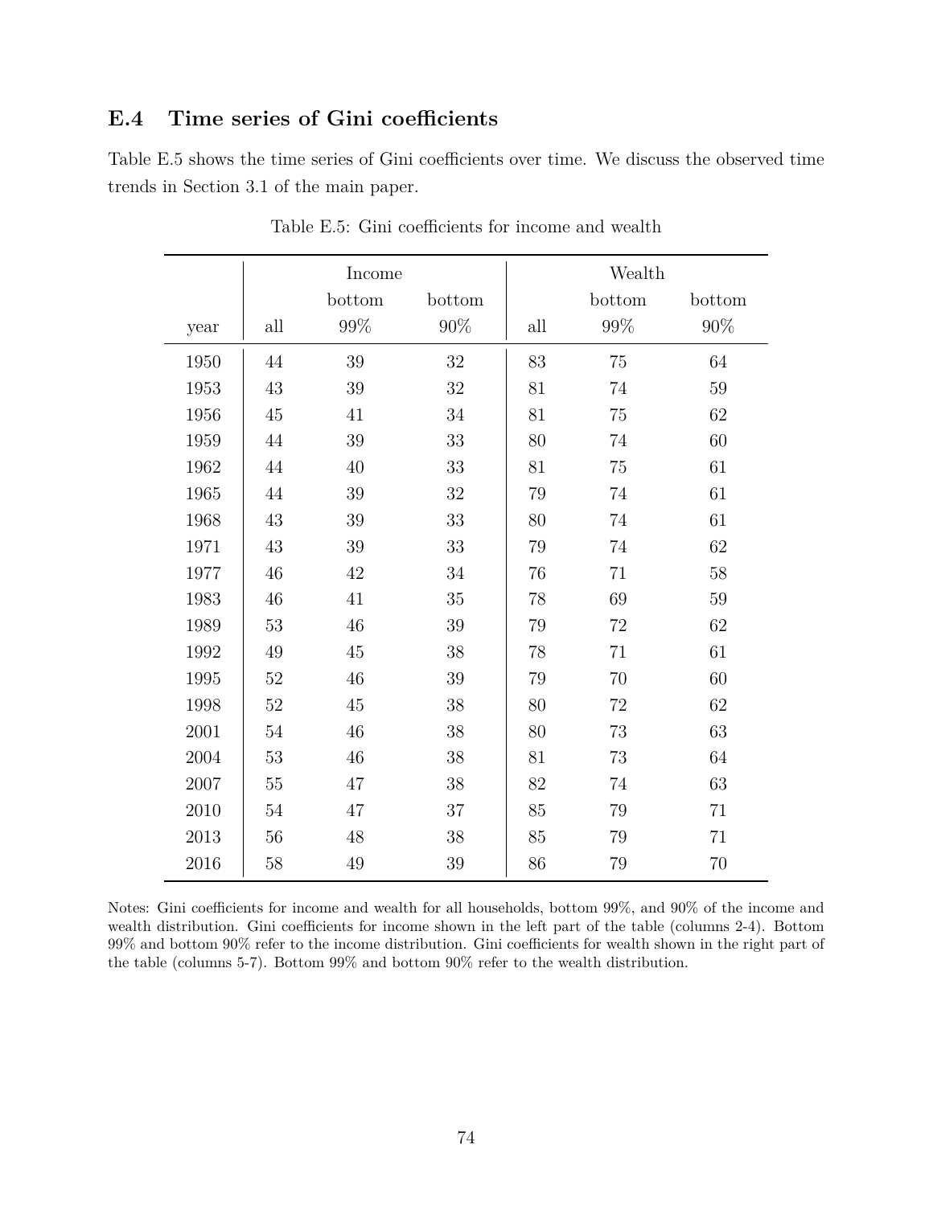## E.4 Time series of Gini coefficients

Table E.5 shows the time series of Gini coefficients over time. We discuss the observed time trends in Section 3.1 of the main paper.

Table E.5: Gini coefficients for income and wealth

| | Income | | | Wealth | | |
|---|---|---|---|---|---|---|
| year | all | bottom 99% | bottom 90% | all | bottom 99% | bottom 90% |
| 1950 | 44 | 39 | 32 | 83 | 75 | 64 |
| 1953 | 43 | 39 | 32 | 81 | 74 | 59 |
| 1956 | 45 | 41 | 34 | 81 | 75 | 62 |
| 1959 | 44 | 39 | 33 | 80 | 74 | 60 |
| 1962 | 44 | 40 | 33 | 81 | 75 | 61 |
| 1965 | 44 | 39 | 32 | 79 | 74 | 61 |
| 1968 | 43 | 39 | 33 | 80 | 74 | 61 |
| 1971 | 43 | 39 | 33 | 79 | 74 | 62 |
| 1977 | 46 | 42 | 34 | 76 | 71 | 58 |
| 1983 | 46 | 41 | 35 | 78 | 69 | 59 |
| 1989 | 53 | 46 | 39 | 79 | 72 | 62 |
| 1992 | 49 | 45 | 38 | 78 | 71 | 61 |
| 1995 | 52 | 46 | 39 | 79 | 70 | 60 |
| 1998 | 52 | 45 | 38 | 80 | 72 | 62 |
| 2001 | 54 | 46 | 38 | 80 | 73 | 63 |
| 2004 | 53 | 46 | 38 | 81 | 73 | 64 |
| 2007 | 55 | 47 | 38 | 82 | 74 | 63 |
| 2010 | 54 | 47 | 37 | 85 | 79 | 71 |
| 2013 | 56 | 48 | 38 | 85 | 79 | 71 |
| 2016 | 58 | 49 | 39 | 86 | 79 | 70 |

Notes: Gini coefficients for income and wealth for all households, bottom 99%, and 90% of the income and wealth distribution. Gini coefficients for income shown in the left part of the table (columns 2-4). Bottom 99% and bottom 90% refer to the income distribution. Gini coefficients for wealth shown in the right part of the table (columns 5-7). Bottom 99% and bottom 90% refer to the wealth distribution.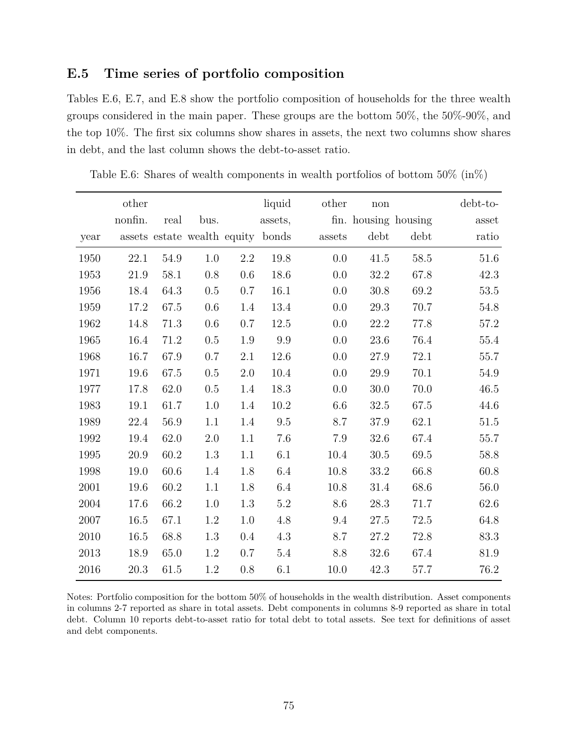## E.5 Time series of portfolio composition

Tables E.6, E.7, and E.8 show the portfolio composition of households for the three wealth groups considered in the main paper. These groups are the bottom 50%, the 50%-90%, and the top 10%. The first six columns show shares in assets, the next two columns show shares in debt, and the last column shows the debt-to-asset ratio.

Table E.6: Shares of wealth components in wealth portfolios of bottom 50% (in%)

| year | other nonfin. assets | real estate | bus. wealth | equity | liquid assets, bonds | other fin. assets | non housing debt | housing debt | debt-to-asset ratio |
|---|---|---|---|---|---|---|---|---|---|
| 1950 | 22.1 | 54.9 | 1.0 | 2.2 | 19.8 | 0.0 | 41.5 | 58.5 | 51.6 |
| 1953 | 21.9 | 58.1 | 0.8 | 0.6 | 18.6 | 0.0 | 32.2 | 67.8 | 42.3 |
| 1956 | 18.4 | 64.3 | 0.5 | 0.7 | 16.1 | 0.0 | 30.8 | 69.2 | 53.5 |
| 1959 | 17.2 | 67.5 | 0.6 | 1.4 | 13.4 | 0.0 | 29.3 | 70.7 | 54.8 |
| 1962 | 14.8 | 71.3 | 0.6 | 0.7 | 12.5 | 0.0 | 22.2 | 77.8 | 57.2 |
| 1965 | 16.4 | 71.2 | 0.5 | 1.9 | 9.9 | 0.0 | 23.6 | 76.4 | 55.4 |
| 1968 | 16.7 | 67.9 | 0.7 | 2.1 | 12.6 | 0.0 | 27.9 | 72.1 | 55.7 |
| 1971 | 19.6 | 67.5 | 0.5 | 2.0 | 10.4 | 0.0 | 29.9 | 70.1 | 54.9 |
| 1977 | 17.8 | 62.0 | 0.5 | 1.4 | 18.3 | 0.0 | 30.0 | 70.0 | 46.5 |
| 1983 | 19.1 | 61.7 | 1.0 | 1.4 | 10.2 | 6.6 | 32.5 | 67.5 | 44.6 |
| 1989 | 22.4 | 56.9 | 1.1 | 1.4 | 9.5 | 8.7 | 37.9 | 62.1 | 51.5 |
| 1992 | 19.4 | 62.0 | 2.0 | 1.1 | 7.6 | 7.9 | 32.6 | 67.4 | 55.7 |
| 1995 | 20.9 | 60.2 | 1.3 | 1.1 | 6.1 | 10.4 | 30.5 | 69.5 | 58.8 |
| 1998 | 19.0 | 60.6 | 1.4 | 1.8 | 6.4 | 10.8 | 33.2 | 66.8 | 60.8 |
| 2001 | 19.6 | 60.2 | 1.1 | 1.8 | 6.4 | 10.8 | 31.4 | 68.6 | 56.0 |
| 2004 | 17.6 | 66.2 | 1.0 | 1.3 | 5.2 | 8.6 | 28.3 | 71.7 | 62.6 |
| 2007 | 16.5 | 67.1 | 1.2 | 1.0 | 4.8 | 9.4 | 27.5 | 72.5 | 64.8 |
| 2010 | 16.5 | 68.8 | 1.3 | 0.4 | 4.3 | 8.7 | 27.2 | 72.8 | 83.3 |
| 2013 | 18.9 | 65.0 | 1.2 | 0.7 | 5.4 | 8.8 | 32.6 | 67.4 | 81.9 |
| 2016 | 20.3 | 61.5 | 1.2 | 0.8 | 6.1 | 10.0 | 42.3 | 57.7 | 76.2 |

Notes: Portfolio composition for the bottom 50% of households in the wealth distribution. Asset components in columns 2-7 reported as share in total assets. Debt components in columns 8-9 reported as share in total debt. Column 10 reports debt-to-asset ratio for total debt to total assets. See text for definitions of asset and debt components.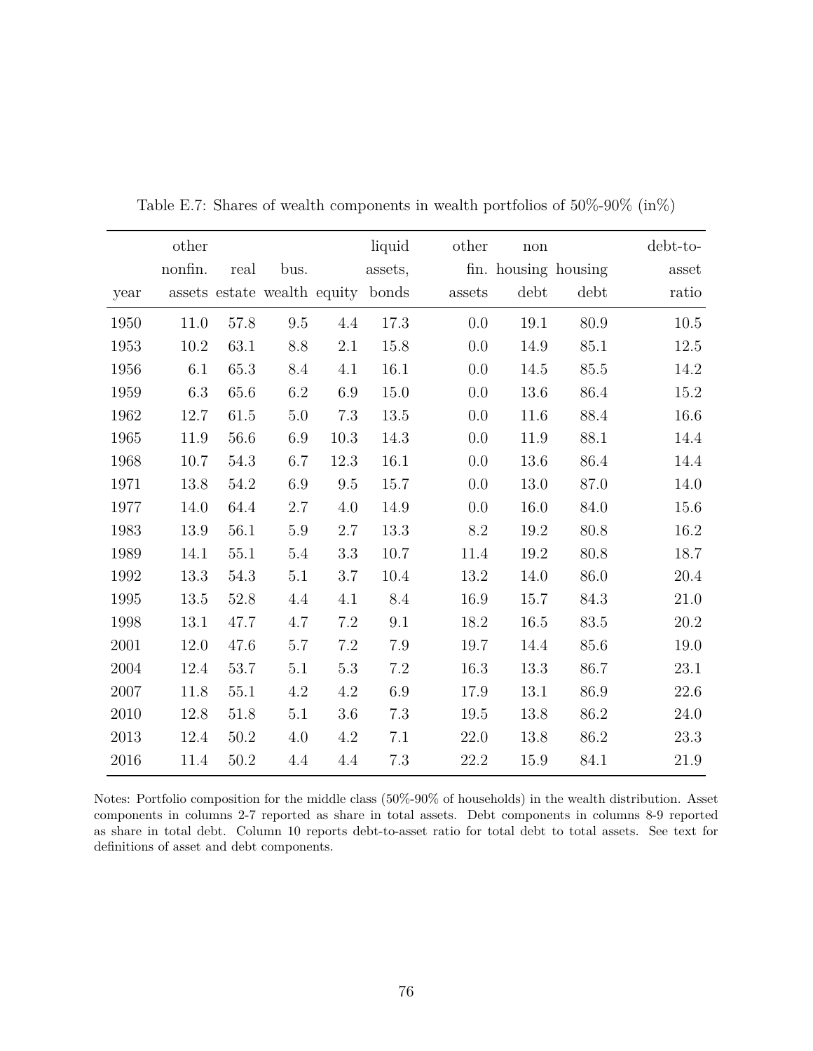Table E.7: Shares of wealth components in wealth portfolios of 50%-90% (in%)

| year | other nonfin. assets | real estate | bus. wealth | equity | liquid assets, bonds | other fin. assets | non housing debt | housing debt | debt-to-asset ratio |
|---|---|---|---|---|---|---|---|---|---|
| 1950 | 11.0 | 57.8 | 9.5 | 4.4 | 17.3 | 0.0 | 19.1 | 80.9 | 10.5 |
| 1953 | 10.2 | 63.1 | 8.8 | 2.1 | 15.8 | 0.0 | 14.9 | 85.1 | 12.5 |
| 1956 | 6.1 | 65.3 | 8.4 | 4.1 | 16.1 | 0.0 | 14.5 | 85.5 | 14.2 |
| 1959 | 6.3 | 65.6 | 6.2 | 6.9 | 15.0 | 0.0 | 13.6 | 86.4 | 15.2 |
| 1962 | 12.7 | 61.5 | 5.0 | 7.3 | 13.5 | 0.0 | 11.6 | 88.4 | 16.6 |
| 1965 | 11.9 | 56.6 | 6.9 | 10.3 | 14.3 | 0.0 | 11.9 | 88.1 | 14.4 |
| 1968 | 10.7 | 54.3 | 6.7 | 12.3 | 16.1 | 0.0 | 13.6 | 86.4 | 14.4 |
| 1971 | 13.8 | 54.2 | 6.9 | 9.5 | 15.7 | 0.0 | 13.0 | 87.0 | 14.0 |
| 1977 | 14.0 | 64.4 | 2.7 | 4.0 | 14.9 | 0.0 | 16.0 | 84.0 | 15.6 |
| 1983 | 13.9 | 56.1 | 5.9 | 2.7 | 13.3 | 8.2 | 19.2 | 80.8 | 16.2 |
| 1989 | 14.1 | 55.1 | 5.4 | 3.3 | 10.7 | 11.4 | 19.2 | 80.8 | 18.7 |
| 1992 | 13.3 | 54.3 | 5.1 | 3.7 | 10.4 | 13.2 | 14.0 | 86.0 | 20.4 |
| 1995 | 13.5 | 52.8 | 4.4 | 4.1 | 8.4 | 16.9 | 15.7 | 84.3 | 21.0 |
| 1998 | 13.1 | 47.7 | 4.7 | 7.2 | 9.1 | 18.2 | 16.5 | 83.5 | 20.2 |
| 2001 | 12.0 | 47.6 | 5.7 | 7.2 | 7.9 | 19.7 | 14.4 | 85.6 | 19.0 |
| 2004 | 12.4 | 53.7 | 5.1 | 5.3 | 7.2 | 16.3 | 13.3 | 86.7 | 23.1 |
| 2007 | 11.8 | 55.1 | 4.2 | 4.2 | 6.9 | 17.9 | 13.1 | 86.9 | 22.6 |
| 2010 | 12.8 | 51.8 | 5.1 | 3.6 | 7.3 | 19.5 | 13.8 | 86.2 | 24.0 |
| 2013 | 12.4 | 50.2 | 4.0 | 4.2 | 7.1 | 22.0 | 13.8 | 86.2 | 23.3 |
| 2016 | 11.4 | 50.2 | 4.4 | 4.4 | 7.3 | 22.2 | 15.9 | 84.1 | 21.9 |

Notes: Portfolio composition for the middle class (50%-90% of households) in the wealth distribution. Asset components in columns 2-7 reported as share in total assets. Debt components in columns 8-9 reported as share in total debt. Column 10 reports debt-to-asset ratio for total debt to total assets. See text for definitions of asset and debt components.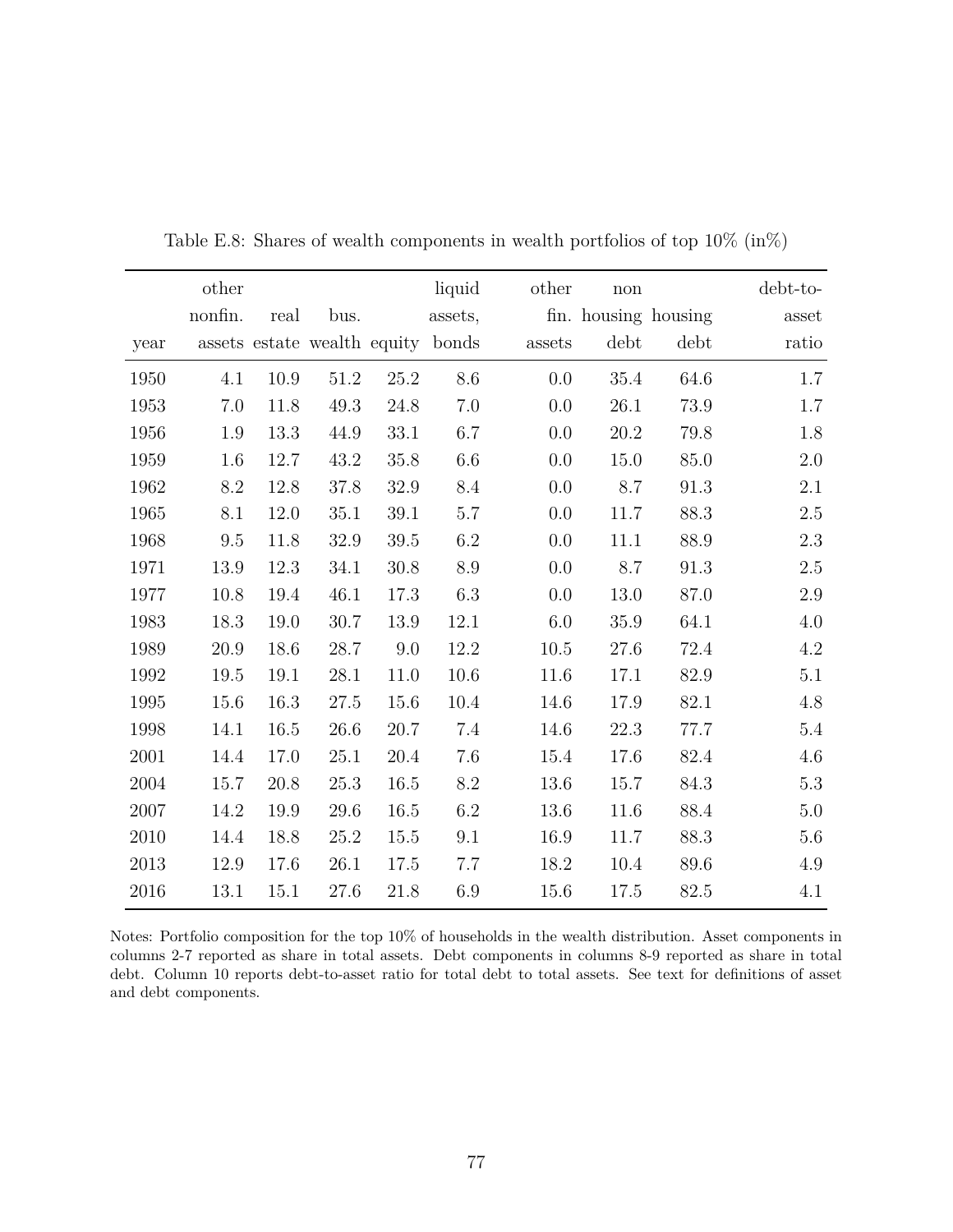Table E.8: Shares of wealth components in wealth portfolios of top 10% (in%)

| year | other nonfin. assets | real estate | bus. wealth | equity | liquid assets, bonds | other assets | non fin. housing debt | housing debt | debt-to-asset ratio |
|---|---|---|---|---|---|---|---|---|---|
| 1950 | 4.1 | 10.9 | 51.2 | 25.2 | 8.6 | 0.0 | 35.4 | 64.6 | 1.7 |
| 1953 | 7.0 | 11.8 | 49.3 | 24.8 | 7.0 | 0.0 | 26.1 | 73.9 | 1.7 |
| 1956 | 1.9 | 13.3 | 44.9 | 33.1 | 6.7 | 0.0 | 20.2 | 79.8 | 1.8 |
| 1959 | 1.6 | 12.7 | 43.2 | 35.8 | 6.6 | 0.0 | 15.0 | 85.0 | 2.0 |
| 1962 | 8.2 | 12.8 | 37.8 | 32.9 | 8.4 | 0.0 | 8.7 | 91.3 | 2.1 |
| 1965 | 8.1 | 12.0 | 35.1 | 39.1 | 5.7 | 0.0 | 11.7 | 88.3 | 2.5 |
| 1968 | 9.5 | 11.8 | 32.9 | 39.5 | 6.2 | 0.0 | 11.1 | 88.9 | 2.3 |
| 1971 | 13.9 | 12.3 | 34.1 | 30.8 | 8.9 | 0.0 | 8.7 | 91.3 | 2.5 |
| 1977 | 10.8 | 19.4 | 46.1 | 17.3 | 6.3 | 0.0 | 13.0 | 87.0 | 2.9 |
| 1983 | 18.3 | 19.0 | 30.7 | 13.9 | 12.1 | 6.0 | 35.9 | 64.1 | 4.0 |
| 1989 | 20.9 | 18.6 | 28.7 | 9.0 | 12.2 | 10.5 | 27.6 | 72.4 | 4.2 |
| 1992 | 19.5 | 19.1 | 28.1 | 11.0 | 10.6 | 11.6 | 17.1 | 82.9 | 5.1 |
| 1995 | 15.6 | 16.3 | 27.5 | 15.6 | 10.4 | 14.6 | 17.9 | 82.1 | 4.8 |
| 1998 | 14.1 | 16.5 | 26.6 | 20.7 | 7.4 | 14.6 | 22.3 | 77.7 | 5.4 |
| 2001 | 14.4 | 17.0 | 25.1 | 20.4 | 7.6 | 15.4 | 17.6 | 82.4 | 4.6 |
| 2004 | 15.7 | 20.8 | 25.3 | 16.5 | 8.2 | 13.6 | 15.7 | 84.3 | 5.3 |
| 2007 | 14.2 | 19.9 | 29.6 | 16.5 | 6.2 | 13.6 | 11.6 | 88.4 | 5.0 |
| 2010 | 14.4 | 18.8 | 25.2 | 15.5 | 9.1 | 16.9 | 11.7 | 88.3 | 5.6 |
| 2013 | 12.9 | 17.6 | 26.1 | 17.5 | 7.7 | 18.2 | 10.4 | 89.6 | 4.9 |
| 2016 | 13.1 | 15.1 | 27.6 | 21.8 | 6.9 | 15.6 | 17.5 | 82.5 | 4.1 |

Notes: Portfolio composition for the top 10% of households in the wealth distribution. Asset components in columns 2-7 reported as share in total assets. Debt components in columns 8-9 reported as share in total debt. Column 10 reports debt-to-asset ratio for total debt to total assets. See text for definitions of asset and debt components.